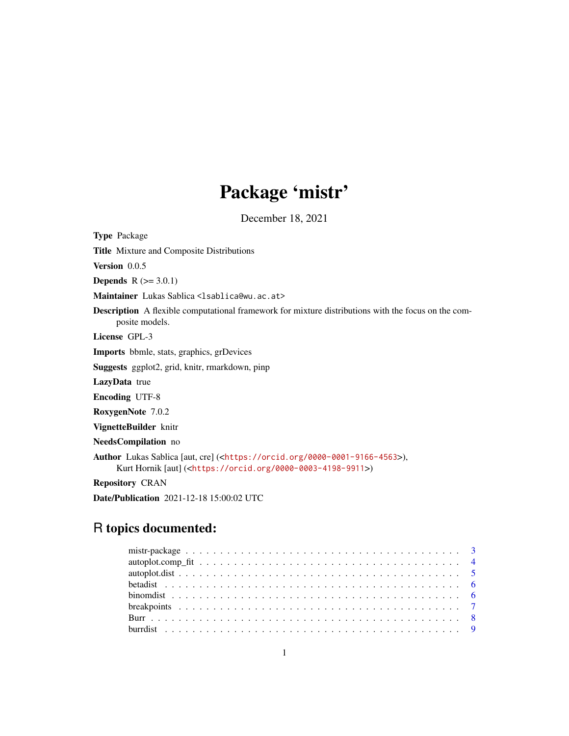# Package 'mistr'

December 18, 2021

**Type** Package

**Title** Mixture and Composite Distributions

**Version** 0.0.5

**Depends** R (>= 3.0.1)

**Maintainer** Lukas Sablica <lsablica@wu.ac.at>

**Description** A flexible computational framework for mixture distributions with the focus on the composite models.

**License** GPL-3

**Imports** bbmle, stats, graphics, grDevices

**Suggests** ggplot2, grid, knitr, rmarkdown, pinp

**LazyData** true

**Encoding** UTF-8

**RoxygenNote** 7.0.2

**VignetteBuilder** knitr

**NeedsCompilation** no

**Author** Lukas Sablica [aut, cre] (<https://orcid.org/0000-0001-9166-4563>), Kurt Hornik [aut] (<https://orcid.org/0000-0003-4198-9911>)

**Repository** CRAN

**Date/Publication** 2021-12-18 15:00:02 UTC

## R topics documented:

- mistr-package . . . . . . . . . . 3
- autoplot.comp_fit . . . . . . . . . . 4
- autoplot.dist . . . . . . . . . . 5
- betadist . . . . . . . . . . 6
- binomdist . . . . . . . . . . 6
- breakpoints . . . . . . . . . . 7
- Burr . . . . . . . . . . 8
- burrdist . . . . . . . . . . 9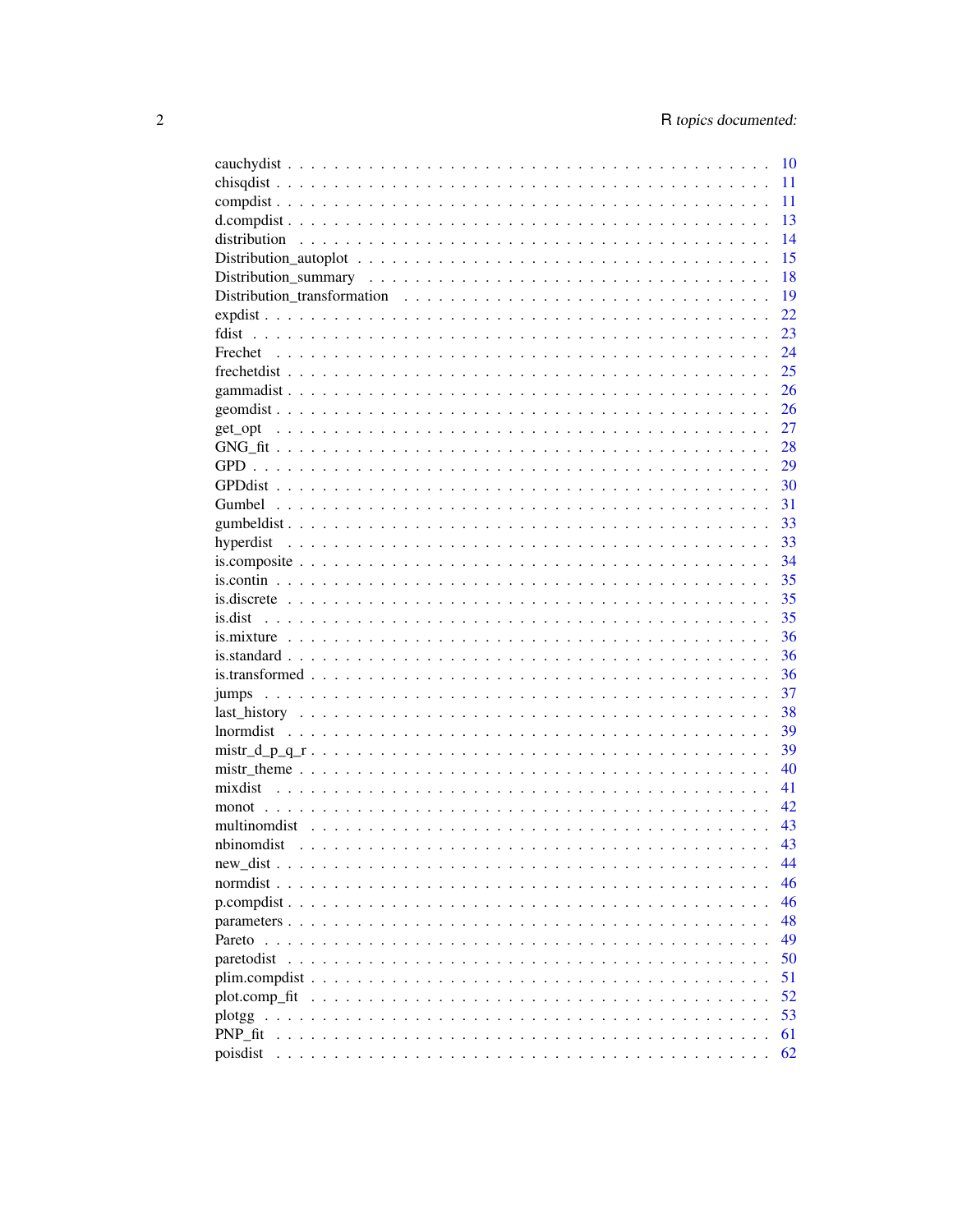cauchydist . . . . . . . . . . . . . . . . . . . . . . . . . . . . . . . . . . . . . . . 10
chisqdist . . . . . . . . . . . . . . . . . . . . . . . . . . . . . . . . . . . . . . . . 11
compdist . . . . . . . . . . . . . . . . . . . . . . . . . . . . . . . . . . . . . . . . 11
d.compdist . . . . . . . . . . . . . . . . . . . . . . . . . . . . . . . . . . . . . . . 13
distribution . . . . . . . . . . . . . . . . . . . . . . . . . . . . . . . . . . . . . . 14
Distribution_autoplot . . . . . . . . . . . . . . . . . . . . . . . . . . . . . . . . . 15
Distribution_summary . . . . . . . . . . . . . . . . . . . . . . . . . . . . . . . . . 18
Distribution_transformation . . . . . . . . . . . . . . . . . . . . . . . . . . . . . . 19
expdist . . . . . . . . . . . . . . . . . . . . . . . . . . . . . . . . . . . . . . . . 22
fdist . . . . . . . . . . . . . . . . . . . . . . . . . . . . . . . . . . . . . . . . . 23
Frechet . . . . . . . . . . . . . . . . . . . . . . . . . . . . . . . . . . . . . . . . 24
frechetdist . . . . . . . . . . . . . . . . . . . . . . . . . . . . . . . . . . . . . . 25
gammadist . . . . . . . . . . . . . . . . . . . . . . . . . . . . . . . . . . . . . . . 26
geomdist . . . . . . . . . . . . . . . . . . . . . . . . . . . . . . . . . . . . . . . 26
get_opt . . . . . . . . . . . . . . . . . . . . . . . . . . . . . . . . . . . . . . . . 27
GNG_fit . . . . . . . . . . . . . . . . . . . . . . . . . . . . . . . . . . . . . . . . 28
GPD . . . . . . . . . . . . . . . . . . . . . . . . . . . . . . . . . . . . . . . . . . 29
GPDdist . . . . . . . . . . . . . . . . . . . . . . . . . . . . . . . . . . . . . . . . 30
Gumbel . . . . . . . . . . . . . . . . . . . . . . . . . . . . . . . . . . . . . . . . 31
gumbeldist . . . . . . . . . . . . . . . . . . . . . . . . . . . . . . . . . . . . . . 33
hyperdist . . . . . . . . . . . . . . . . . . . . . . . . . . . . . . . . . . . . . . . 33
is.composite . . . . . . . . . . . . . . . . . . . . . . . . . . . . . . . . . . . . . 34
is.contin . . . . . . . . . . . . . . . . . . . . . . . . . . . . . . . . . . . . . . . 35
is.discrete . . . . . . . . . . . . . . . . . . . . . . . . . . . . . . . . . . . . . . 35
is.dist . . . . . . . . . . . . . . . . . . . . . . . . . . . . . . . . . . . . . . . . 35
is.mixture . . . . . . . . . . . . . . . . . . . . . . . . . . . . . . . . . . . . . . 36
is.standard . . . . . . . . . . . . . . . . . . . . . . . . . . . . . . . . . . . . . . 36
is.transformed . . . . . . . . . . . . . . . . . . . . . . . . . . . . . . . . . . . . 36
jumps . . . . . . . . . . . . . . . . . . . . . . . . . . . . . . . . . . . . . . . . . 37
last_history . . . . . . . . . . . . . . . . . . . . . . . . . . . . . . . . . . . . . 38
lnormdist . . . . . . . . . . . . . . . . . . . . . . . . . . . . . . . . . . . . . . . 39
mistr_d_p_q_r . . . . . . . . . . . . . . . . . . . . . . . . . . . . . . . . . . . . 39
mistr_theme . . . . . . . . . . . . . . . . . . . . . . . . . . . . . . . . . . . . . 40
mixdist . . . . . . . . . . . . . . . . . . . . . . . . . . . . . . . . . . . . . . . . 41
monot . . . . . . . . . . . . . . . . . . . . . . . . . . . . . . . . . . . . . . . . . 42
multinomdist . . . . . . . . . . . . . . . . . . . . . . . . . . . . . . . . . . . . . 43
nbinomdist . . . . . . . . . . . . . . . . . . . . . . . . . . . . . . . . . . . . . . 43
new_dist . . . . . . . . . . . . . . . . . . . . . . . . . . . . . . . . . . . . . . . 44
normdist . . . . . . . . . . . . . . . . . . . . . . . . . . . . . . . . . . . . . . . 46
p.compdist . . . . . . . . . . . . . . . . . . . . . . . . . . . . . . . . . . . . . . 46
parameters . . . . . . . . . . . . . . . . . . . . . . . . . . . . . . . . . . . . . . 48
Pareto . . . . . . . . . . . . . . . . . . . . . . . . . . . . . . . . . . . . . . . . . 49
paretodist . . . . . . . . . . . . . . . . . . . . . . . . . . . . . . . . . . . . . . . 50
plim.compdist . . . . . . . . . . . . . . . . . . . . . . . . . . . . . . . . . . . . . 51
plot.comp_fit . . . . . . . . . . . . . . . . . . . . . . . . . . . . . . . . . . . . . 52
plotgg . . . . . . . . . . . . . . . . . . . . . . . . . . . . . . . . . . . . . . . . . 53
PNP_fit . . . . . . . . . . . . . . . . . . . . . . . . . . . . . . . . . . . . . . . . 61
poisdist . . . . . . . . . . . . . . . . . . . . . . . . . . . . . . . . . . . . . . . . 62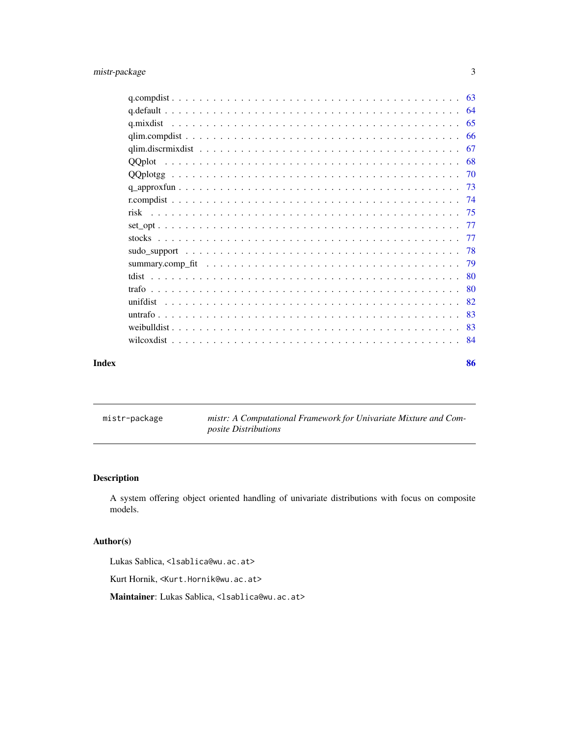q.compdist . . . . . . . . . . . . . . . . . . . . . . . . . . . . . . . . . . . . . . . 63
q.default . . . . . . . . . . . . . . . . . . . . . . . . . . . . . . . . . . . . . . . . 64
q.mixdist . . . . . . . . . . . . . . . . . . . . . . . . . . . . . . . . . . . . . . . . 65
qlim.compdist . . . . . . . . . . . . . . . . . . . . . . . . . . . . . . . . . . . . . . 66
qlim.discrmixdist . . . . . . . . . . . . . . . . . . . . . . . . . . . . . . . . . . . . 67
QQplot . . . . . . . . . . . . . . . . . . . . . . . . . . . . . . . . . . . . . . . . . 68
QQplotgg . . . . . . . . . . . . . . . . . . . . . . . . . . . . . . . . . . . . . . . . 70
q_approxfun . . . . . . . . . . . . . . . . . . . . . . . . . . . . . . . . . . . . . . . 73
r.compdist . . . . . . . . . . . . . . . . . . . . . . . . . . . . . . . . . . . . . . . 74
risk . . . . . . . . . . . . . . . . . . . . . . . . . . . . . . . . . . . . . . . . . . 75
set_opt . . . . . . . . . . . . . . . . . . . . . . . . . . . . . . . . . . . . . . . . . 77
stocks . . . . . . . . . . . . . . . . . . . . . . . . . . . . . . . . . . . . . . . . . 77
sudo_support . . . . . . . . . . . . . . . . . . . . . . . . . . . . . . . . . . . . . . 78
summary.comp_fit . . . . . . . . . . . . . . . . . . . . . . . . . . . . . . . . . . . . 79
tdist . . . . . . . . . . . . . . . . . . . . . . . . . . . . . . . . . . . . . . . . . . 80
trafo . . . . . . . . . . . . . . . . . . . . . . . . . . . . . . . . . . . . . . . . . . 80
unifdist . . . . . . . . . . . . . . . . . . . . . . . . . . . . . . . . . . . . . . . . . 82
untrafo . . . . . . . . . . . . . . . . . . . . . . . . . . . . . . . . . . . . . . . . . 83
weibulldist . . . . . . . . . . . . . . . . . . . . . . . . . . . . . . . . . . . . . . . 83
wilcoxdist . . . . . . . . . . . . . . . . . . . . . . . . . . . . . . . . . . . . . . . . 84

**Index** **86**

---

`mistr-package` *mistr: A Computational Framework for Univariate Mixture and Composite Distributions*

---

## Description

A system offering object oriented handling of univariate distributions with focus on composite models.

## Author(s)

Lukas Sablica, `<lsablica@wu.ac.at>`

Kurt Hornik, `<Kurt.Hornik@wu.ac.at>`

**Maintainer**: Lukas Sablica, `<lsablica@wu.ac.at>`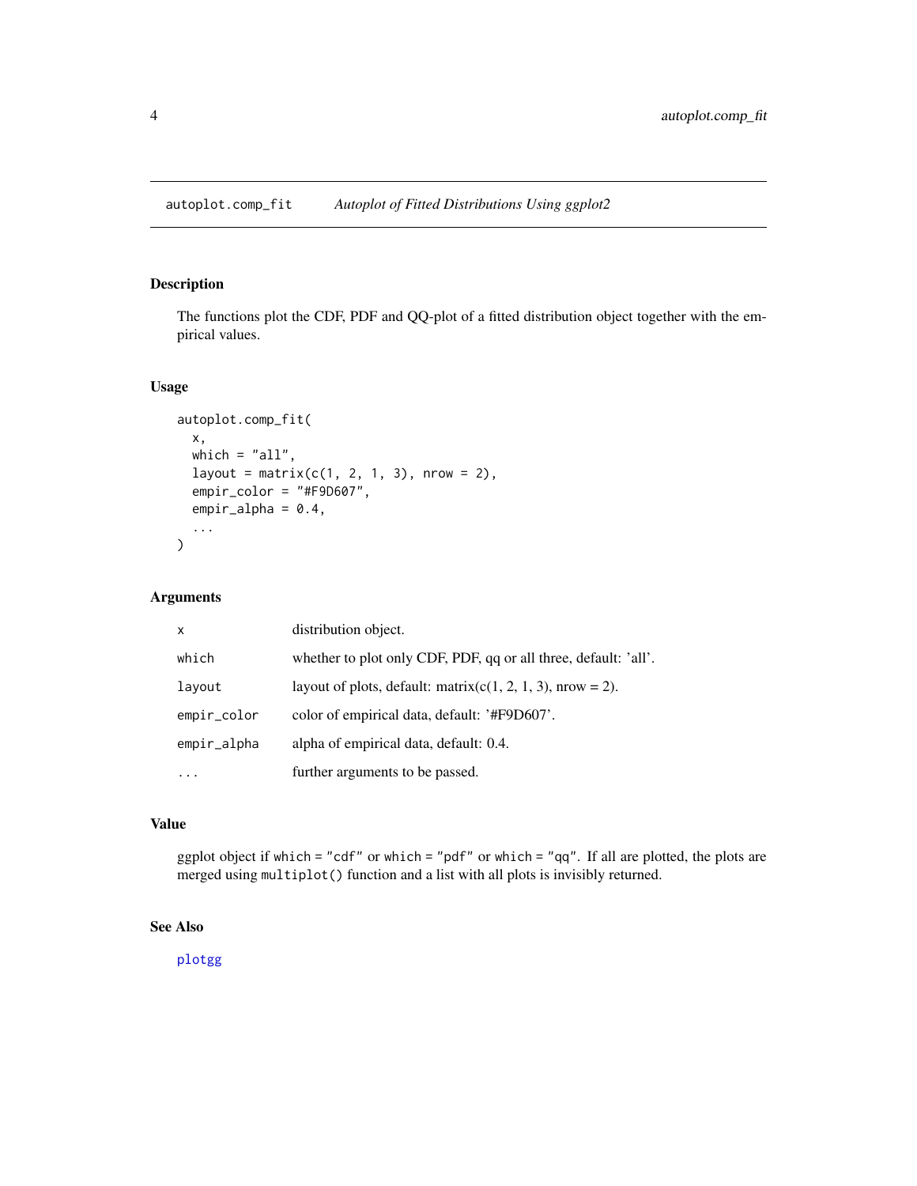## autoplot.comp_fit *Autoplot of Fitted Distributions Using ggplot2*

### Description

The functions plot the CDF, PDF and QQ-plot of a fitted distribution object together with the empirical values.

### Usage

```
autoplot.comp_fit(
  x,
  which = "all",
  layout = matrix(c(1, 2, 1, 3), nrow = 2),
  empir_color = "#F9D607",
  empir_alpha = 0.4,
  ...
)
```

### Arguments

| | |
|---|---|
| `x` | distribution object. |
| `which` | whether to plot only CDF, PDF, qq or all three, default: 'all'. |
| `layout` | layout of plots, default: matrix(c(1, 2, 1, 3), nrow = 2). |
| `empir_color` | color of empirical data, default: '#F9D607'. |
| `empir_alpha` | alpha of empirical data, default: 0.4. |
| `...` | further arguments to be passed. |

### Value

ggplot object if `which = "cdf"` or `which = "pdf"` or `which = "qq"`. If all are plotted, the plots are merged using `multiplot()` function and a list with all plots is invisibly returned.

### See Also

plotgg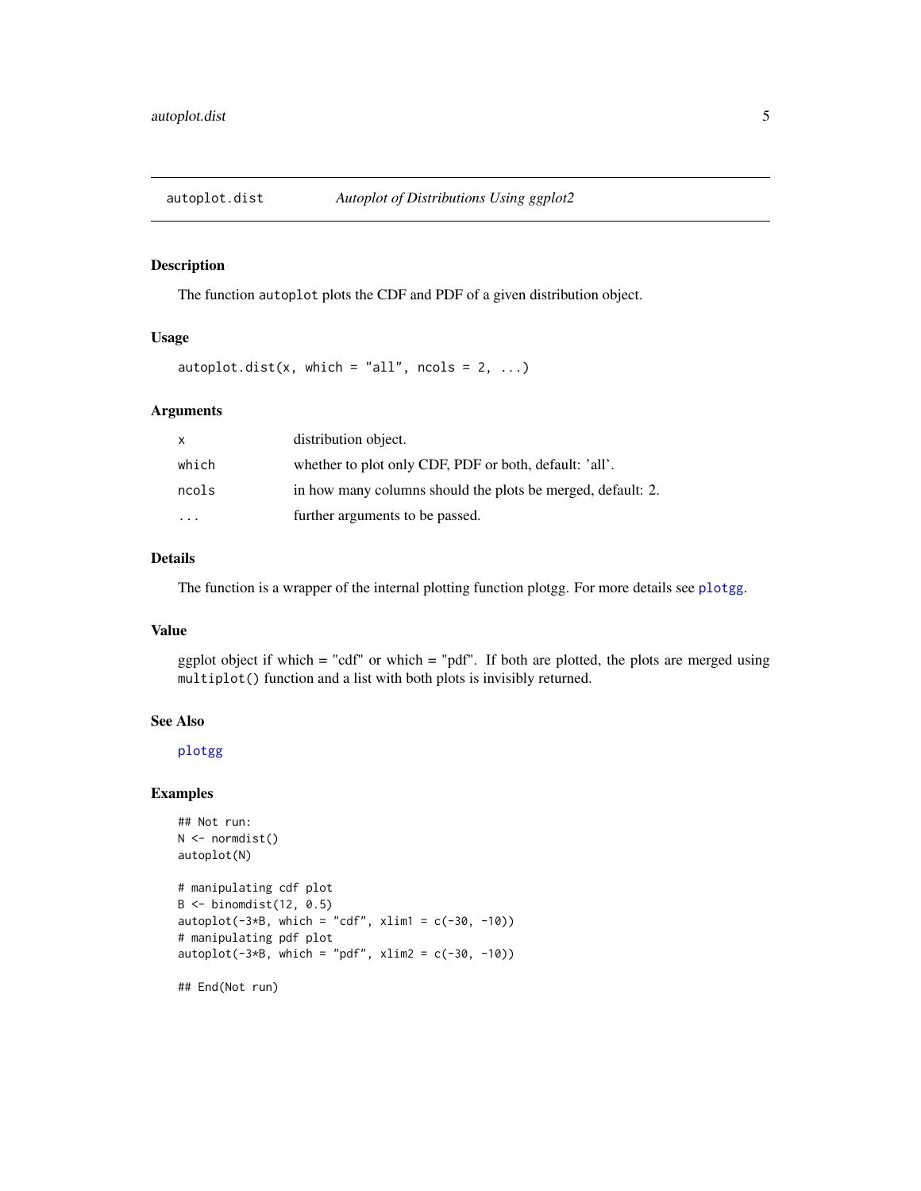## autoplot.dist — *Autoplot of Distributions Using ggplot2*

### Description

The function `autoplot` plots the CDF and PDF of a given distribution object.

### Usage

```
autoplot.dist(x, which = "all", ncols = 2, ...)
```

### Arguments

| | |
|---|---|
| `x` | distribution object. |
| `which` | whether to plot only CDF, PDF or both, default: 'all'. |
| `ncols` | in how many columns should the plots be merged, default: 2. |
| `...` | further arguments to be passed. |

### Details

The function is a wrapper of the internal plotting function plotgg. For more details see `plotgg`.

### Value

ggplot object if which = "cdf" or which = "pdf". If both are plotted, the plots are merged using `multiplot()` function and a list with both plots is invisibly returned.

### See Also

`plotgg`

### Examples

```
## Not run:
N <- normdist()
autoplot(N)

# manipulating cdf plot
B <- binomdist(12, 0.5)
autoplot(-3*B, which = "cdf", xlim1 = c(-30, -10))
# manipulating pdf plot
autoplot(-3*B, which = "pdf", xlim2 = c(-30, -10))

## End(Not run)
```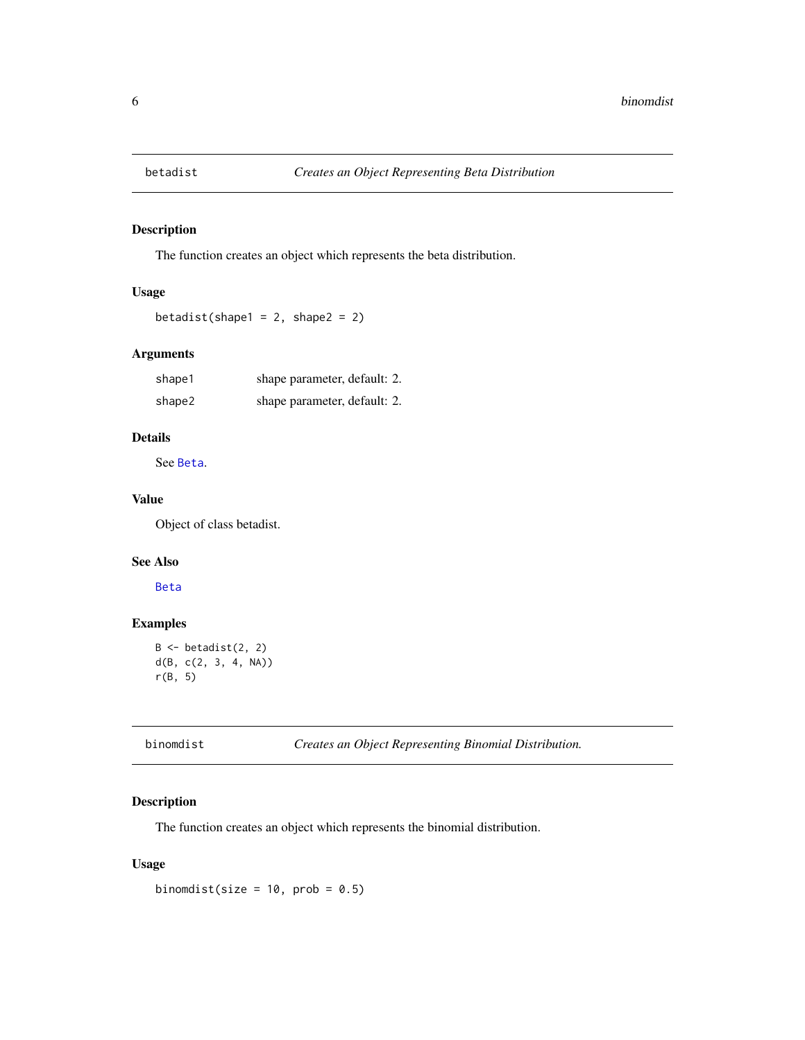## betadist — *Creates an Object Representing Beta Distribution*

### Description

The function creates an object which represents the beta distribution.

### Usage

```
betadist(shape1 = 2, shape2 = 2)
```

### Arguments

| | |
|---|---|
| shape1 | shape parameter, default: 2. |
| shape2 | shape parameter, default: 2. |

### Details

See Beta.

### Value

Object of class betadist.

### See Also

Beta

### Examples

```
B <- betadist(2, 2)
d(B, c(2, 3, 4, NA))
r(B, 5)
```

## binomdist — *Creates an Object Representing Binomial Distribution.*

### Description

The function creates an object which represents the binomial distribution.

### Usage

```
binomdist(size = 10, prob = 0.5)
```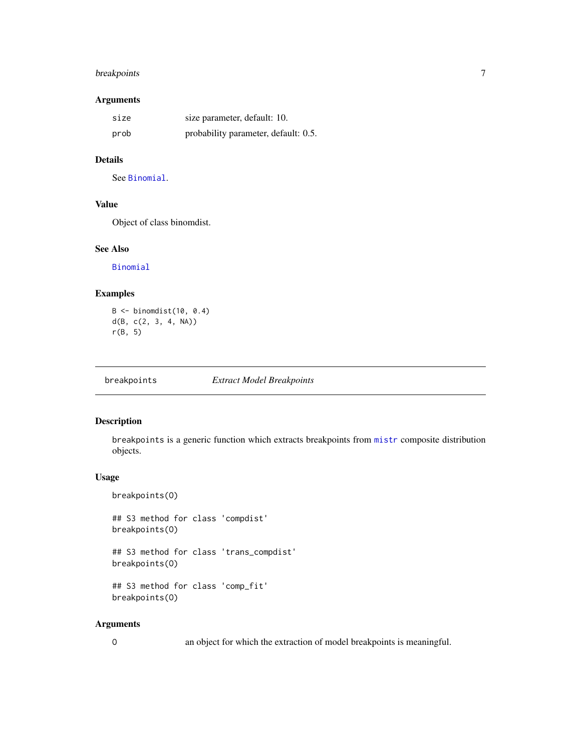### Arguments

| | |
|---|---|
| `size` | size parameter, default: 10. |
| `prob` | probability parameter, default: 0.5. |

### Details

See Binomial.

### Value

Object of class binomdist.

### See Also

Binomial

### Examples

```
B <- binomdist(10, 0.4)
d(B, c(2, 3, 4, NA))
r(B, 5)
```

---

## breakpoints — *Extract Model Breakpoints*

---

### Description

`breakpoints` is a generic function which extracts breakpoints from mistr composite distribution objects.

### Usage

```
breakpoints(O)

## S3 method for class 'compdist'
breakpoints(O)

## S3 method for class 'trans_compdist'
breakpoints(O)

## S3 method for class 'comp_fit'
breakpoints(O)
```

### Arguments

| | |
|---|---|
| `O` | an object for which the extraction of model breakpoints is meaningful. |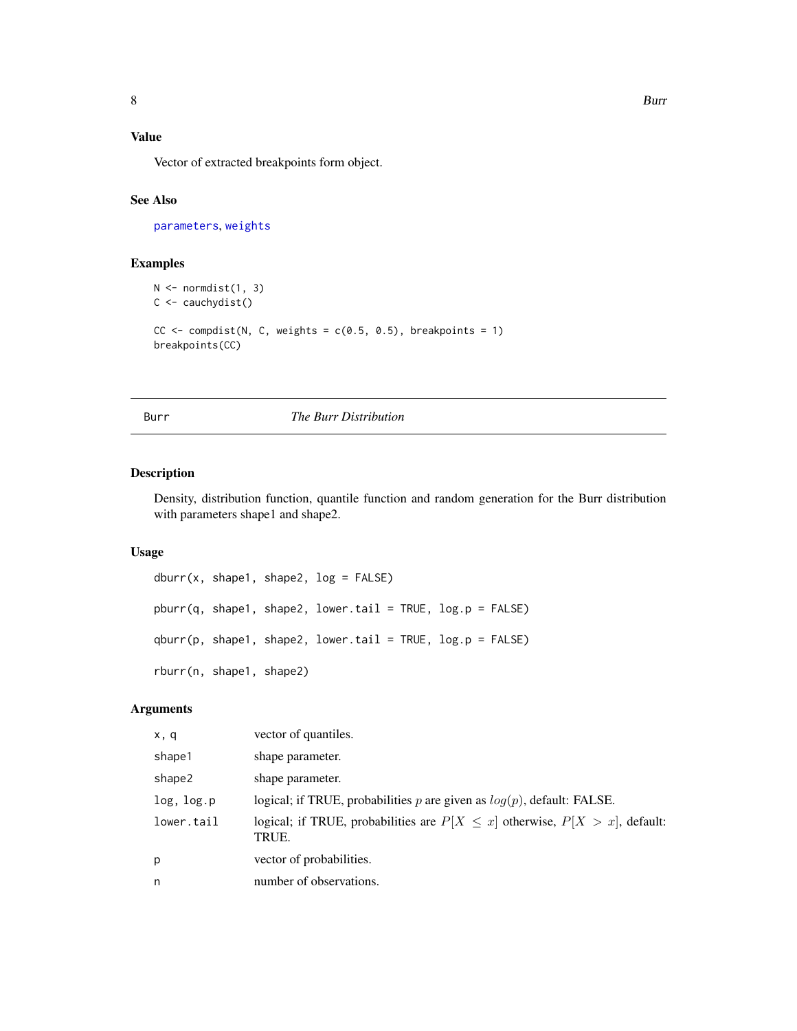### Value

Vector of extracted breakpoints form object.

### See Also

parameters, weights

### Examples

```
N <- normdist(1, 3)
C <- cauchydist()

CC <- compdist(N, C, weights = c(0.5, 0.5), breakpoints = 1)
breakpoints(CC)
```

---

## Burr — *The Burr Distribution*

### Description

Density, distribution function, quantile function and random generation for the Burr distribution with parameters shape1 and shape2.

### Usage

```
dburr(x, shape1, shape2, log = FALSE)

pburr(q, shape1, shape2, lower.tail = TRUE, log.p = FALSE)

qburr(p, shape1, shape2, lower.tail = TRUE, log.p = FALSE)

rburr(n, shape1, shape2)
```

### Arguments

| | |
|---|---|
| x, q | vector of quantiles. |
| shape1 | shape parameter. |
| shape2 | shape parameter. |
| log, log.p | logical; if TRUE, probabilities $p$ are given as $log(p)$, default: FALSE. |
| lower.tail | logical; if TRUE, probabilities are $P[X \leq x]$ otherwise, $P[X > x]$, default: TRUE. |
| p | vector of probabilities. |
| n | number of observations. |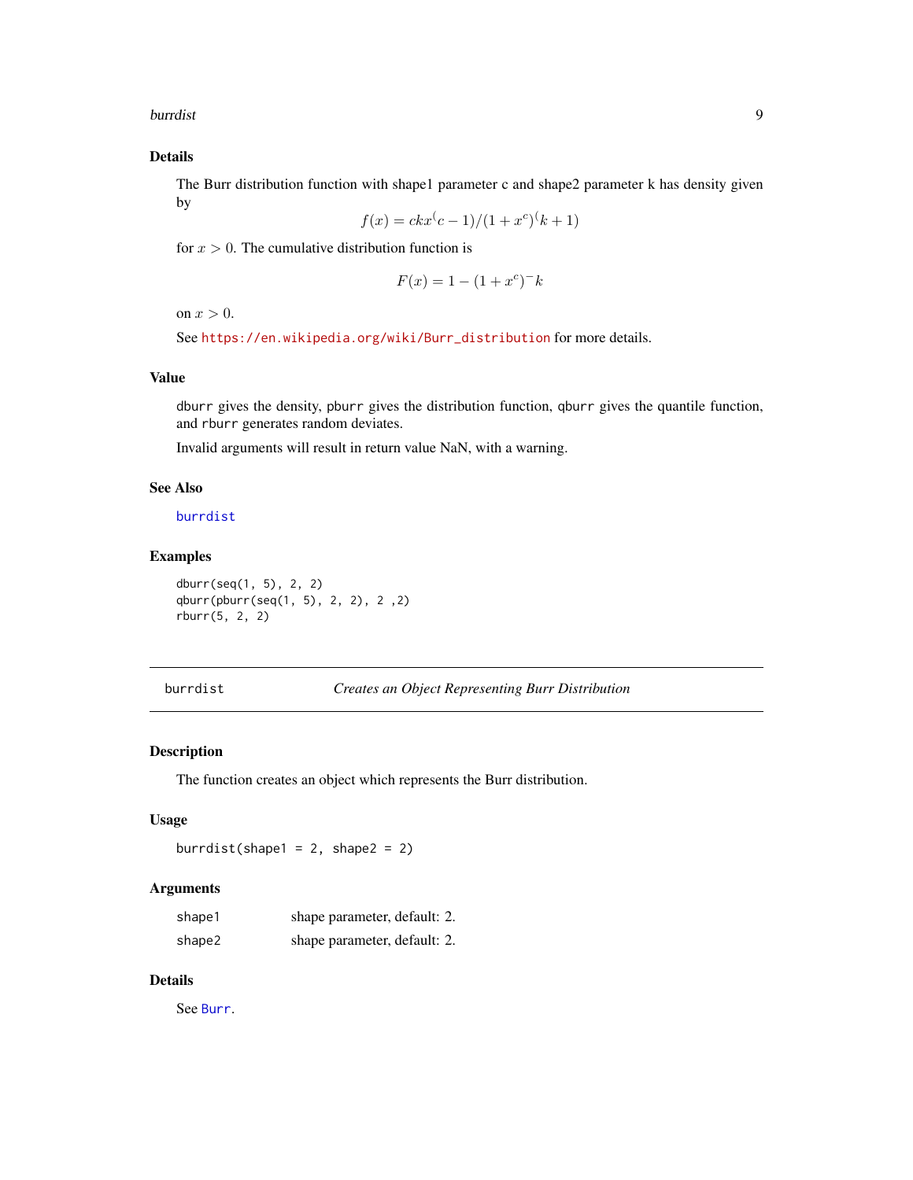### Details

The Burr distribution function with shape1 parameter c and shape2 parameter k has density given by

$$f(x) = ckx^(c-1)/(1+x^c)^(k+1)$$

for $x > 0$. The cumulative distribution function is

$$F(x) = 1 - (1+x^c)^-k$$

on $x > 0$.

See https://en.wikipedia.org/wiki/Burr_distribution for more details.

### Value

dburr gives the density, pburr gives the distribution function, qburr gives the quantile function, and rburr generates random deviates.

Invalid arguments will result in return value NaN, with a warning.

### See Also

burrdist

### Examples

```
dburr(seq(1, 5), 2, 2)
qburr(pburr(seq(1, 5), 2, 2), 2 ,2)
rburr(5, 2, 2)
```

---

## burrdist — *Creates an Object Representing Burr Distribution*

### Description

The function creates an object which represents the Burr distribution.

### Usage

```
burrdist(shape1 = 2, shape2 = 2)
```

### Arguments

| | |
|---|---|
| shape1 | shape parameter, default: 2. |
| shape2 | shape parameter, default: 2. |

### Details

See Burr.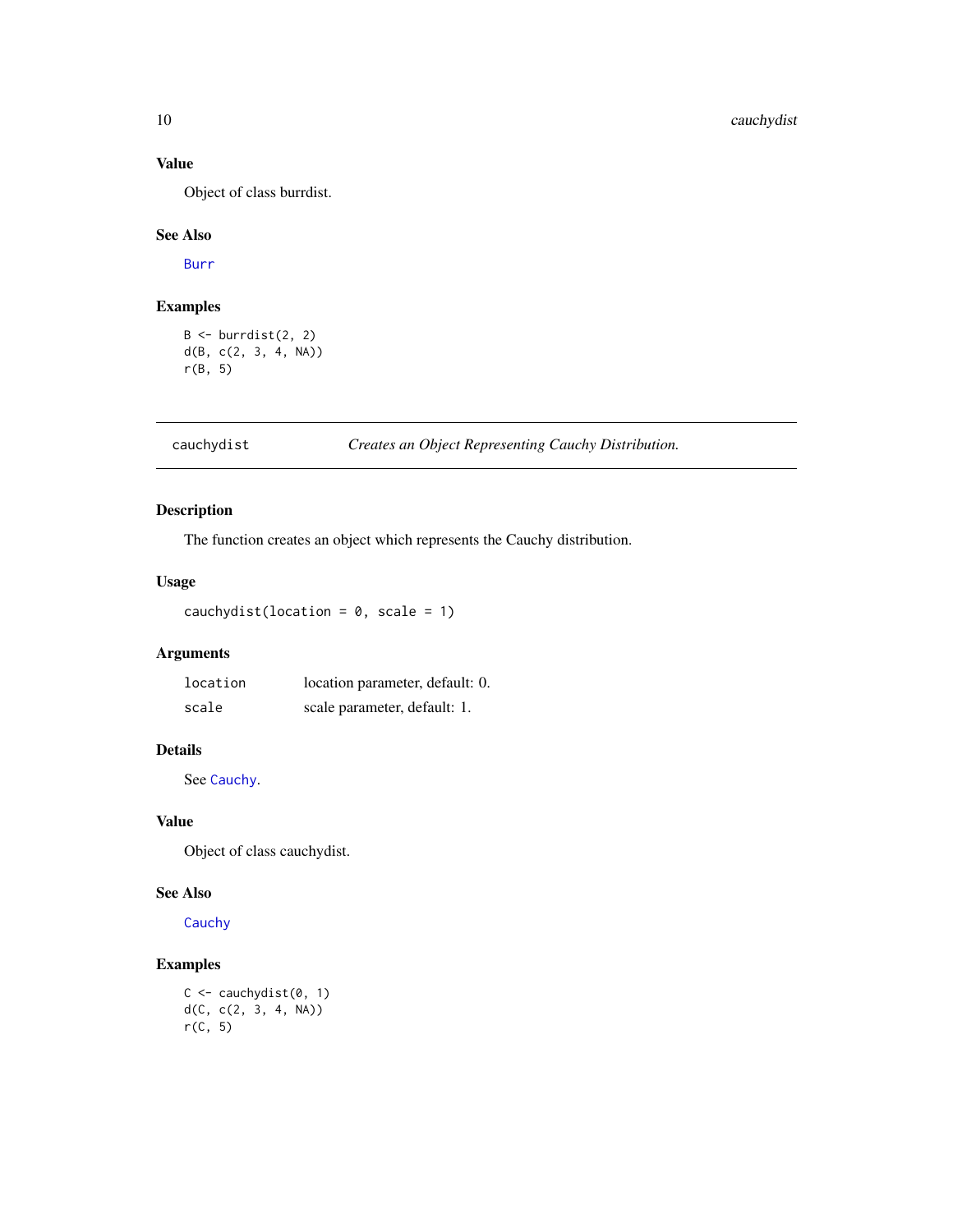### Value

Object of class burrdist.

### See Also

`Burr`

### Examples

```
B <- burrdist(2, 2)
d(B, c(2, 3, 4, NA))
r(B, 5)
```

---

## cauchydist — *Creates an Object Representing Cauchy Distribution.*

### Description

The function creates an object which represents the Cauchy distribution.

### Usage

```
cauchydist(location = 0, scale = 1)
```

### Arguments

| | |
|---|---|
| `location` | location parameter, default: 0. |
| `scale` | scale parameter, default: 1. |

### Details

See `Cauchy`.

### Value

Object of class cauchydist.

### See Also

`Cauchy`

### Examples

```
C <- cauchydist(0, 1)
d(C, c(2, 3, 4, NA))
r(C, 5)
```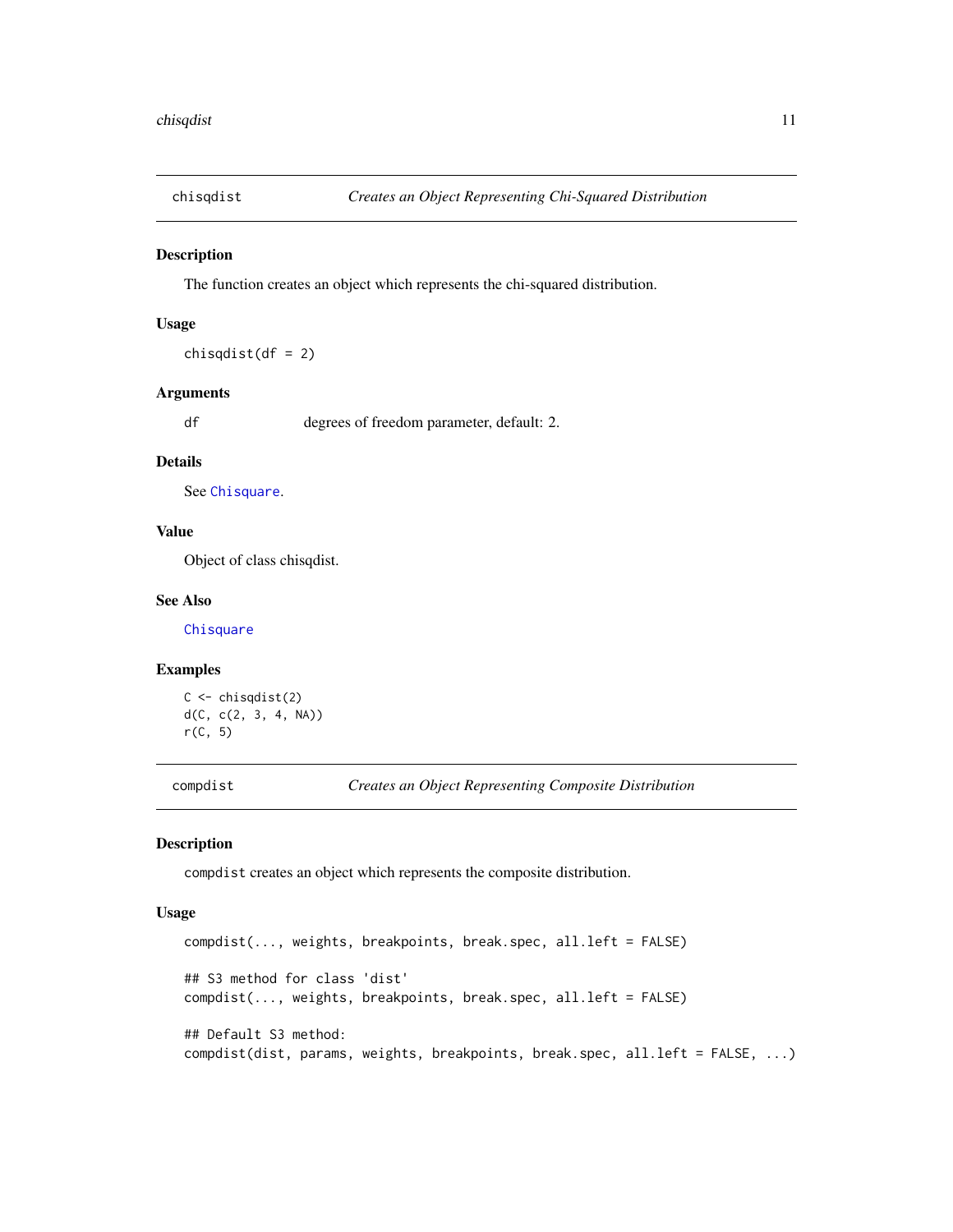## chisqdist — *Creates an Object Representing Chi-Squared Distribution*

### Description

The function creates an object which represents the chi-squared distribution.

### Usage

```
chisqdist(df = 2)
```

### Arguments

| | |
|---|---|
| df | degrees of freedom parameter, default: 2. |

### Details

See Chisquare.

### Value

Object of class chisqdist.

### See Also

Chisquare

### Examples

```
C <- chisqdist(2)
d(C, c(2, 3, 4, NA))
r(C, 5)
```

## compdist — *Creates an Object Representing Composite Distribution*

### Description

compdist creates an object which represents the composite distribution.

### Usage

```
compdist(..., weights, breakpoints, break.spec, all.left = FALSE)

## S3 method for class 'dist'
compdist(..., weights, breakpoints, break.spec, all.left = FALSE)

## Default S3 method:
compdist(dist, params, weights, breakpoints, break.spec, all.left = FALSE, ...)
```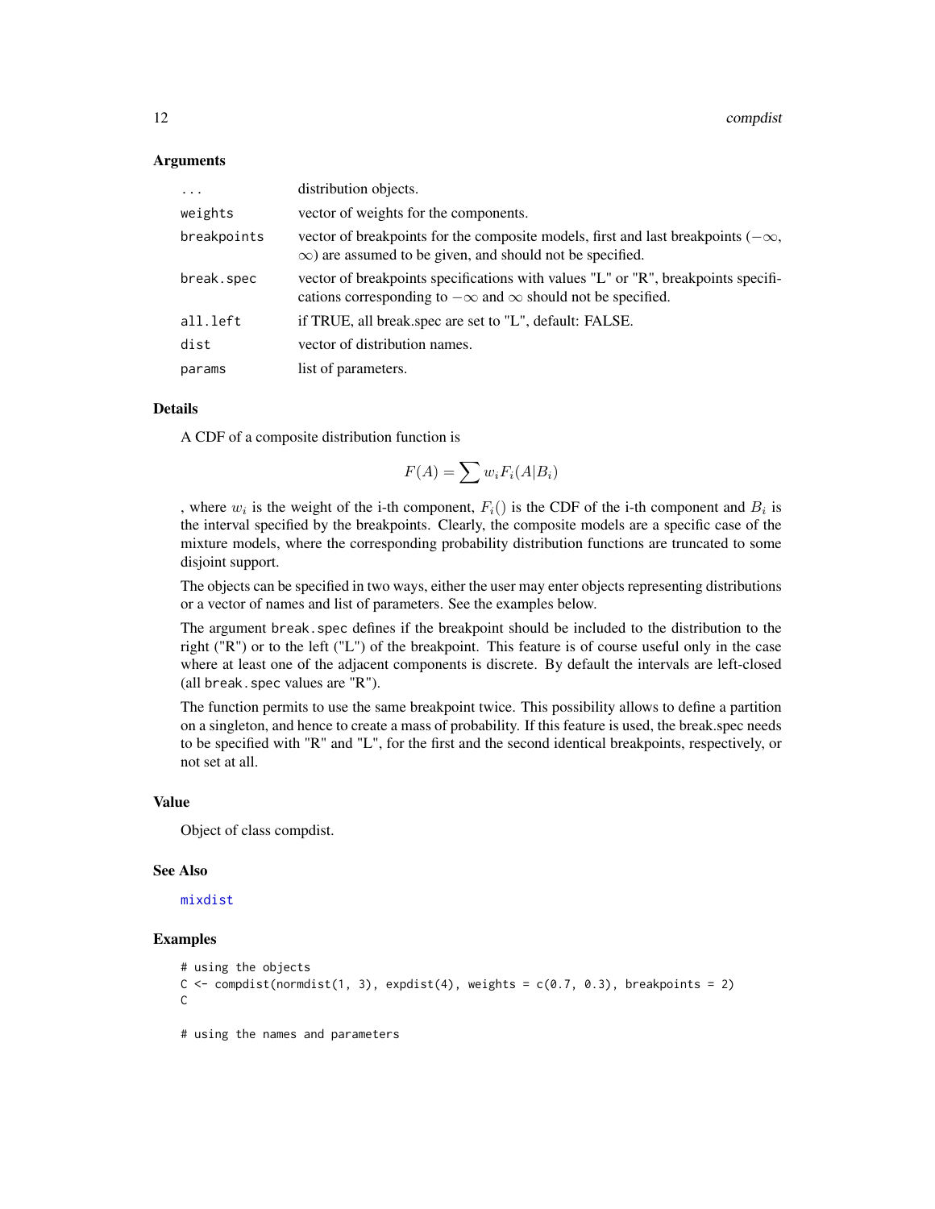### Arguments

| | |
|---|---|
| `...` | distribution objects. |
| `weights` | vector of weights for the components. |
| `breakpoints` | vector of breakpoints for the composite models, first and last breakpoints ($-\infty$, $\infty$) are assumed to be given, and should not be specified. |
| `break.spec` | vector of breakpoints specifications with values "L" or "R", breakpoints specifications corresponding to $-\infty$ and $\infty$ should not be specified. |
| `all.left` | if TRUE, all break.spec are set to "L", default: FALSE. |
| `dist` | vector of distribution names. |
| `params` | list of parameters. |

### Details

A CDF of a composite distribution function is

$$F(A) = \sum w_i F_i(A|B_i)$$

, where $w_i$ is the weight of the i-th component, $F_i()$ is the CDF of the i-th component and $B_i$ is the interval specified by the breakpoints. Clearly, the composite models are a specific case of the mixture models, where the corresponding probability distribution functions are truncated to some disjoint support.

The objects can be specified in two ways, either the user may enter objects representing distributions or a vector of names and list of parameters. See the examples below.

The argument `break.spec` defines if the breakpoint should be included to the distribution to the right ("R") or to the left ("L") of the breakpoint. This feature is of course useful only in the case where at least one of the adjacent components is discrete. By default the intervals are left-closed (all `break.spec` values are "R").

The function permits to use the same breakpoint twice. This possibility allows to define a partition on a singleton, and hence to create a mass of probability. If this feature is used, the break.spec needs to be specified with "R" and "L", for the first and the second identical breakpoints, respectively, or not set at all.

### Value

Object of class compdist.

### See Also

`mixdist`

### Examples

```
# using the objects
C <- compdist(normdist(1, 3), expdist(4), weights = c(0.7, 0.3), breakpoints = 2)
C

# using the names and parameters
```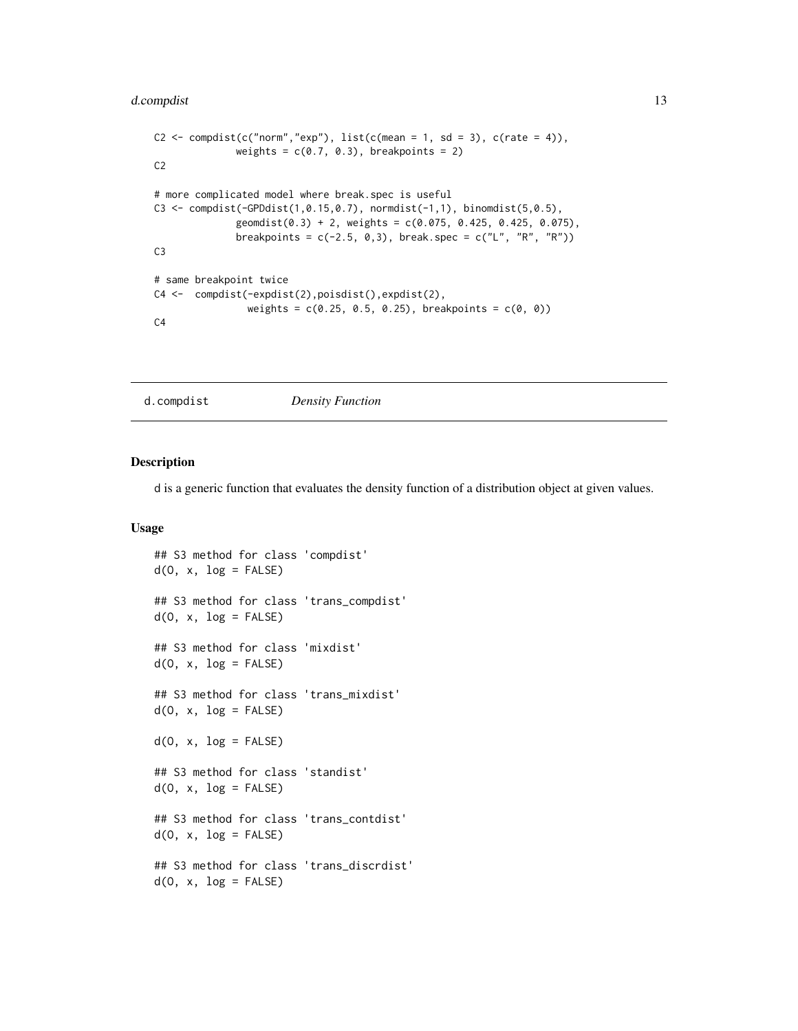```
C2 <- compdist(c("norm","exp"), list(c(mean = 1, sd = 3), c(rate = 4)),
             weights = c(0.7, 0.3), breakpoints = 2)
C2

# more complicated model where break.spec is useful
C3 <- compdist(-GPDdist(1,0.15,0.7), normdist(-1,1), binomdist(5,0.5),
             geomdist(0.3) + 2, weights = c(0.075, 0.425, 0.425, 0.075),
             breakpoints = c(-2.5, 0,3), break.spec = c("L", "R", "R"))
C3

# same breakpoint twice
C4 <-  compdist(-expdist(2),poisdist(),expdist(2),
               weights = c(0.25, 0.5, 0.25), breakpoints = c(0, 0))
C4
```

---

## d.compdist *Density Function*

### Description

d is a generic function that evaluates the density function of a distribution object at given values.

### Usage

```
## S3 method for class 'compdist'
d(O, x, log = FALSE)

## S3 method for class 'trans_compdist'
d(O, x, log = FALSE)

## S3 method for class 'mixdist'
d(O, x, log = FALSE)

## S3 method for class 'trans_mixdist'
d(O, x, log = FALSE)

d(O, x, log = FALSE)

## S3 method for class 'standist'
d(O, x, log = FALSE)

## S3 method for class 'trans_contdist'
d(O, x, log = FALSE)

## S3 method for class 'trans_discrdist'
d(O, x, log = FALSE)
```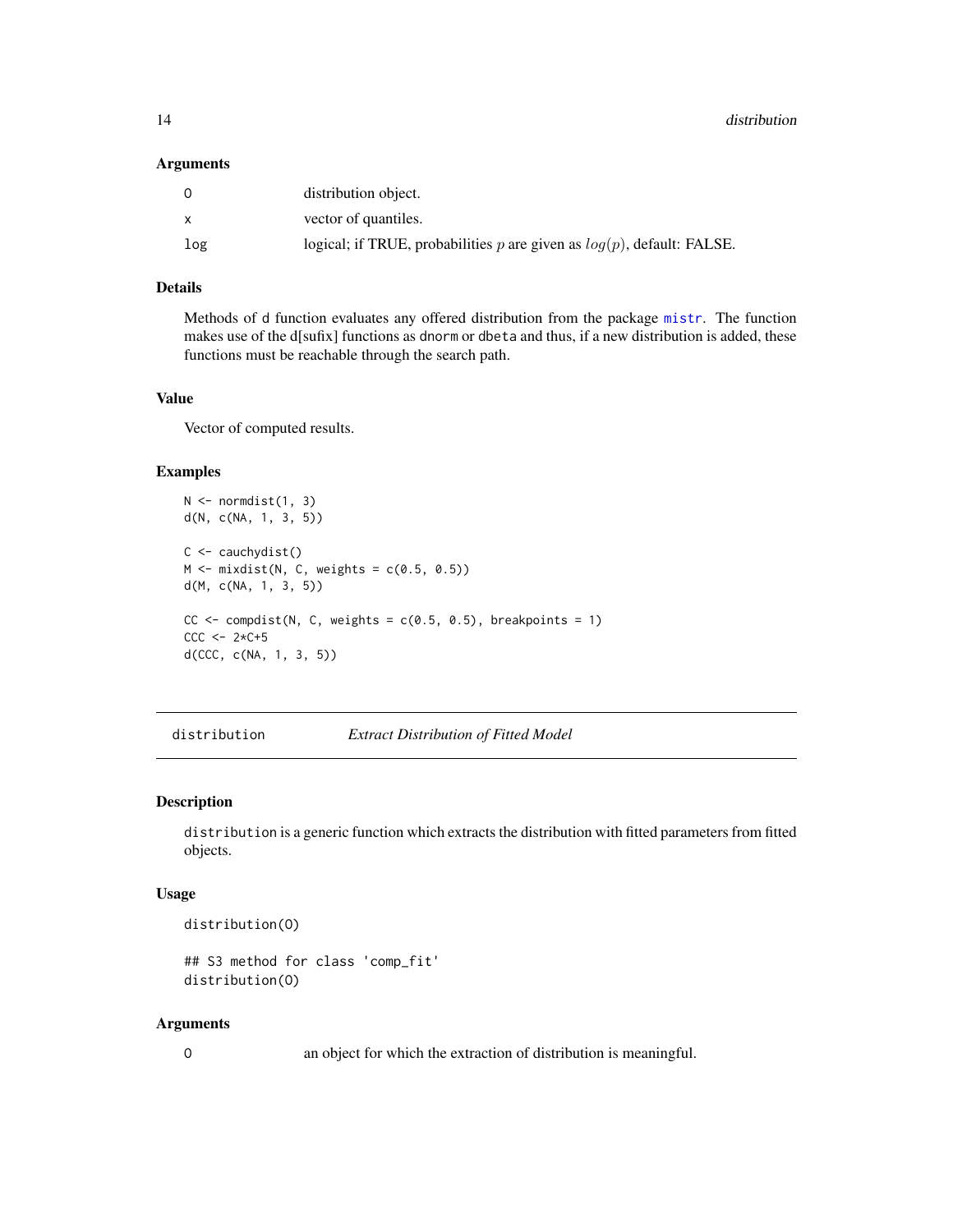### Arguments

| | |
|---|---|
| O | distribution object. |
| x | vector of quantiles. |
| log | logical; if TRUE, probabilities $p$ are given as $log(p)$, default: FALSE. |

### Details

Methods of d function evaluates any offered distribution from the package mistr. The function makes use of the d[sufix] functions as dnorm or dbeta and thus, if a new distribution is added, these functions must be reachable through the search path.

### Value

Vector of computed results.

### Examples

```
N <- normdist(1, 3)
d(N, c(NA, 1, 3, 5))

C <- cauchydist()
M <- mixdist(N, C, weights = c(0.5, 0.5))
d(M, c(NA, 1, 3, 5))

CC <- compdist(N, C, weights = c(0.5, 0.5), breakpoints = 1)
CCC <- 2*C+5
d(CCC, c(NA, 1, 3, 5))
```

---

## distribution — *Extract Distribution of Fitted Model*

### Description

distribution is a generic function which extracts the distribution with fitted parameters from fitted objects.

### Usage

```
distribution(O)

## S3 method for class 'comp_fit'
distribution(O)
```

### Arguments

| | |
|---|---|
| O | an object for which the extraction of distribution is meaningful. |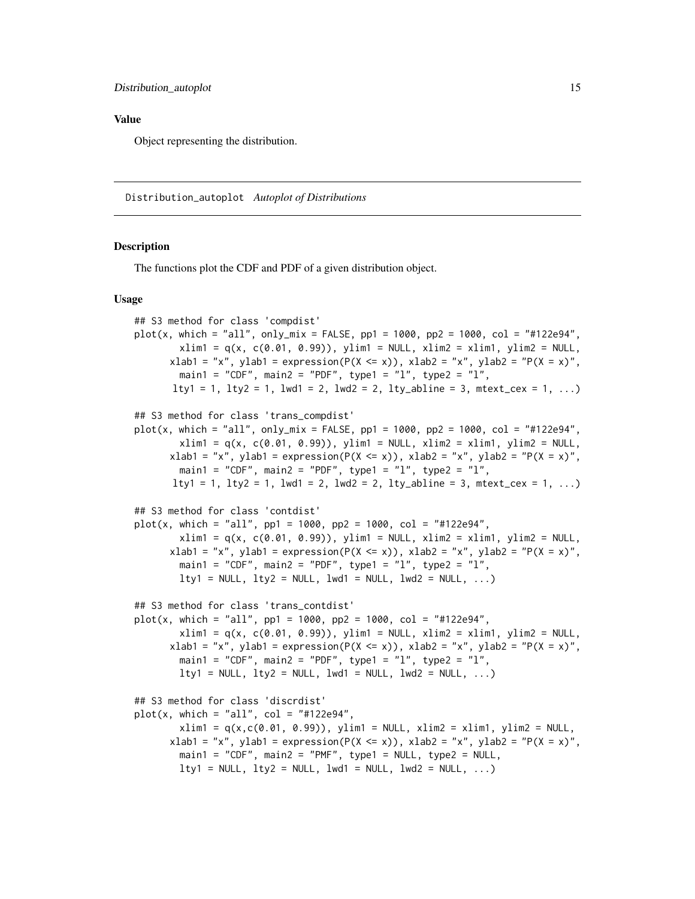## Value

Object representing the distribution.

---

# Distribution_autoplot *Autoplot of Distributions*

## Description

The functions plot the CDF and PDF of a given distribution object.

## Usage

```
## S3 method for class 'compdist'
plot(x, which = "all", only_mix = FALSE, pp1 = 1000, pp2 = 1000, col = "#122e94",
        xlim1 = q(x, c(0.01, 0.99)), ylim1 = NULL, xlim2 = xlim1, ylim2 = NULL,
      xlab1 = "x", ylab1 = expression(P(X <= x)), xlab2 = "x", ylab2 = "P(X = x)",
        main1 = "CDF", main2 = "PDF", type1 = "l", type2 = "l",
       lty1 = 1, lty2 = 1, lwd1 = 2, lwd2 = 2, lty_abline = 3, mtext_cex = 1, ...)

## S3 method for class 'trans_compdist'
plot(x, which = "all", only_mix = FALSE, pp1 = 1000, pp2 = 1000, col = "#122e94",
        xlim1 = q(x, c(0.01, 0.99)), ylim1 = NULL, xlim2 = xlim1, ylim2 = NULL,
      xlab1 = "x", ylab1 = expression(P(X <= x)), xlab2 = "x", ylab2 = "P(X = x)",
        main1 = "CDF", main2 = "PDF", type1 = "l", type2 = "l",
       lty1 = 1, lty2 = 1, lwd1 = 2, lwd2 = 2, lty_abline = 3, mtext_cex = 1, ...)

## S3 method for class 'contdist'
plot(x, which = "all", pp1 = 1000, pp2 = 1000, col = "#122e94",
        xlim1 = q(x, c(0.01, 0.99)), ylim1 = NULL, xlim2 = xlim1, ylim2 = NULL,
      xlab1 = "x", ylab1 = expression(P(X <= x)), xlab2 = "x", ylab2 = "P(X = x)",
        main1 = "CDF", main2 = "PDF", type1 = "l", type2 = "l",
        lty1 = NULL, lty2 = NULL, lwd1 = NULL, lwd2 = NULL, ...)

## S3 method for class 'trans_contdist'
plot(x, which = "all", pp1 = 1000, pp2 = 1000, col = "#122e94",
        xlim1 = q(x, c(0.01, 0.99)), ylim1 = NULL, xlim2 = xlim1, ylim2 = NULL,
      xlab1 = "x", ylab1 = expression(P(X <= x)), xlab2 = "x", ylab2 = "P(X = x)",
        main1 = "CDF", main2 = "PDF", type1 = "l", type2 = "l",
        lty1 = NULL, lty2 = NULL, lwd1 = NULL, lwd2 = NULL, ...)

## S3 method for class 'discrdist'
plot(x, which = "all", col = "#122e94",
        xlim1 = q(x,c(0.01, 0.99)), ylim1 = NULL, xlim2 = xlim1, ylim2 = NULL,
      xlab1 = "x", ylab1 = expression(P(X <= x)), xlab2 = "x", ylab2 = "P(X = x)",
        main1 = "CDF", main2 = "PMF", type1 = NULL, type2 = NULL,
        lty1 = NULL, lty2 = NULL, lwd1 = NULL, lwd2 = NULL, ...)
```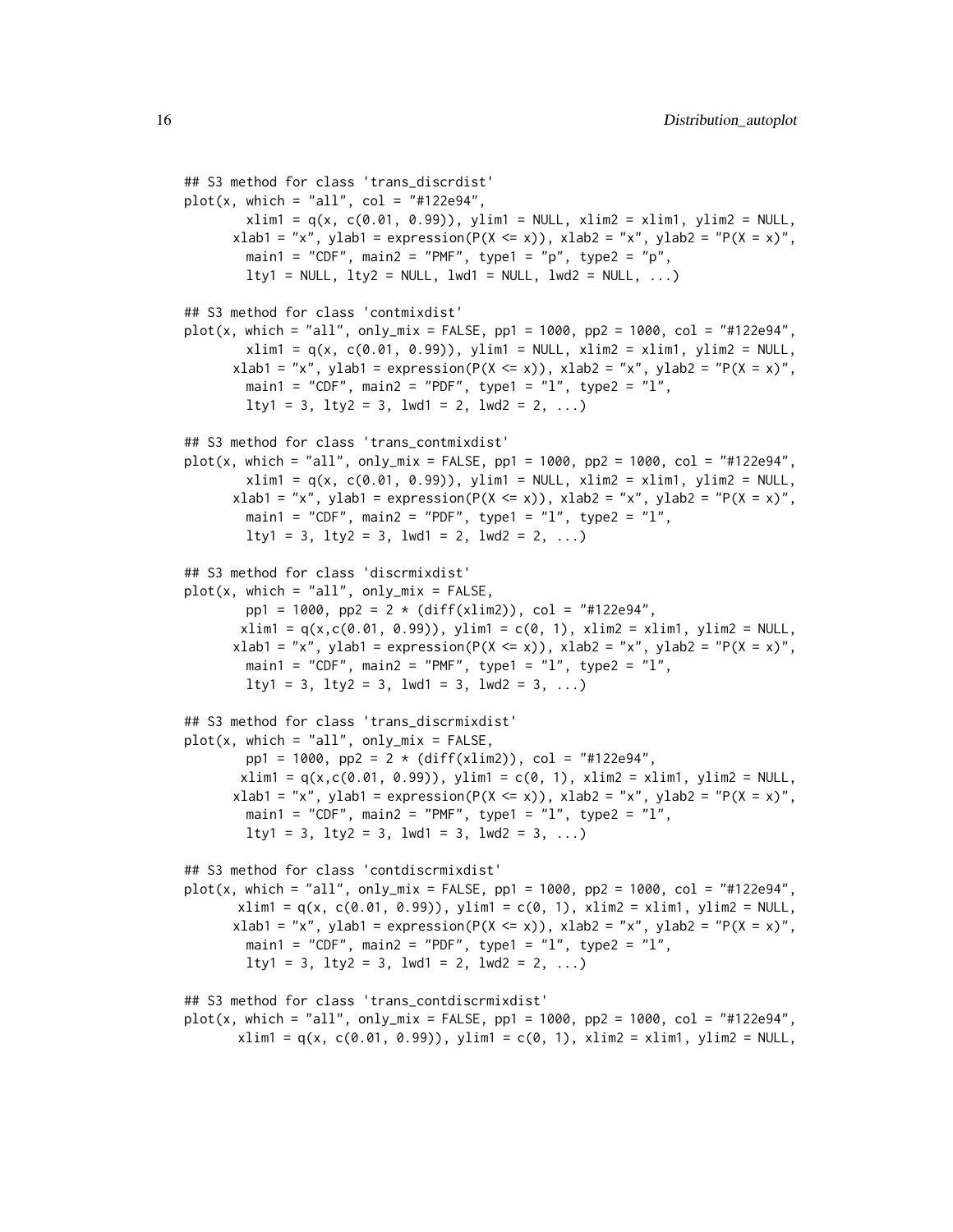```
## S3 method for class 'trans_discrdist'
plot(x, which = "all", col = "#122e94",
       xlim1 = q(x, c(0.01, 0.99)), ylim1 = NULL, xlim2 = xlim1, ylim2 = NULL,
      xlab1 = "x", ylab1 = expression(P(X <= x)), xlab2 = "x", ylab2 = "P(X = x)",
       main1 = "CDF", main2 = "PMF", type1 = "p", type2 = "p",
       lty1 = NULL, lty2 = NULL, lwd1 = NULL, lwd2 = NULL, ...)

## S3 method for class 'contmixdist'
plot(x, which = "all", only_mix = FALSE, pp1 = 1000, pp2 = 1000, col = "#122e94",
       xlim1 = q(x, c(0.01, 0.99)), ylim1 = NULL, xlim2 = xlim1, ylim2 = NULL,
      xlab1 = "x", ylab1 = expression(P(X <= x)), xlab2 = "x", ylab2 = "P(X = x)",
       main1 = "CDF", main2 = "PDF", type1 = "l", type2 = "l",
       lty1 = 3, lty2 = 3, lwd1 = 2, lwd2 = 2, ...)

## S3 method for class 'trans_contmixdist'
plot(x, which = "all", only_mix = FALSE, pp1 = 1000, pp2 = 1000, col = "#122e94",
       xlim1 = q(x, c(0.01, 0.99)), ylim1 = NULL, xlim2 = xlim1, ylim2 = NULL,
      xlab1 = "x", ylab1 = expression(P(X <= x)), xlab2 = "x", ylab2 = "P(X = x)",
       main1 = "CDF", main2 = "PDF", type1 = "l", type2 = "l",
       lty1 = 3, lty2 = 3, lwd1 = 2, lwd2 = 2, ...)

## S3 method for class 'discrmixdist'
plot(x, which = "all", only_mix = FALSE,
       pp1 = 1000, pp2 = 2 * (diff(xlim2)), col = "#122e94",
      xlim1 = q(x,c(0.01, 0.99)), ylim1 = c(0, 1), xlim2 = xlim1, ylim2 = NULL,
      xlab1 = "x", ylab1 = expression(P(X <= x)), xlab2 = "x", ylab2 = "P(X = x)",
       main1 = "CDF", main2 = "PMF", type1 = "l", type2 = "l",
       lty1 = 3, lty2 = 3, lwd1 = 3, lwd2 = 3, ...)

## S3 method for class 'trans_discrmixdist'
plot(x, which = "all", only_mix = FALSE,
       pp1 = 1000, pp2 = 2 * (diff(xlim2)), col = "#122e94",
      xlim1 = q(x,c(0.01, 0.99)), ylim1 = c(0, 1), xlim2 = xlim1, ylim2 = NULL,
      xlab1 = "x", ylab1 = expression(P(X <= x)), xlab2 = "x", ylab2 = "P(X = x)",
       main1 = "CDF", main2 = "PMF", type1 = "l", type2 = "l",
       lty1 = 3, lty2 = 3, lwd1 = 3, lwd2 = 3, ...)

## S3 method for class 'contdiscrmixdist'
plot(x, which = "all", only_mix = FALSE, pp1 = 1000, pp2 = 1000, col = "#122e94",
      xlim1 = q(x, c(0.01, 0.99)), ylim1 = c(0, 1), xlim2 = xlim1, ylim2 = NULL,
      xlab1 = "x", ylab1 = expression(P(X <= x)), xlab2 = "x", ylab2 = "P(X = x)",
       main1 = "CDF", main2 = "PDF", type1 = "l", type2 = "l",
       lty1 = 3, lty2 = 3, lwd1 = 2, lwd2 = 2, ...)

## S3 method for class 'trans_contdiscrmixdist'
plot(x, which = "all", only_mix = FALSE, pp1 = 1000, pp2 = 1000, col = "#122e94",
      xlim1 = q(x, c(0.01, 0.99)), ylim1 = c(0, 1), xlim2 = xlim1, ylim2 = NULL,
```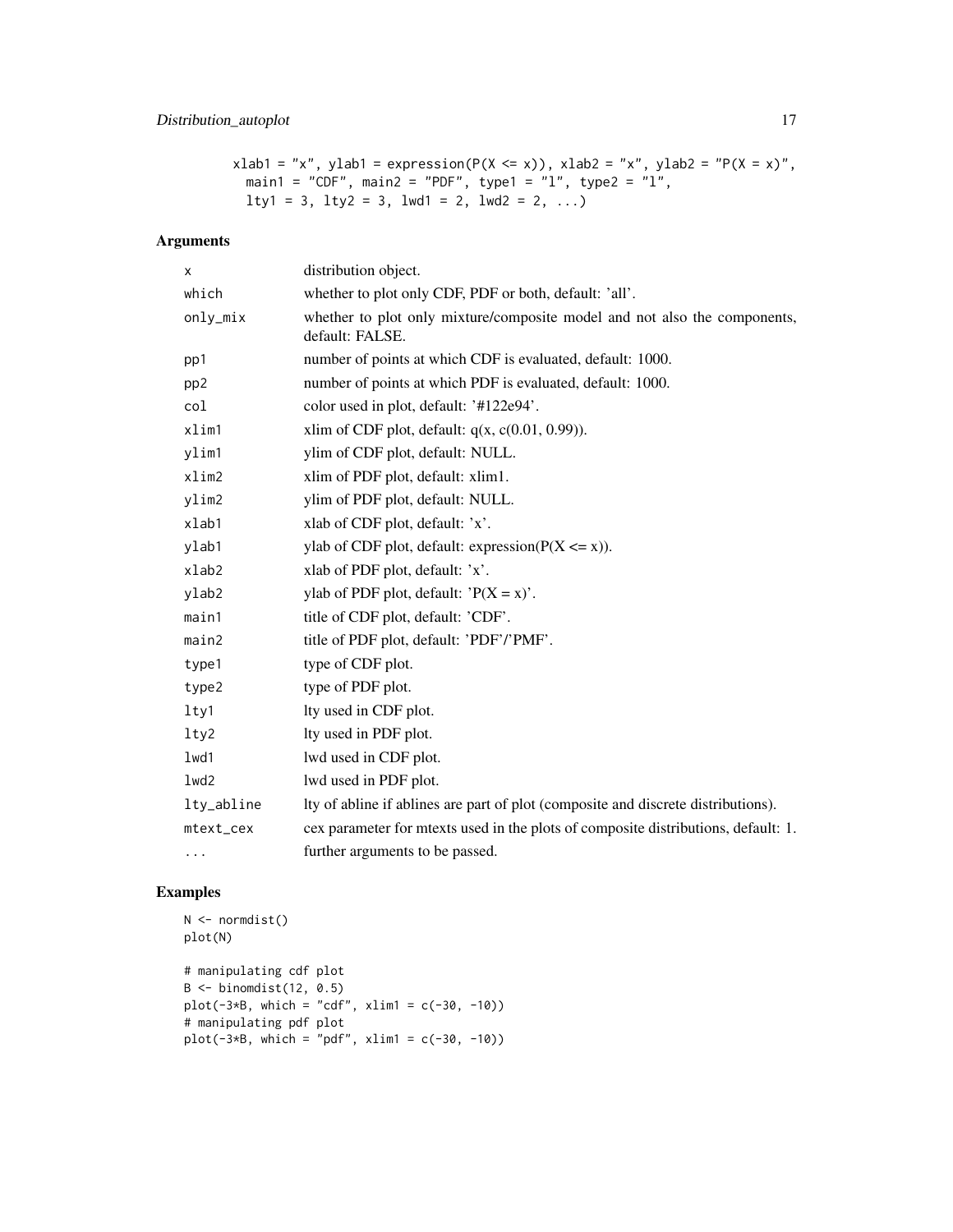```
xlab1 = "x", ylab1 = expression(P(X <= x)), xlab2 = "x", ylab2 = "P(X = x)",
  main1 = "CDF", main2 = "PDF", type1 = "l", type2 = "l",
  lty1 = 3, lty2 = 3, lwd1 = 2, lwd2 = 2, ...)
```

## Arguments

| | |
|---|---|
| x | distribution object. |
| which | whether to plot only CDF, PDF or both, default: 'all'. |
| only_mix | whether to plot only mixture/composite model and not also the components, default: FALSE. |
| pp1 | number of points at which CDF is evaluated, default: 1000. |
| pp2 | number of points at which PDF is evaluated, default: 1000. |
| col | color used in plot, default: '#122e94'. |
| xlim1 | xlim of CDF plot, default: q(x, c(0.01, 0.99)). |
| ylim1 | ylim of CDF plot, default: NULL. |
| xlim2 | xlim of PDF plot, default: xlim1. |
| ylim2 | ylim of PDF plot, default: NULL. |
| xlab1 | xlab of CDF plot, default: 'x'. |
| ylab1 | ylab of CDF plot, default: expression(P(X <= x)). |
| xlab2 | xlab of PDF plot, default: 'x'. |
| ylab2 | ylab of PDF plot, default: 'P(X = x)'. |
| main1 | title of CDF plot, default: 'CDF'. |
| main2 | title of PDF plot, default: 'PDF'/'PMF'. |
| type1 | type of CDF plot. |
| type2 | type of PDF plot. |
| lty1 | lty used in CDF plot. |
| lty2 | lty used in PDF plot. |
| lwd1 | lwd used in CDF plot. |
| lwd2 | lwd used in PDF plot. |
| lty_abline | lty of abline if ablines are part of plot (composite and discrete distributions). |
| mtext_cex | cex parameter for mtexts used in the plots of composite distributions, default: 1. |
| ... | further arguments to be passed. |

## Examples

```
N <- normdist()
plot(N)

# manipulating cdf plot
B <- binomdist(12, 0.5)
plot(-3*B, which = "cdf", xlim1 = c(-30, -10))
# manipulating pdf plot
plot(-3*B, which = "pdf", xlim1 = c(-30, -10))
```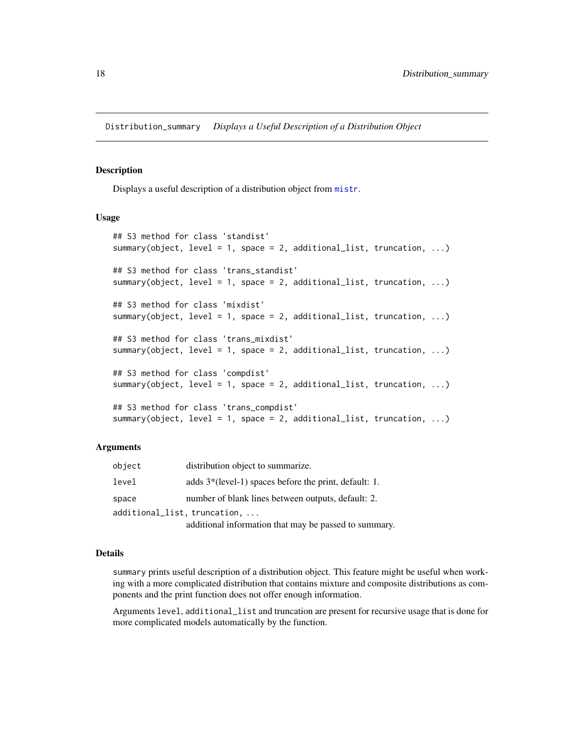Distribution_summary *Displays a Useful Description of a Distribution Object*

## Description

Displays a useful description of a distribution object from mistr.

## Usage

```
## S3 method for class 'standist'
summary(object, level = 1, space = 2, additional_list, truncation, ...)

## S3 method for class 'trans_standist'
summary(object, level = 1, space = 2, additional_list, truncation, ...)

## S3 method for class 'mixdist'
summary(object, level = 1, space = 2, additional_list, truncation, ...)

## S3 method for class 'trans_mixdist'
summary(object, level = 1, space = 2, additional_list, truncation, ...)

## S3 method for class 'compdist'
summary(object, level = 1, space = 2, additional_list, truncation, ...)

## S3 method for class 'trans_compdist'
summary(object, level = 1, space = 2, additional_list, truncation, ...)
```

## Arguments

| | |
|---|---|
| `object` | distribution object to summarize. |
| `level` | adds 3*(level-1) spaces before the print, default: 1. |
| `space` | number of blank lines between outputs, default: 2. |
| `additional_list, truncation, ...` | additional information that may be passed to summary. |

## Details

`summary` prints useful description of a distribution object. This feature might be useful when working with a more complicated distribution that contains mixture and composite distributions as components and the print function does not offer enough information.

Arguments `level`, `additional_list` and truncation are present for recursive usage that is done for more complicated models automatically by the function.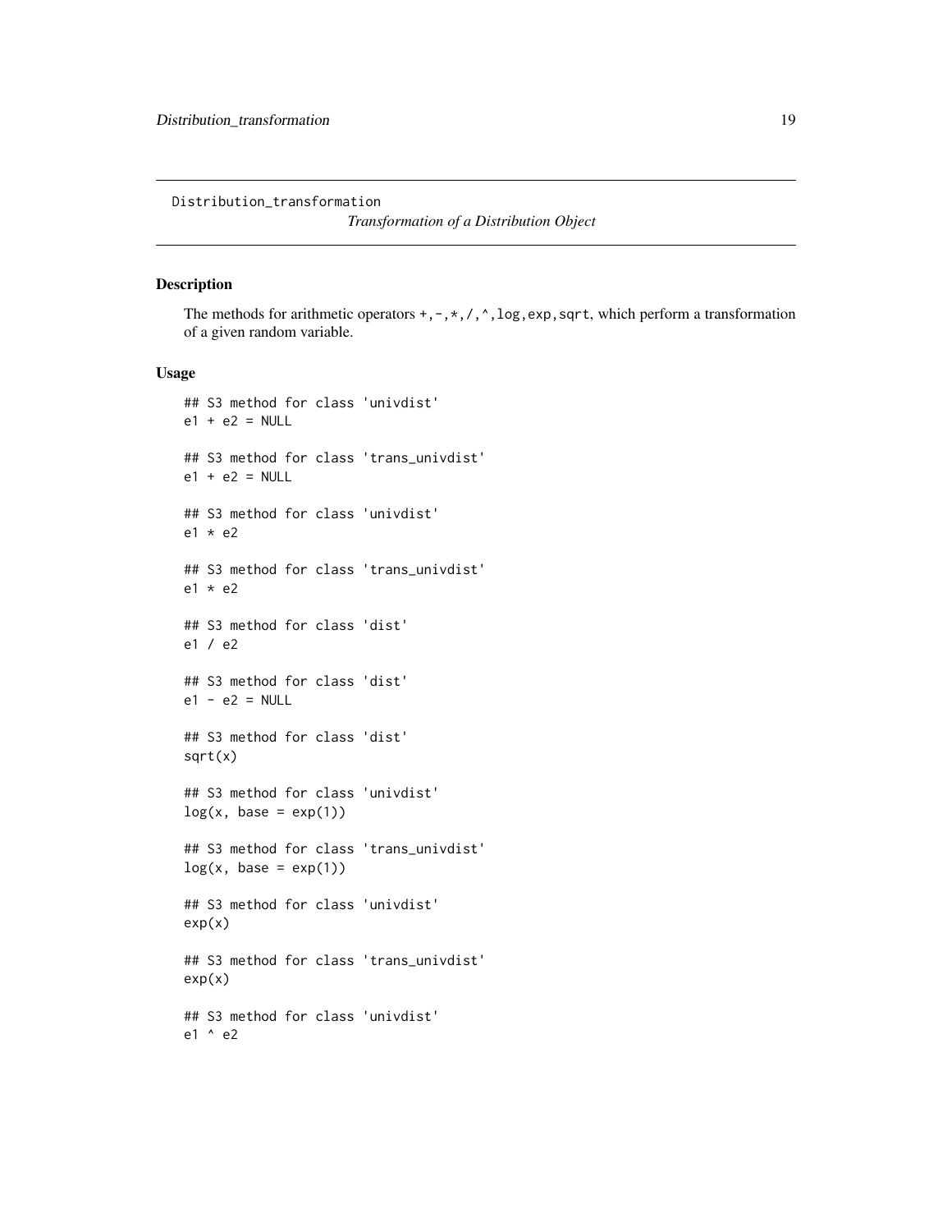Distribution_transformation

*Transformation of a Distribution Object*

## Description

The methods for arithmetic operators `+,-,*,/,^,log,exp,sqrt`, which perform a transformation of a given random variable.

## Usage

```
## S3 method for class 'univdist'
e1 + e2 = NULL

## S3 method for class 'trans_univdist'
e1 + e2 = NULL

## S3 method for class 'univdist'
e1 * e2

## S3 method for class 'trans_univdist'
e1 * e2

## S3 method for class 'dist'
e1 / e2

## S3 method for class 'dist'
e1 - e2 = NULL

## S3 method for class 'dist'
sqrt(x)

## S3 method for class 'univdist'
log(x, base = exp(1))

## S3 method for class 'trans_univdist'
log(x, base = exp(1))

## S3 method for class 'univdist'
exp(x)

## S3 method for class 'trans_univdist'
exp(x)

## S3 method for class 'univdist'
e1 ^ e2
```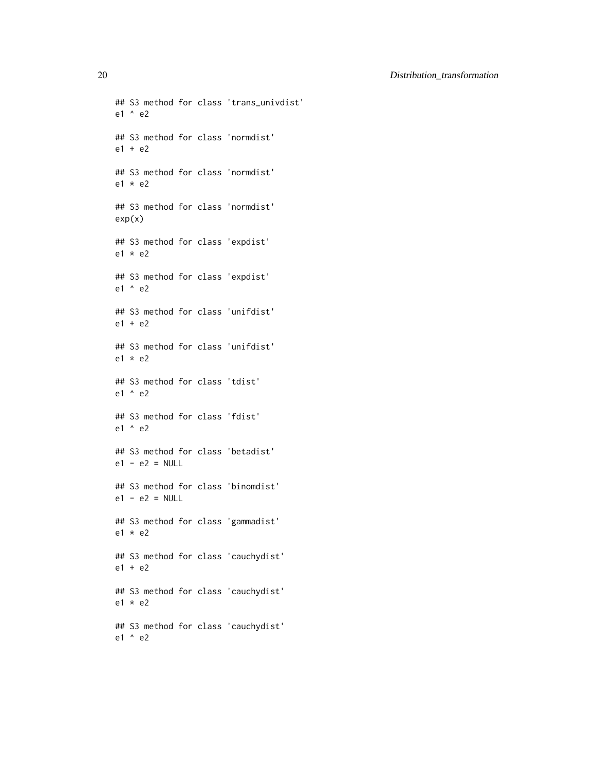```
## S3 method for class 'trans_univdist'
e1 ^ e2

## S3 method for class 'normdist'
e1 + e2

## S3 method for class 'normdist'
e1 * e2

## S3 method for class 'normdist'
exp(x)

## S3 method for class 'expdist'
e1 * e2

## S3 method for class 'expdist'
e1 ^ e2

## S3 method for class 'unifdist'
e1 + e2

## S3 method for class 'unifdist'
e1 * e2

## S3 method for class 'tdist'
e1 ^ e2

## S3 method for class 'fdist'
e1 ^ e2

## S3 method for class 'betadist'
e1 - e2 = NULL

## S3 method for class 'binomdist'
e1 - e2 = NULL

## S3 method for class 'gammadist'
e1 * e2

## S3 method for class 'cauchydist'
e1 + e2

## S3 method for class 'cauchydist'
e1 * e2

## S3 method for class 'cauchydist'
e1 ^ e2
```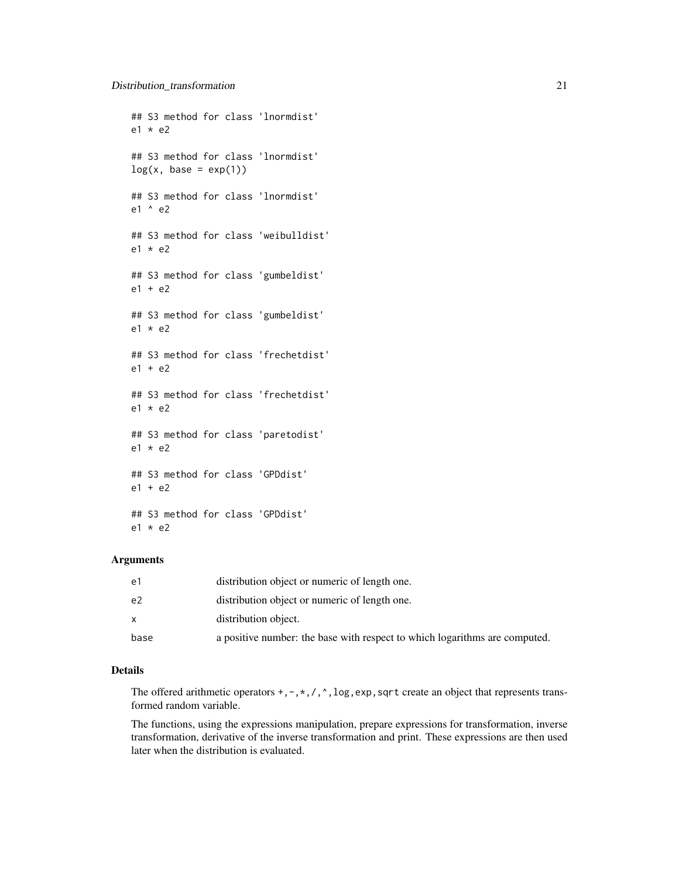```
## S3 method for class 'lnormdist'
e1 * e2

## S3 method for class 'lnormdist'
log(x, base = exp(1))

## S3 method for class 'lnormdist'
e1 ^ e2

## S3 method for class 'weibulldist'
e1 * e2

## S3 method for class 'gumbeldist'
e1 + e2

## S3 method for class 'gumbeldist'
e1 * e2

## S3 method for class 'frechetdist'
e1 + e2

## S3 method for class 'frechetdist'
e1 * e2

## S3 method for class 'paretodist'
e1 * e2

## S3 method for class 'GPDdist'
e1 + e2

## S3 method for class 'GPDdist'
e1 * e2
```

## Arguments

| | |
|---|---|
| e1 | distribution object or numeric of length one. |
| e2 | distribution object or numeric of length one. |
| x | distribution object. |
| base | a positive number: the base with respect to which logarithms are computed. |

## Details

The offered arithmetic operators `+,-,*,/,^,log,exp,sqrt` create an object that represents transformed random variable.

The functions, using the expressions manipulation, prepare expressions for transformation, inverse transformation, derivative of the inverse transformation and print. These expressions are then used later when the distribution is evaluated.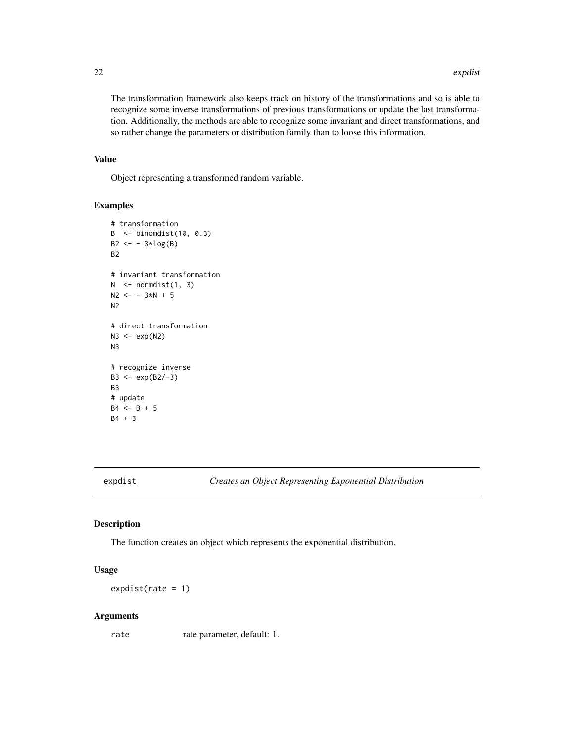The transformation framework also keeps track on history of the transformations and so is able to recognize some inverse transformations of previous transformations or update the last transformation. Additionally, the methods are able to recognize some invariant and direct transformations, and so rather change the parameters or distribution family than to loose this information.

### Value

Object representing a transformed random variable.

### Examples

```
# transformation
B  <- binomdist(10, 0.3)
B2 <- - 3*log(B)
B2

# invariant transformation
N  <- normdist(1, 3)
N2 <- - 3*N + 5
N2

# direct transformation
N3 <- exp(N2)
N3

# recognize inverse
B3 <- exp(B2/-3)
B3
# update
B4 <- B + 5
B4 + 3
```

---

## expdist — *Creates an Object Representing Exponential Distribution*

### Description

The function creates an object which represents the exponential distribution.

### Usage

```
expdist(rate = 1)
```

### Arguments

| | |
|---|---|
| rate | rate parameter, default: 1. |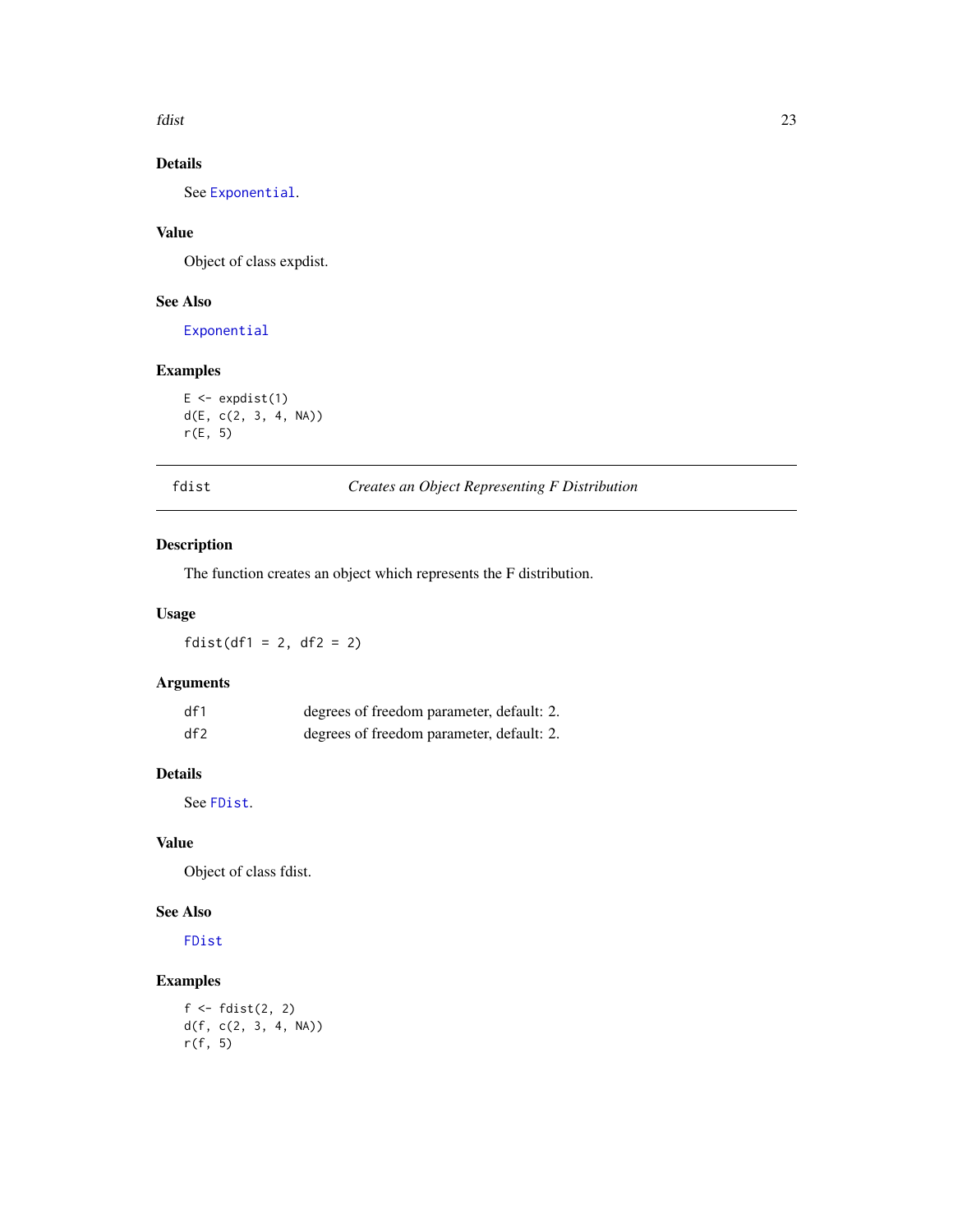### Details

See Exponential.

### Value

Object of class expdist.

### See Also

Exponential

### Examples

```
E <- expdist(1)
d(E, c(2, 3, 4, NA))
r(E, 5)
```

---

## fdist — *Creates an Object Representing F Distribution*

### Description

The function creates an object which represents the F distribution.

### Usage

```
fdist(df1 = 2, df2 = 2)
```

### Arguments

| | |
|---|---|
| df1 | degrees of freedom parameter, default: 2. |
| df2 | degrees of freedom parameter, default: 2. |

### Details

See FDist.

### Value

Object of class fdist.

### See Also

FDist

### Examples

```
f <- fdist(2, 2)
d(f, c(2, 3, 4, NA))
r(f, 5)
```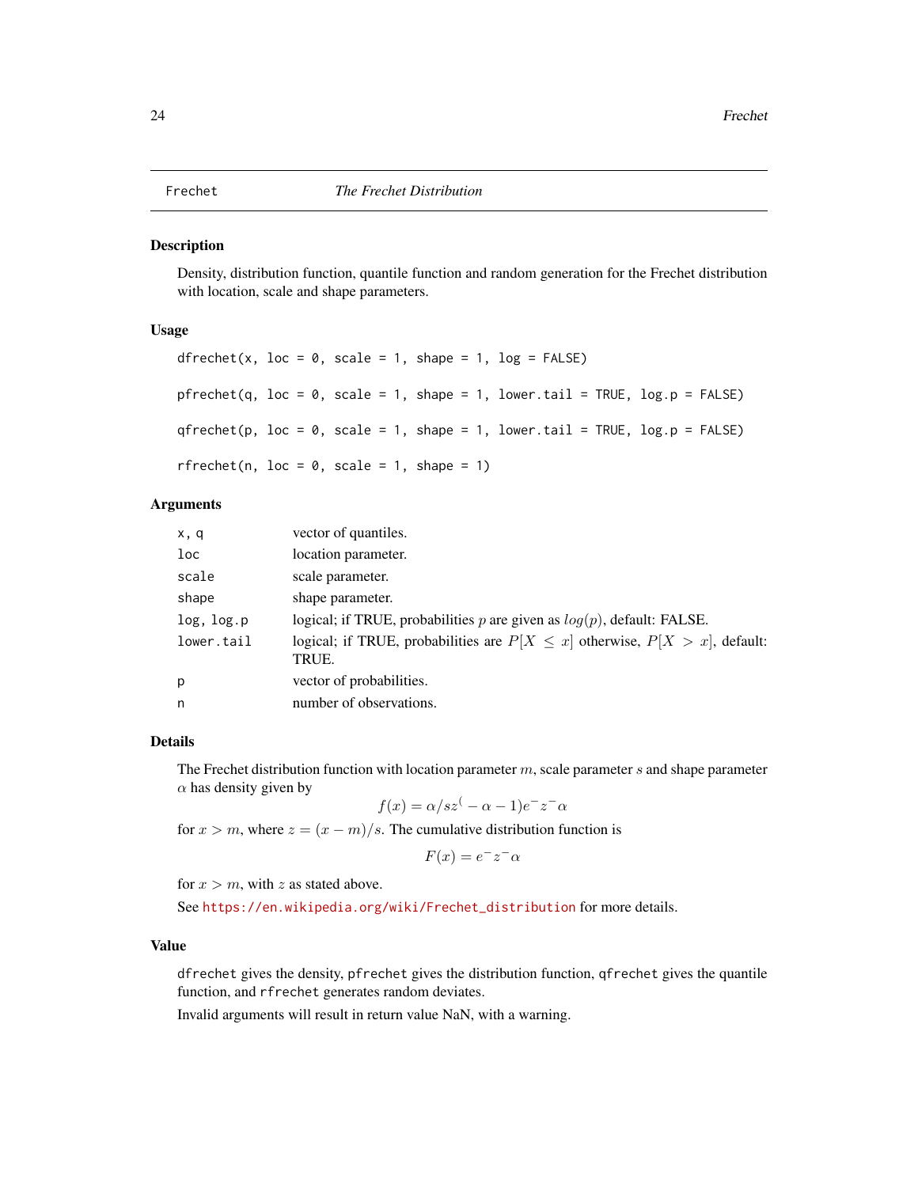## Frechet — *The Frechet Distribution*

### Description

Density, distribution function, quantile function and random generation for the Frechet distribution with location, scale and shape parameters.

### Usage

```
dfrechet(x, loc = 0, scale = 1, shape = 1, log = FALSE)

pfrechet(q, loc = 0, scale = 1, shape = 1, lower.tail = TRUE, log.p = FALSE)

qfrechet(p, loc = 0, scale = 1, shape = 1, lower.tail = TRUE, log.p = FALSE)

rfrechet(n, loc = 0, scale = 1, shape = 1)
```

### Arguments

| | |
|---|---|
| `x, q` | vector of quantiles. |
| `loc` | location parameter. |
| `scale` | scale parameter. |
| `shape` | shape parameter. |
| `log, log.p` | logical; if TRUE, probabilities $p$ are given as $log(p)$, default: FALSE. |
| `lower.tail` | logical; if TRUE, probabilities are $P[X \le x]$ otherwise, $P[X > x]$, default: TRUE. |
| `p` | vector of probabilities. |
| `n` | number of observations. |

### Details

The Frechet distribution function with location parameter $m$, scale parameter $s$ and shape parameter $\alpha$ has density given by

$$f(x) = \alpha/s z^(-\alpha - 1) e^- z^- \alpha$$

for $x > m$, where $z = (x - m)/s$. The cumulative distribution function is

$$F(x) = e^- z^- \alpha$$

for $x > m$, with $z$ as stated above.

See https://en.wikipedia.org/wiki/Frechet_distribution for more details.

### Value

`dfrechet` gives the density, `pfrechet` gives the distribution function, `qfrechet` gives the quantile function, and `rfrechet` generates random deviates.

Invalid arguments will result in return value NaN, with a warning.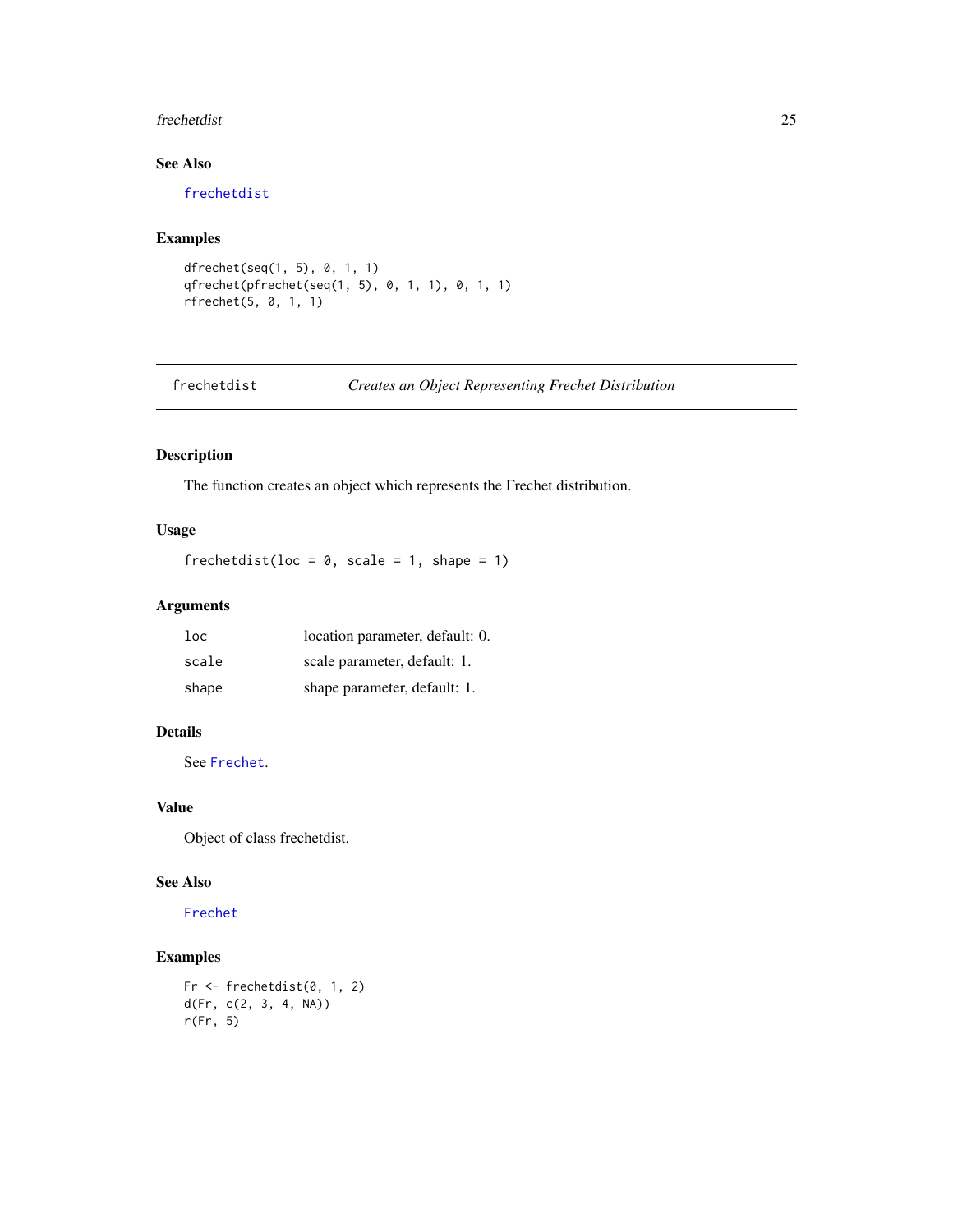### See Also

frechetdist

### Examples

```
dfrechet(seq(1, 5), 0, 1, 1)
qfrechet(pfrechet(seq(1, 5), 0, 1, 1), 0, 1, 1)
rfrechet(5, 0, 1, 1)
```

---

## frechetdist — *Creates an Object Representing Frechet Distribution*

### Description

The function creates an object which represents the Frechet distribution.

### Usage

```
frechetdist(loc = 0, scale = 1, shape = 1)
```

### Arguments

| | |
|---|---|
| `loc` | location parameter, default: 0. |
| `scale` | scale parameter, default: 1. |
| `shape` | shape parameter, default: 1. |

### Details

See Frechet.

### Value

Object of class frechetdist.

### See Also

Frechet

### Examples

```
Fr <- frechetdist(0, 1, 2)
d(Fr, c(2, 3, 4, NA))
r(Fr, 5)
```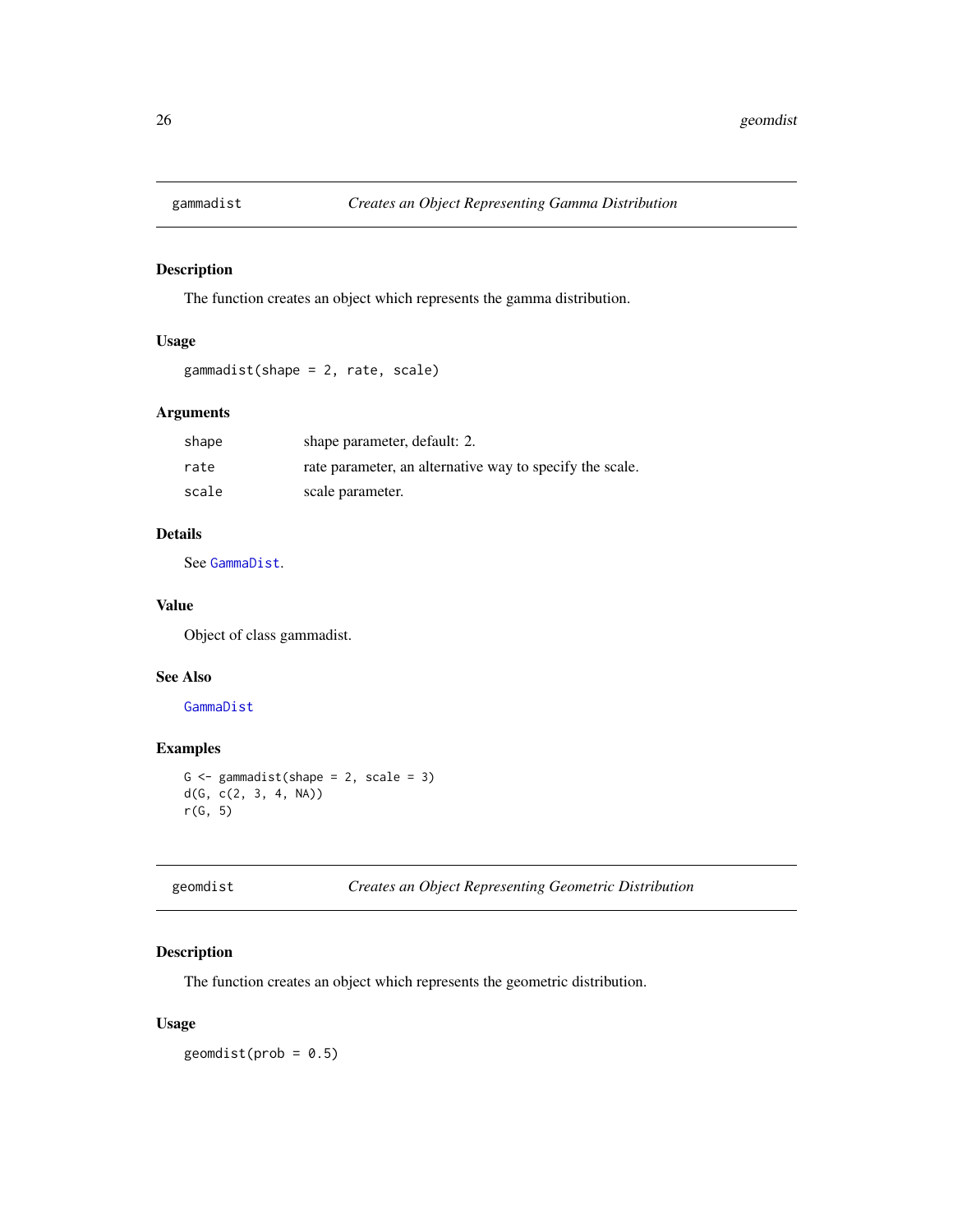## gammadist — *Creates an Object Representing Gamma Distribution*

### Description

The function creates an object which represents the gamma distribution.

### Usage

```
gammadist(shape = 2, rate, scale)
```

### Arguments

| | |
|---|---|
| shape | shape parameter, default: 2. |
| rate | rate parameter, an alternative way to specify the scale. |
| scale | scale parameter. |

### Details

See `GammaDist`.

### Value

Object of class gammadist.

### See Also

`GammaDist`

### Examples

```
G <- gammadist(shape = 2, scale = 3)
d(G, c(2, 3, 4, NA))
r(G, 5)
```

## geomdist — *Creates an Object Representing Geometric Distribution*

### Description

The function creates an object which represents the geometric distribution.

### Usage

```
geomdist(prob = 0.5)
```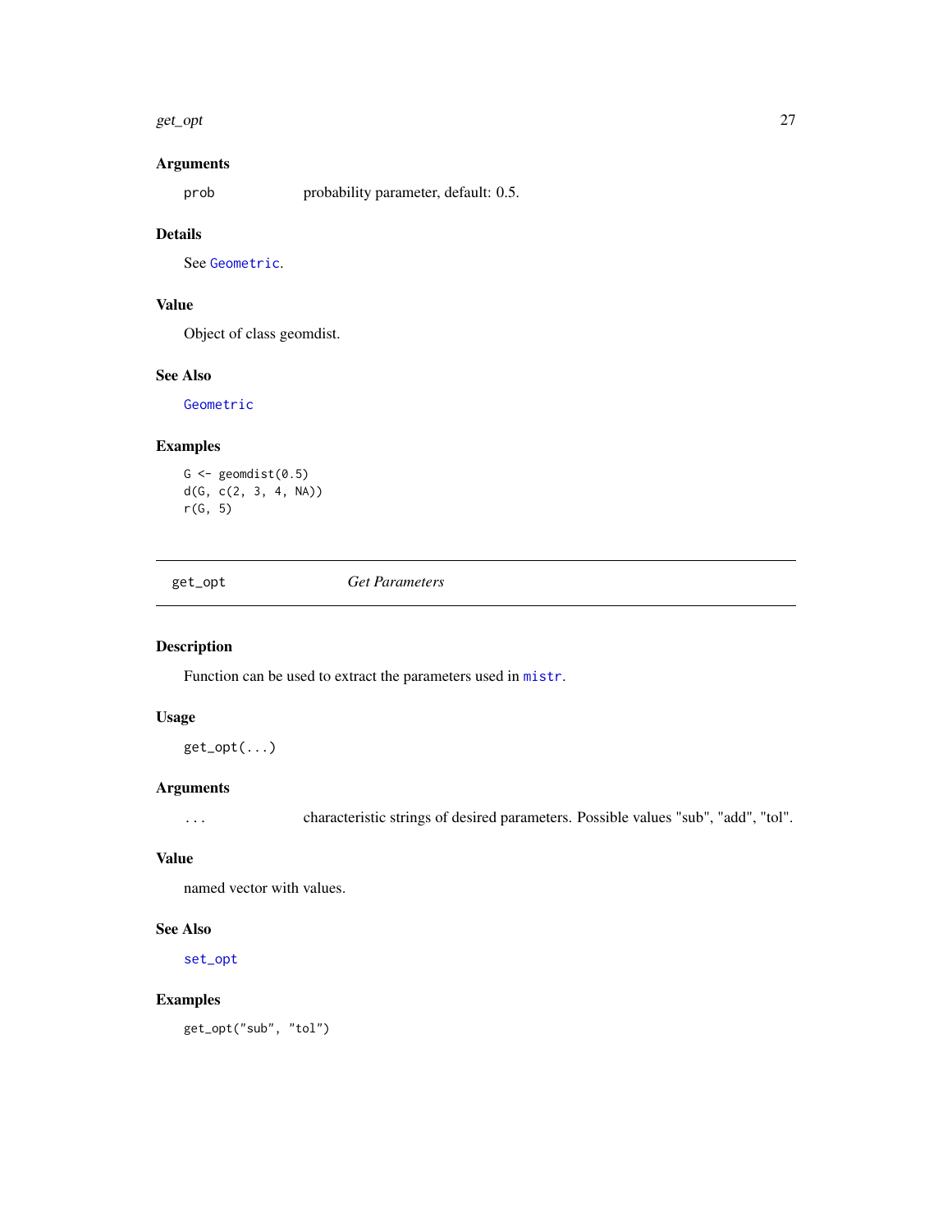### Arguments

`prob` probability parameter, default: 0.5.

### Details

See `Geometric`.

### Value

Object of class geomdist.

### See Also

`Geometric`

### Examples

```
G <- geomdist(0.5)
d(G, c(2, 3, 4, NA))
r(G, 5)
```

---

## get_opt *Get Parameters*

---

### Description

Function can be used to extract the parameters used in `mistr`.

### Usage

```
get_opt(...)
```

### Arguments

`...` characteristic strings of desired parameters. Possible values "sub", "add", "tol".

### Value

named vector with values.

### See Also

`set_opt`

### Examples

```
get_opt("sub", "tol")
```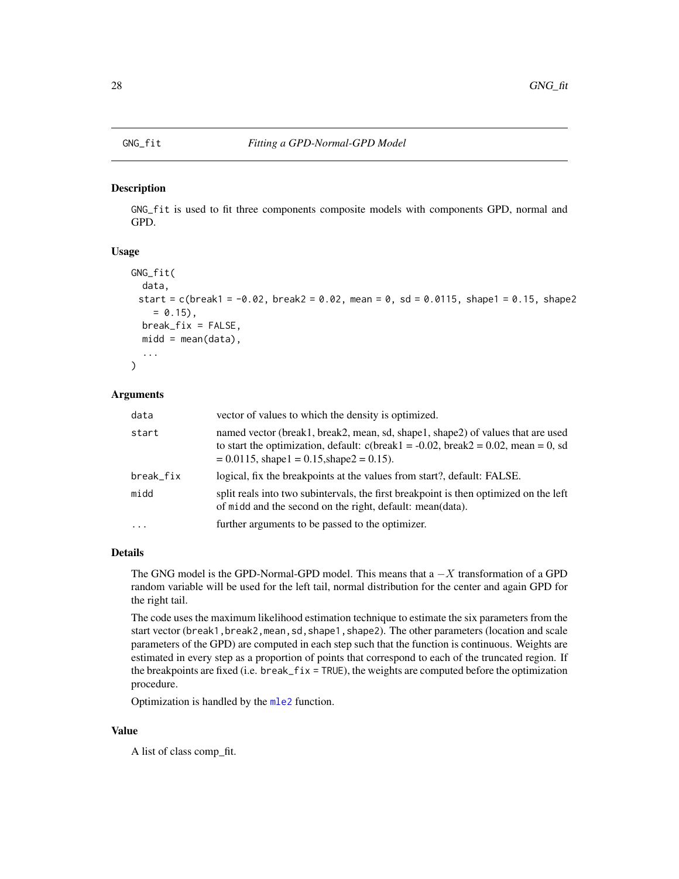GNG_fit *Fitting a GPD-Normal-GPD Model*

## Description

GNG_fit is used to fit three components composite models with components GPD, normal and GPD.

## Usage

```
GNG_fit(
  data,
  start = c(break1 = -0.02, break2 = 0.02, mean = 0, sd = 0.0115, shape1 = 0.15, shape2
    = 0.15),
  break_fix = FALSE,
  midd = mean(data),
  ...
)
```

## Arguments

| | |
|---|---|
| data | vector of values to which the density is optimized. |
| start | named vector (break1, break2, mean, sd, shape1, shape2) of values that are used to start the optimization, default: c(break1 = -0.02, break2 = 0.02, mean = 0, sd = 0.0115, shape1 = 0.15,shape2 = 0.15). |
| break_fix | logical, fix the breakpoints at the values from start?, default: FALSE. |
| midd | split reals into two subintervals, the first breakpoint is then optimized on the left of midd and the second on the right, default: mean(data). |
| ... | further arguments to be passed to the optimizer. |

## Details

The GNG model is the GPD-Normal-GPD model. This means that a $-X$ transformation of a GPD random variable will be used for the left tail, normal distribution for the center and again GPD for the right tail.

The code uses the maximum likelihood estimation technique to estimate the six parameters from the start vector (break1,break2,mean,sd,shape1,shape2). The other parameters (location and scale parameters of the GPD) are computed in each step such that the function is continuous. Weights are estimated in every step as a proportion of points that correspond to each of the truncated region. If the breakpoints are fixed (i.e. break_fix = TRUE), the weights are computed before the optimization procedure.

Optimization is handled by the mle2 function.

## Value

A list of class comp_fit.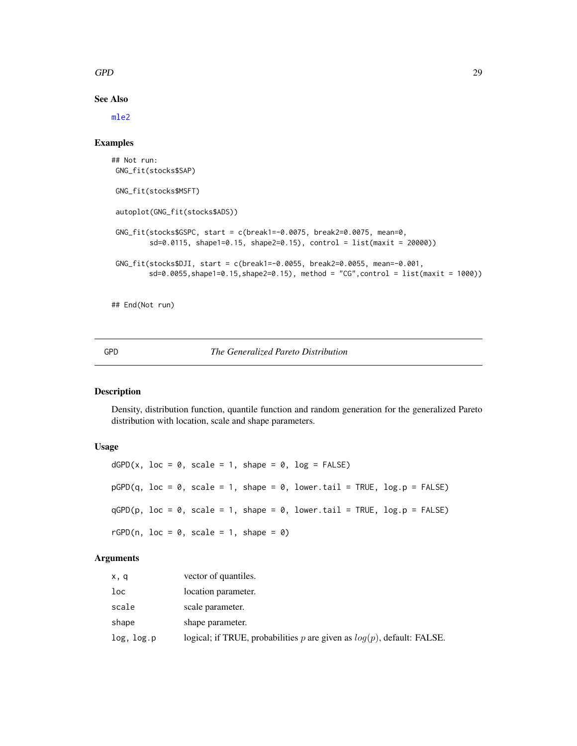### See Also

mle2

### Examples

```
## Not run:
 GNG_fit(stocks$SAP)

 GNG_fit(stocks$MSFT)

 autoplot(GNG_fit(stocks$ADS))

 GNG_fit(stocks$GSPC, start = c(break1=-0.0075, break2=0.0075, mean=0,
        sd=0.0115, shape1=0.15, shape2=0.15), control = list(maxit = 20000))

 GNG_fit(stocks$DJI, start = c(break1=-0.0055, break2=0.0055, mean=-0.001,
        sd=0.0055,shape1=0.15,shape2=0.15), method = "CG",control = list(maxit = 1000))


## End(Not run)
```

---

## GPD — *The Generalized Pareto Distribution*

### Description

Density, distribution function, quantile function and random generation for the generalized Pareto distribution with location, scale and shape parameters.

### Usage

```
dGPD(x, loc = 0, scale = 1, shape = 0, log = FALSE)

pGPD(q, loc = 0, scale = 1, shape = 0, lower.tail = TRUE, log.p = FALSE)

qGPD(p, loc = 0, scale = 1, shape = 0, lower.tail = TRUE, log.p = FALSE)

rGPD(n, loc = 0, scale = 1, shape = 0)
```

### Arguments

| | |
|---|---|
| `x, q` | vector of quantiles. |
| `loc` | location parameter. |
| `scale` | scale parameter. |
| `shape` | shape parameter. |
| `log, log.p` | logical; if TRUE, probabilities $p$ are given as $log(p)$, default: FALSE. |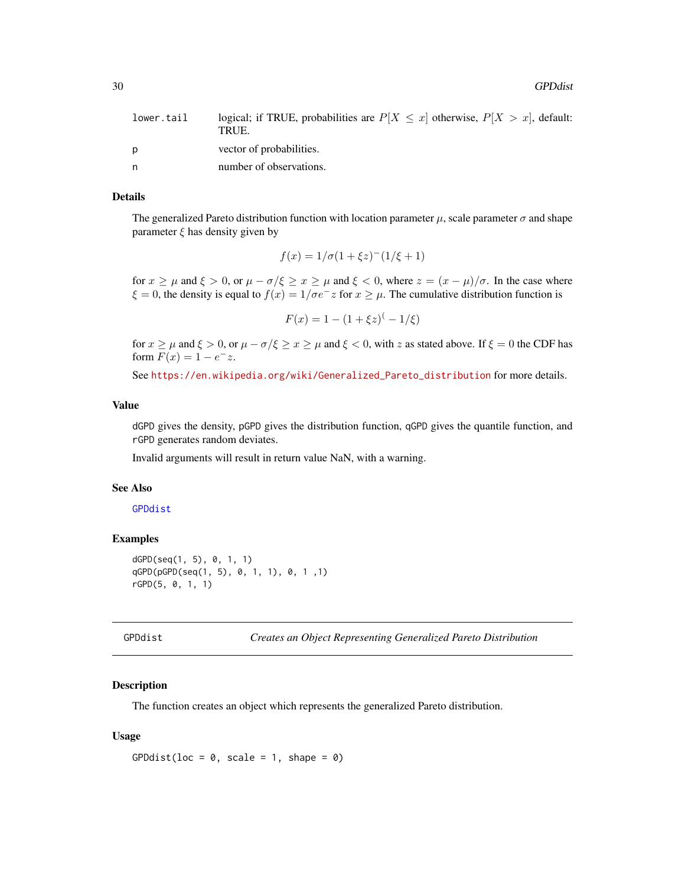| | |
|---|---|
| lower.tail | logical; if TRUE, probabilities are $P[X \leq x]$ otherwise, $P[X > x]$, default: TRUE. |
| p | vector of probabilities. |
| n | number of observations. |

### Details

The generalized Pareto distribution function with location parameter $\mu$, scale parameter $\sigma$ and shape parameter $\xi$ has density given by

$$f(x) = 1/\sigma(1 + \xi z)^-(1/\xi + 1)$$

for $x \geq \mu$ and $\xi > 0$, or $\mu - \sigma/\xi \geq x \geq \mu$ and $\xi < 0$, where $z = (x - \mu)/\sigma$. In the case where $\xi = 0$, the density is equal to $f(x) = 1/\sigma e^- z$ for $x \geq \mu$. The cumulative distribution function is

$$F(x) = 1 - (1 + \xi z)^( - 1/\xi)$$

for $x \geq \mu$ and $\xi > 0$, or $\mu - \sigma/\xi \geq x \geq \mu$ and $\xi < 0$, with $z$ as stated above. If $\xi = 0$ the CDF has form $F(x) = 1 - e^- z$.

See https://en.wikipedia.org/wiki/Generalized_Pareto_distribution for more details.

### Value

dGPD gives the density, pGPD gives the distribution function, qGPD gives the quantile function, and rGPD generates random deviates.

Invalid arguments will result in return value NaN, with a warning.

### See Also

GPDdist

### Examples

```
dGPD(seq(1, 5), 0, 1, 1)
qGPD(pGPD(seq(1, 5), 0, 1, 1), 0, 1 ,1)
rGPD(5, 0, 1, 1)
```

---

## GPDdist — *Creates an Object Representing Generalized Pareto Distribution*

### Description

The function creates an object which represents the generalized Pareto distribution.

### Usage

```
GPDdist(loc = 0, scale = 1, shape = 0)
```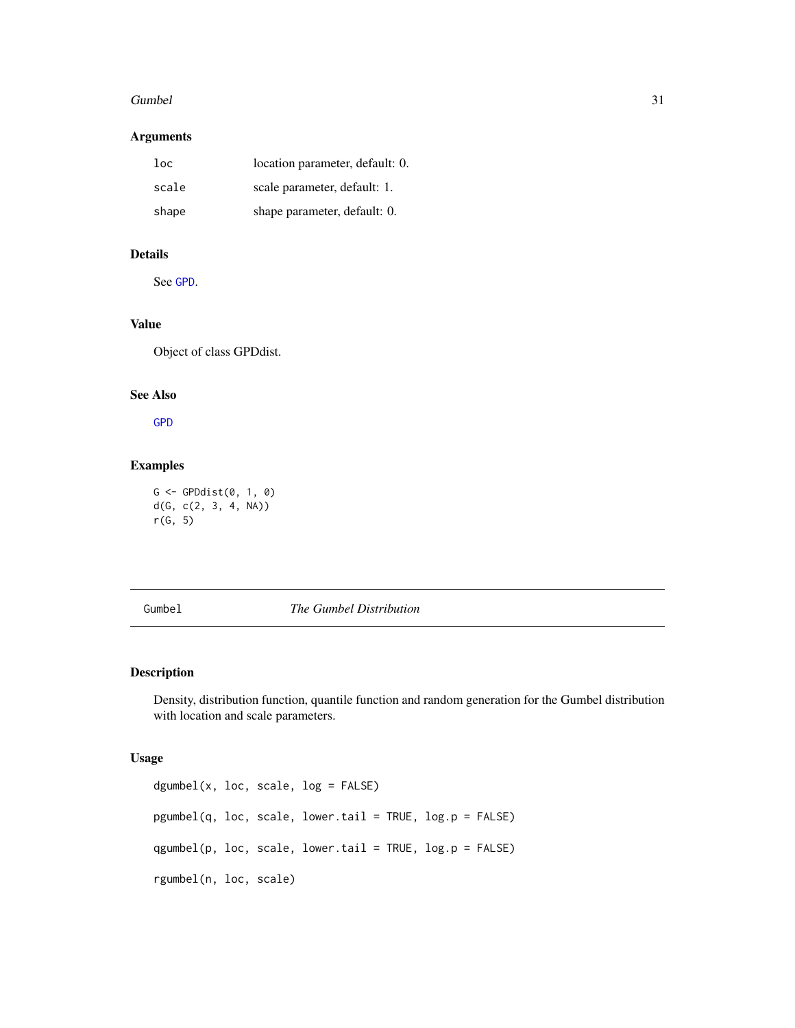### Arguments

| | |
|---|---|
| loc | location parameter, default: 0. |
| scale | scale parameter, default: 1. |
| shape | shape parameter, default: 0. |

### Details

See GPD.

### Value

Object of class GPDdist.

### See Also

GPD

### Examples

```
G <- GPDdist(0, 1, 0)
d(G, c(2, 3, 4, NA))
r(G, 5)
```

---

## Gumbel    *The Gumbel Distribution*

### Description

Density, distribution function, quantile function and random generation for the Gumbel distribution with location and scale parameters.

### Usage

```
dgumbel(x, loc, scale, log = FALSE)

pgumbel(q, loc, scale, lower.tail = TRUE, log.p = FALSE)

qgumbel(p, loc, scale, lower.tail = TRUE, log.p = FALSE)

rgumbel(n, loc, scale)
```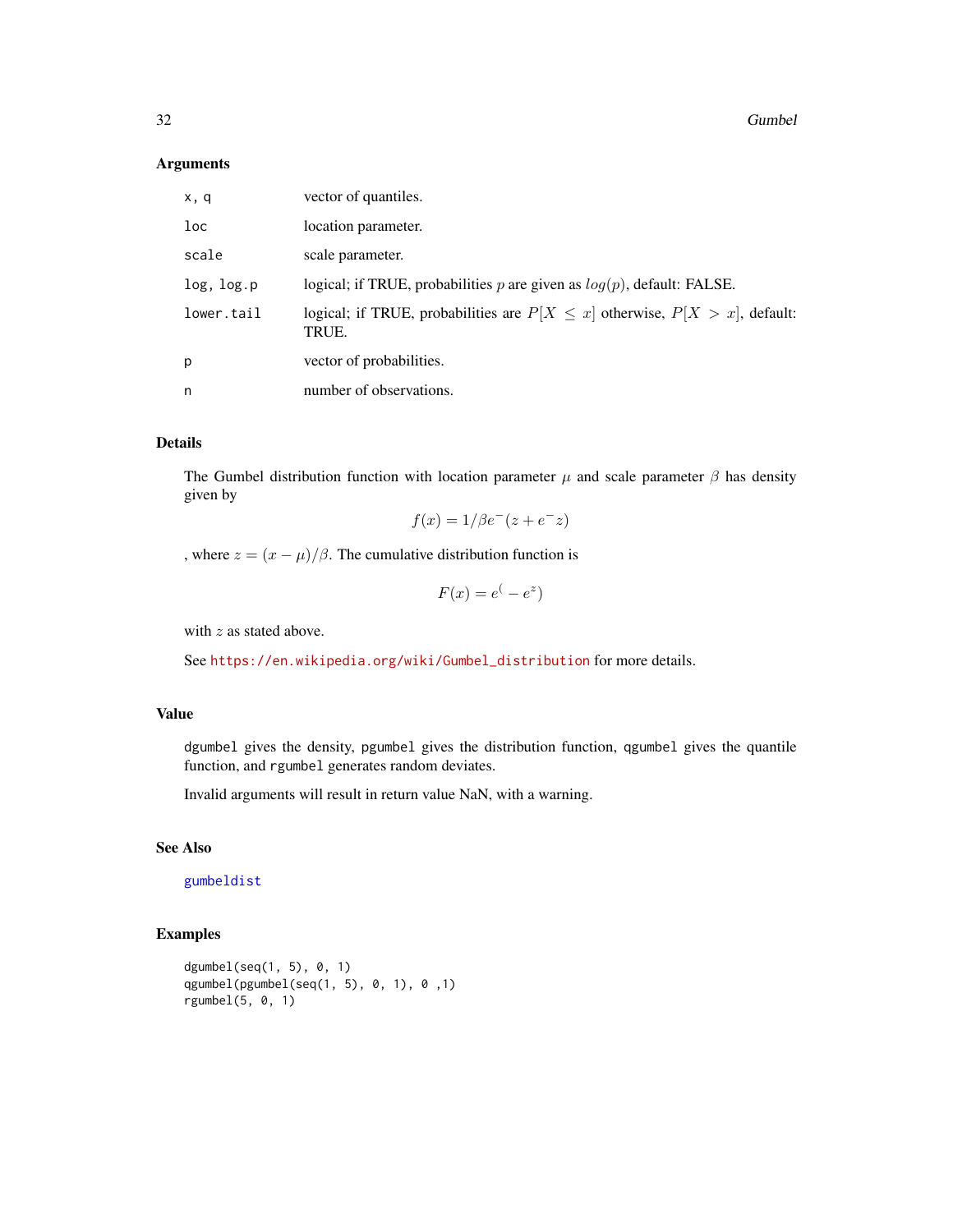### Arguments

| | |
|---|---|
| x, q | vector of quantiles. |
| loc | location parameter. |
| scale | scale parameter. |
| log, log.p | logical; if TRUE, probabilities $p$ are given as $log(p)$, default: FALSE. |
| lower.tail | logical; if TRUE, probabilities are $P[X \leq x]$ otherwise, $P[X > x]$, default: TRUE. |
| p | vector of probabilities. |
| n | number of observations. |

### Details

The Gumbel distribution function with location parameter $\mu$ and scale parameter $\beta$ has density given by

$$f(x) = 1/\beta e^-(z + e^-z)$$

, where $z = (x - \mu)/\beta$. The cumulative distribution function is

$$F(x) = e^(-e^z)$$

with $z$ as stated above.

See https://en.wikipedia.org/wiki/Gumbel_distribution for more details.

### Value

dgumbel gives the density, pgumbel gives the distribution function, qgumbel gives the quantile function, and rgumbel generates random deviates.

Invalid arguments will result in return value NaN, with a warning.

### See Also

gumbeldist

### Examples

```
dgumbel(seq(1, 5), 0, 1)
qgumbel(pgumbel(seq(1, 5), 0, 1), 0 ,1)
rgumbel(5, 0, 1)
```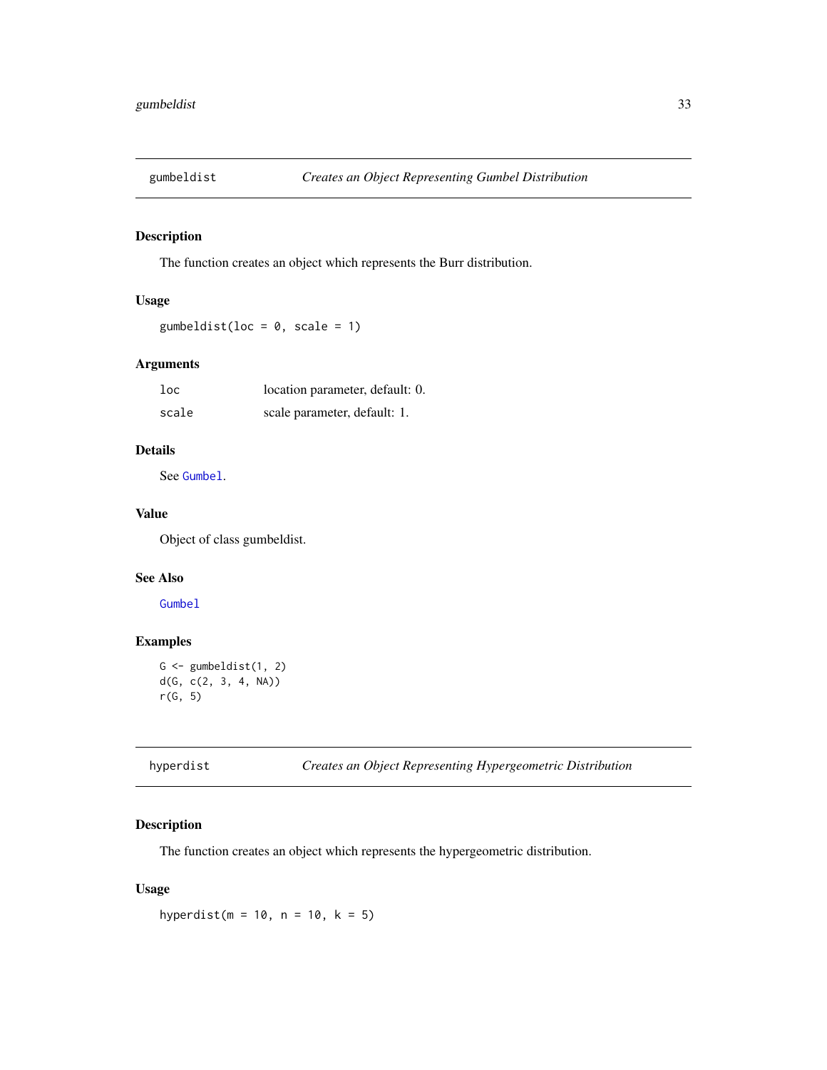## gumbeldist — *Creates an Object Representing Gumbel Distribution*

### Description

The function creates an object which represents the Burr distribution.

### Usage

```
gumbeldist(loc = 0, scale = 1)
```

### Arguments

| | |
|---|---|
| loc | location parameter, default: 0. |
| scale | scale parameter, default: 1. |

### Details

See `Gumbel`.

### Value

Object of class gumbeldist.

### See Also

`Gumbel`

### Examples

```
G <- gumbeldist(1, 2)
d(G, c(2, 3, 4, NA))
r(G, 5)
```

## hyperdist — *Creates an Object Representing Hypergeometric Distribution*

### Description

The function creates an object which represents the hypergeometric distribution.

### Usage

```
hyperdist(m = 10, n = 10, k = 5)
```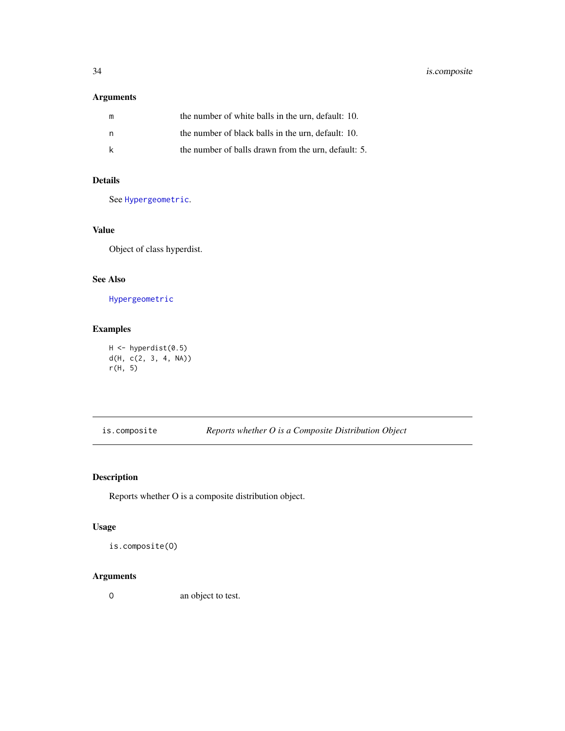### Arguments

| | |
|---|---|
| m | the number of white balls in the urn, default: 10. |
| n | the number of black balls in the urn, default: 10. |
| k | the number of balls drawn from the urn, default: 5. |

### Details

See `Hypergeometric`.

### Value

Object of class hyperdist.

### See Also

`Hypergeometric`

### Examples

```
H <- hyperdist(0.5)
d(H, c(2, 3, 4, NA))
r(H, 5)
```

---

## is.composite — *Reports whether O is a Composite Distribution Object*

---

### Description

Reports whether O is a composite distribution object.

### Usage

```
is.composite(O)
```

### Arguments

| | |
|---|---|
| O | an object to test. |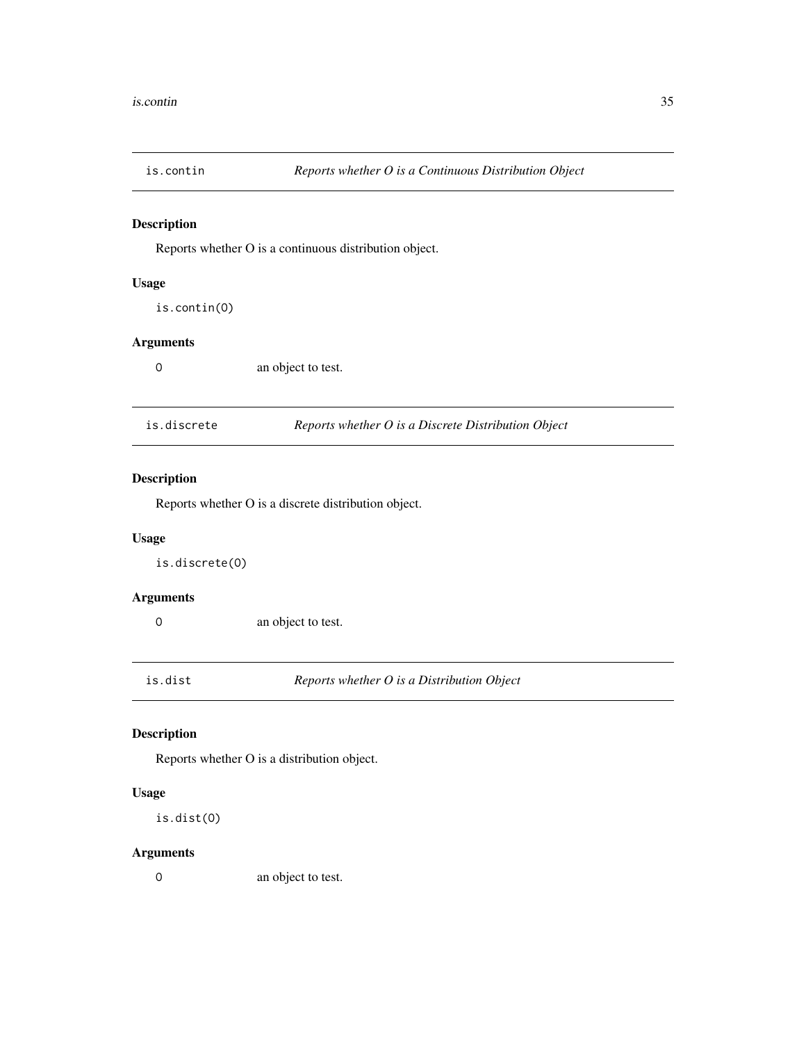## is.contin — *Reports whether O is a Continuous Distribution Object*

### Description

Reports whether O is a continuous distribution object.

### Usage

```
is.contin(O)
```

### Arguments

| | |
|---|---|
| `O` | an object to test. |

## is.discrete — *Reports whether O is a Discrete Distribution Object*

### Description

Reports whether O is a discrete distribution object.

### Usage

```
is.discrete(O)
```

### Arguments

| | |
|---|---|
| `O` | an object to test. |

## is.dist — *Reports whether O is a Distribution Object*

### Description

Reports whether O is a distribution object.

### Usage

```
is.dist(O)
```

### Arguments

| | |
|---|---|
| `O` | an object to test. |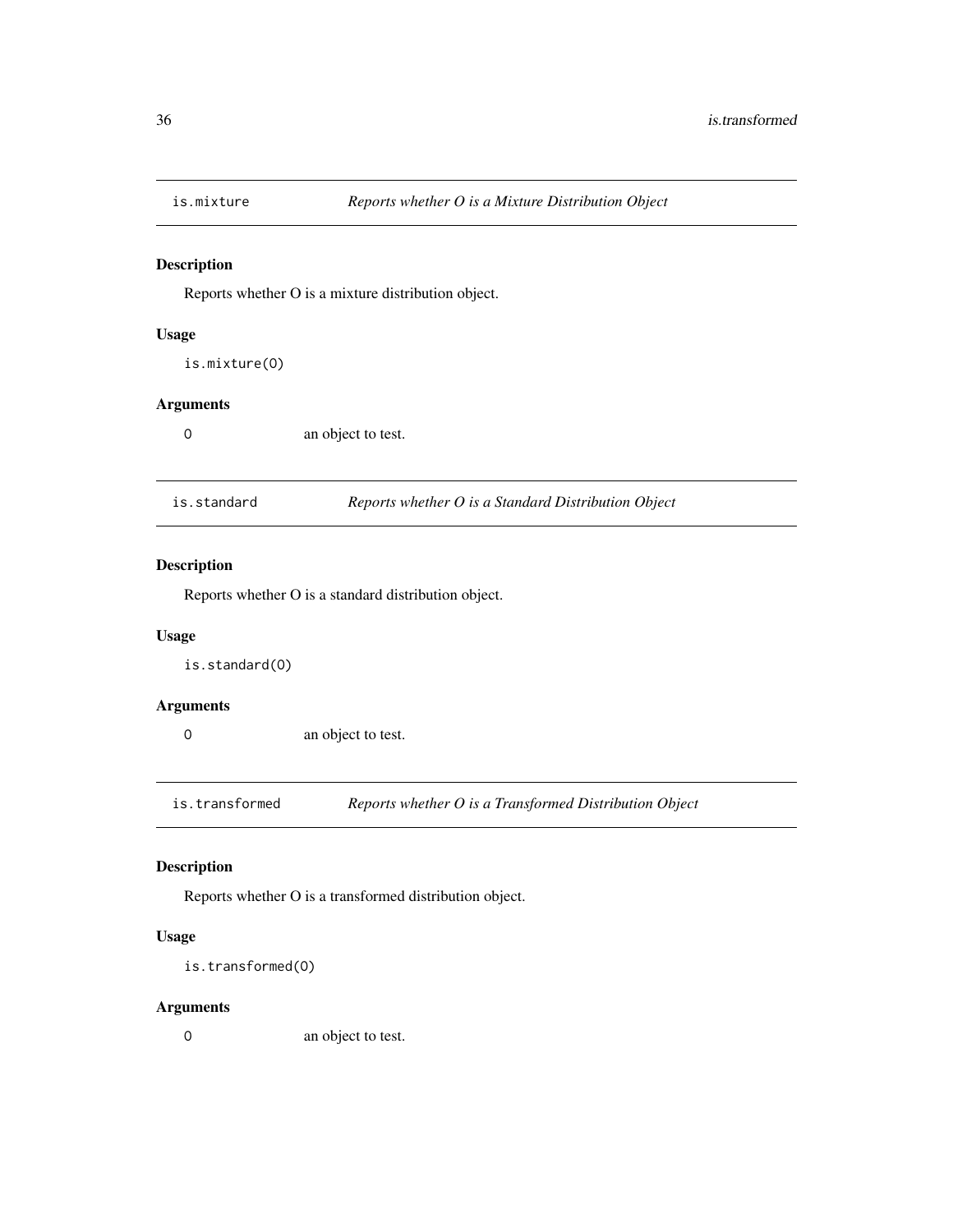## is.mixture — *Reports whether O is a Mixture Distribution Object*

### Description

Reports whether O is a mixture distribution object.

### Usage

```
is.mixture(O)
```

### Arguments

| | |
|---|---|
| O | an object to test. |

## is.standard — *Reports whether O is a Standard Distribution Object*

### Description

Reports whether O is a standard distribution object.

### Usage

```
is.standard(O)
```

### Arguments

| | |
|---|---|
| O | an object to test. |

## is.transformed — *Reports whether O is a Transformed Distribution Object*

### Description

Reports whether O is a transformed distribution object.

### Usage

```
is.transformed(O)
```

### Arguments

| | |
|---|---|
| O | an object to test. |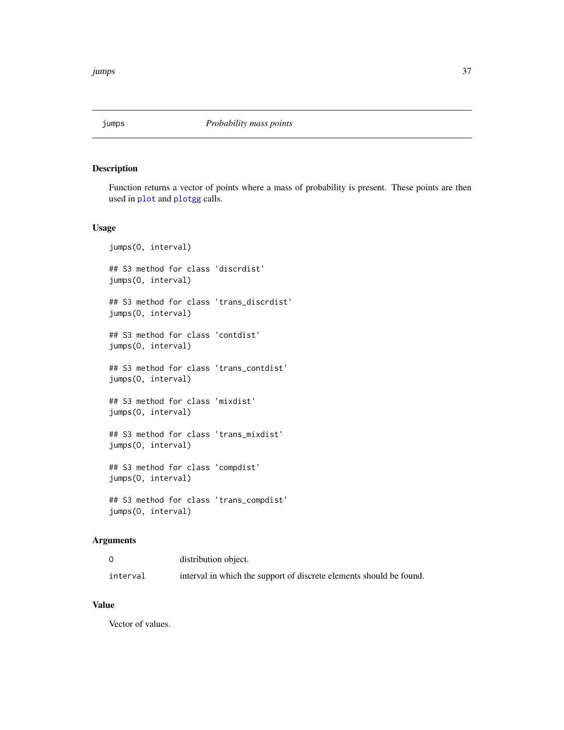# jumps — *Probability mass points*

## Description

Function returns a vector of points where a mass of probability is present. These points are then used in plot and plotgg calls.

## Usage

```
jumps(O, interval)

## S3 method for class 'discrdist'
jumps(O, interval)

## S3 method for class 'trans_discrdist'
jumps(O, interval)

## S3 method for class 'contdist'
jumps(O, interval)

## S3 method for class 'trans_contdist'
jumps(O, interval)

## S3 method for class 'mixdist'
jumps(O, interval)

## S3 method for class 'trans_mixdist'
jumps(O, interval)

## S3 method for class 'compdist'
jumps(O, interval)

## S3 method for class 'trans_compdist'
jumps(O, interval)
```

## Arguments

| | |
|---|---|
| O | distribution object. |
| interval | interval in which the support of discrete elements should be found. |

## Value

Vector of values.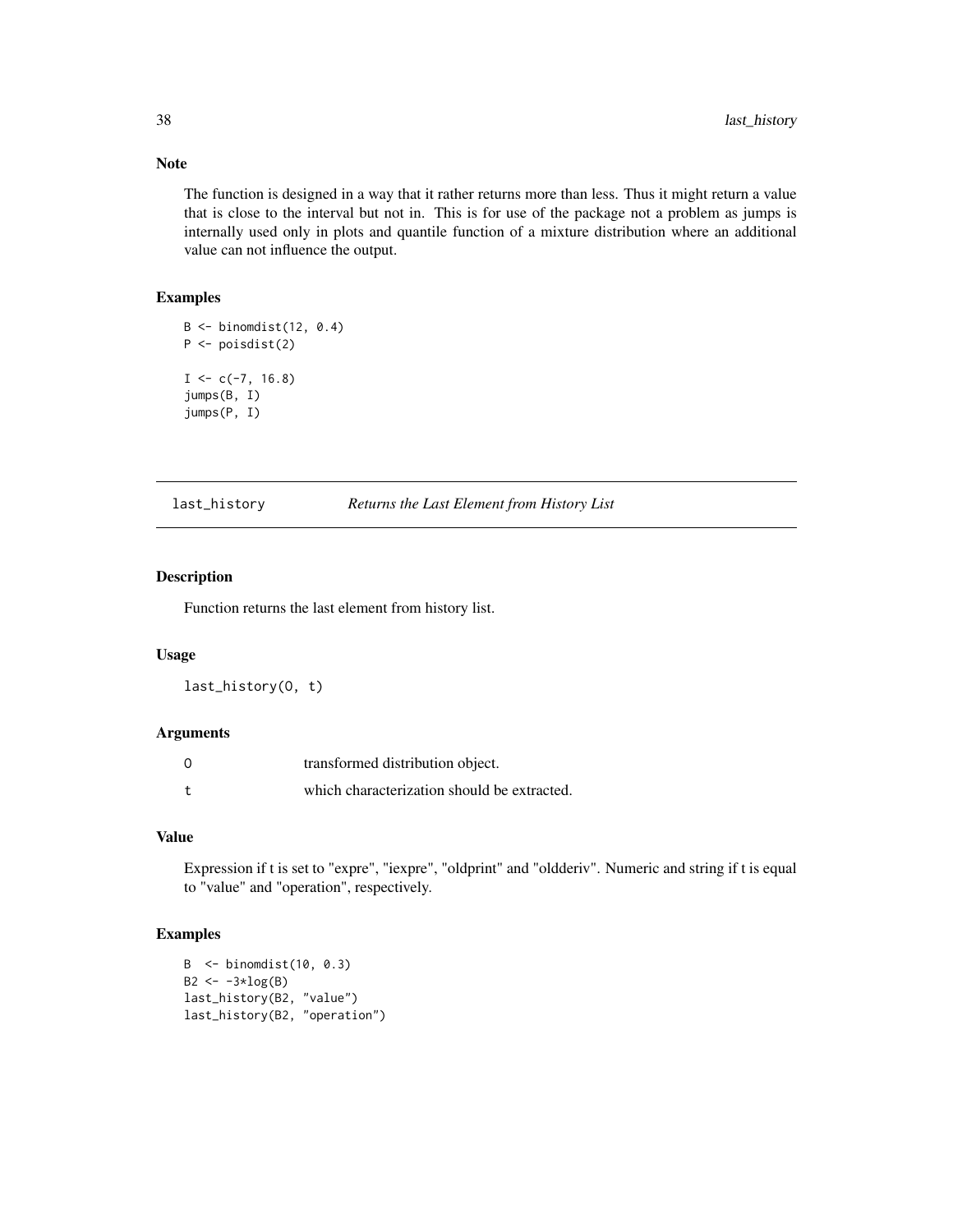### Note

The function is designed in a way that it rather returns more than less. Thus it might return a value that is close to the interval but not in. This is for use of the package not a problem as jumps is internally used only in plots and quantile function of a mixture distribution where an additional value can not influence the output.

### Examples

```
B <- binomdist(12, 0.4)
P <- poisdist(2)

I <- c(-7, 16.8)
jumps(B, I)
jumps(P, I)
```

---

## last_history — *Returns the Last Element from History List*

### Description

Function returns the last element from history list.

### Usage

```
last_history(O, t)
```

### Arguments

| | |
|---|---|
| O | transformed distribution object. |
| t | which characterization should be extracted. |

### Value

Expression if t is set to "expre", "iexpre", "oldprint" and "oldderiv". Numeric and string if t is equal to "value" and "operation", respectively.

### Examples

```
B  <- binomdist(10, 0.3)
B2 <- -3*log(B)
last_history(B2, "value")
last_history(B2, "operation")
```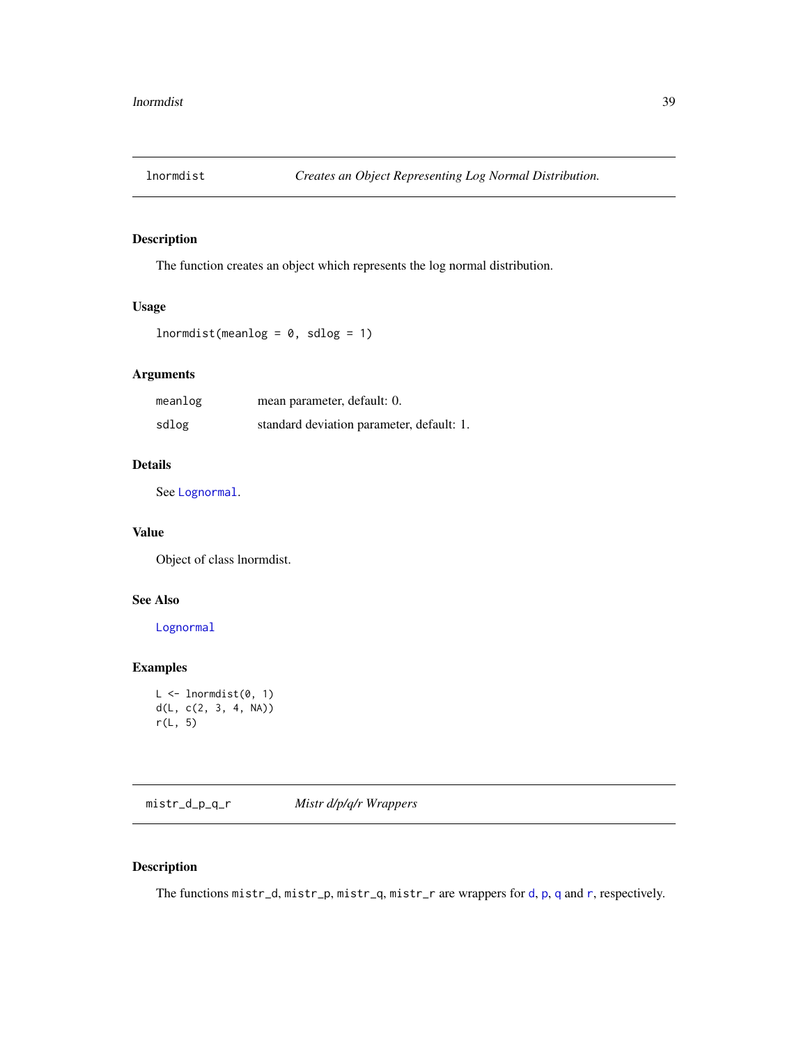## lnormdist — *Creates an Object Representing Log Normal Distribution.*

### Description

The function creates an object which represents the log normal distribution.

### Usage

```
lnormdist(meanlog = 0, sdlog = 1)
```

### Arguments

| | |
|---|---|
| meanlog | mean parameter, default: 0. |
| sdlog | standard deviation parameter, default: 1. |

### Details

See `Lognormal`.

### Value

Object of class lnormdist.

### See Also

`Lognormal`

### Examples

```
L <- lnormdist(0, 1)
d(L, c(2, 3, 4, NA))
r(L, 5)
```

## mistr_d_p_q_r — *Mistr d/p/q/r Wrappers*

### Description

The functions `mistr_d`, `mistr_p`, `mistr_q`, `mistr_r` are wrappers for `d`, `p`, `q` and `r`, respectively.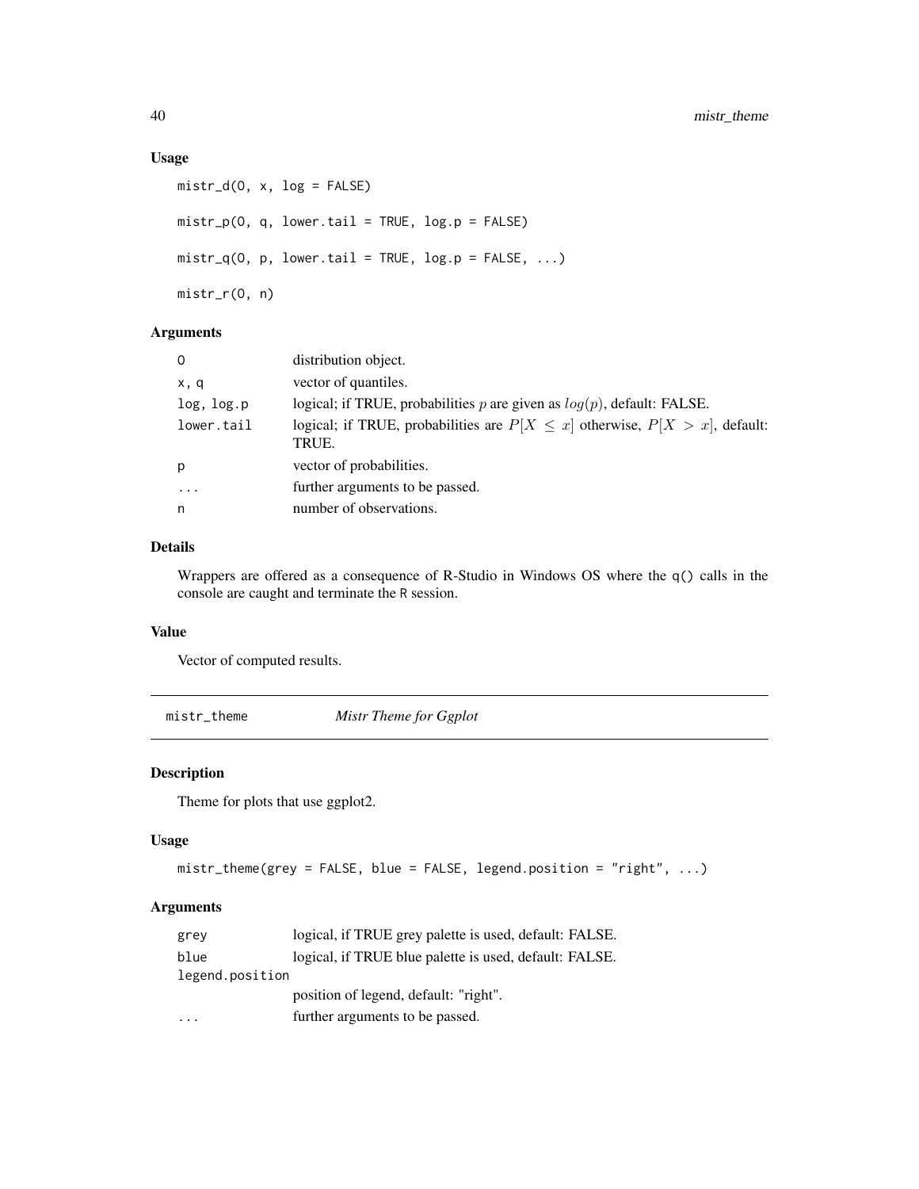### Usage

```
mistr_d(O, x, log = FALSE)

mistr_p(O, q, lower.tail = TRUE, log.p = FALSE)

mistr_q(O, p, lower.tail = TRUE, log.p = FALSE, ...)

mistr_r(O, n)
```

### Arguments

| | |
|---|---|
| O | distribution object. |
| x, q | vector of quantiles. |
| log, log.p | logical; if TRUE, probabilities $p$ are given as $log(p)$, default: FALSE. |
| lower.tail | logical; if TRUE, probabilities are $P[X \leq x]$ otherwise, $P[X > x]$, default: TRUE. |
| p | vector of probabilities. |
| ... | further arguments to be passed. |
| n | number of observations. |

### Details

Wrappers are offered as a consequence of R-Studio in Windows OS where the q() calls in the console are caught and terminate the R session.

### Value

Vector of computed results.

---

## mistr_theme *Mistr Theme for Ggplot*

### Description

Theme for plots that use ggplot2.

### Usage

```
mistr_theme(grey = FALSE, blue = FALSE, legend.position = "right", ...)
```

### Arguments

| | |
|---|---|
| grey | logical, if TRUE grey palette is used, default: FALSE. |
| blue | logical, if TRUE blue palette is used, default: FALSE. |
| legend.position | position of legend, default: "right". |
| ... | further arguments to be passed. |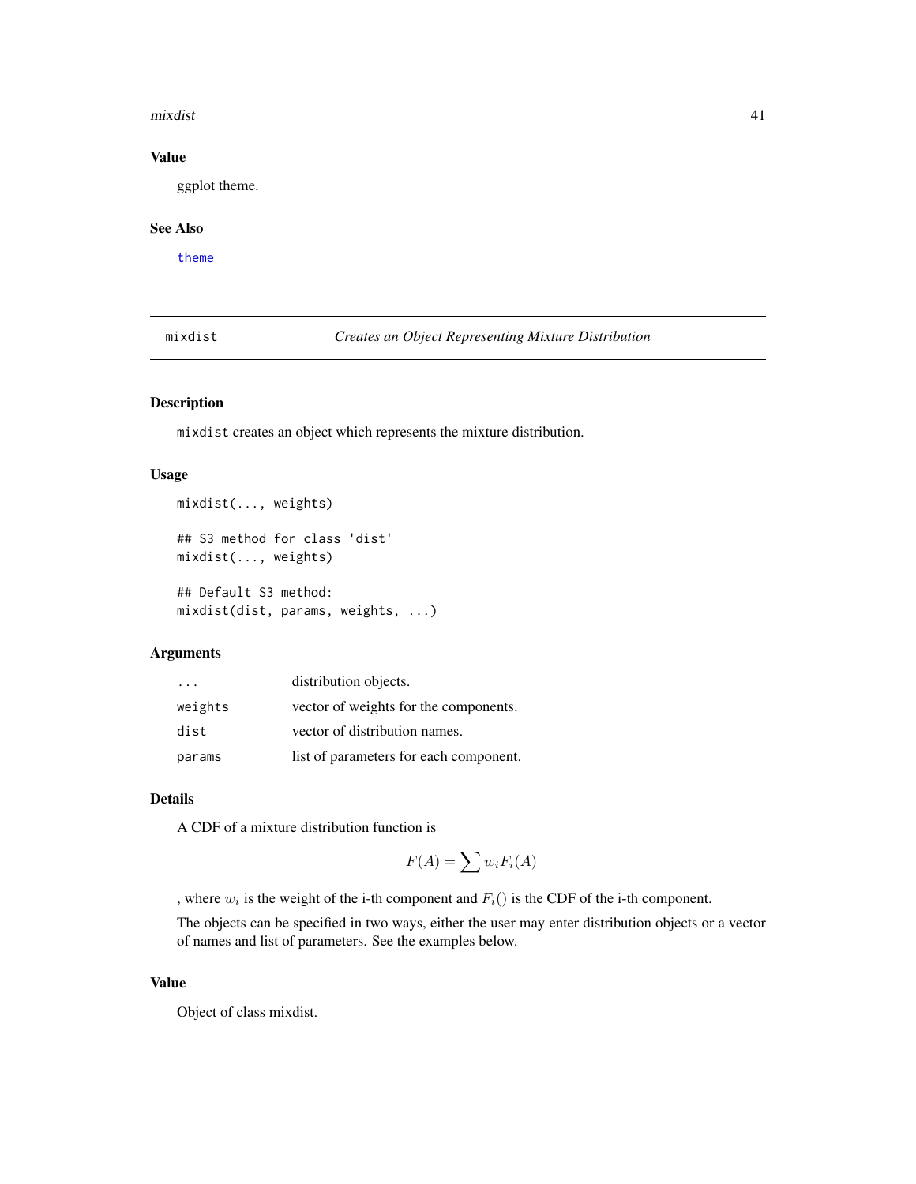## Value

ggplot theme.

## See Also

theme

---

# mixdist — *Creates an Object Representing Mixture Distribution*

## Description

`mixdist` creates an object which represents the mixture distribution.

## Usage

```
mixdist(..., weights)

## S3 method for class 'dist'
mixdist(..., weights)

## Default S3 method:
mixdist(dist, params, weights, ...)
```

## Arguments

| | |
|---|---|
| `...` | distribution objects. |
| `weights` | vector of weights for the components. |
| `dist` | vector of distribution names. |
| `params` | list of parameters for each component. |

## Details

A CDF of a mixture distribution function is

$$F(A) = \sum w_i F_i(A)$$

, where $w_i$ is the weight of the i-th component and $F_i()$ is the CDF of the i-th component.

The objects can be specified in two ways, either the user may enter distribution objects or a vector of names and list of parameters. See the examples below.

## Value

Object of class mixdist.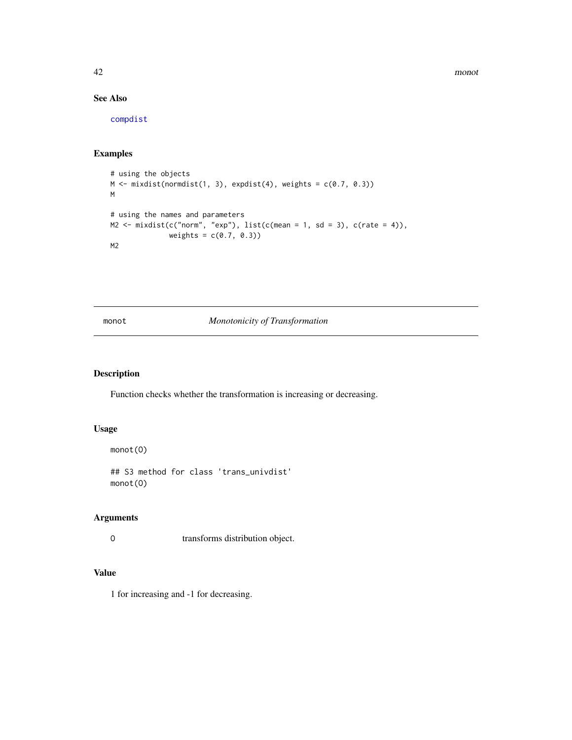### See Also

compdist

### Examples

```
# using the objects
M <- mixdist(normdist(1, 3), expdist(4), weights = c(0.7, 0.3))
M

# using the names and parameters
M2 <- mixdist(c("norm", "exp"), list(c(mean = 1, sd = 3), c(rate = 4)),
              weights = c(0.7, 0.3))
M2
```

---

## monot — *Monotonicity of Transformation*

---

### Description

Function checks whether the transformation is increasing or decreasing.

### Usage

```
monot(O)

## S3 method for class 'trans_univdist'
monot(O)
```

### Arguments

| | |
|---|---|
| O | transforms distribution object. |

### Value

1 for increasing and -1 for decreasing.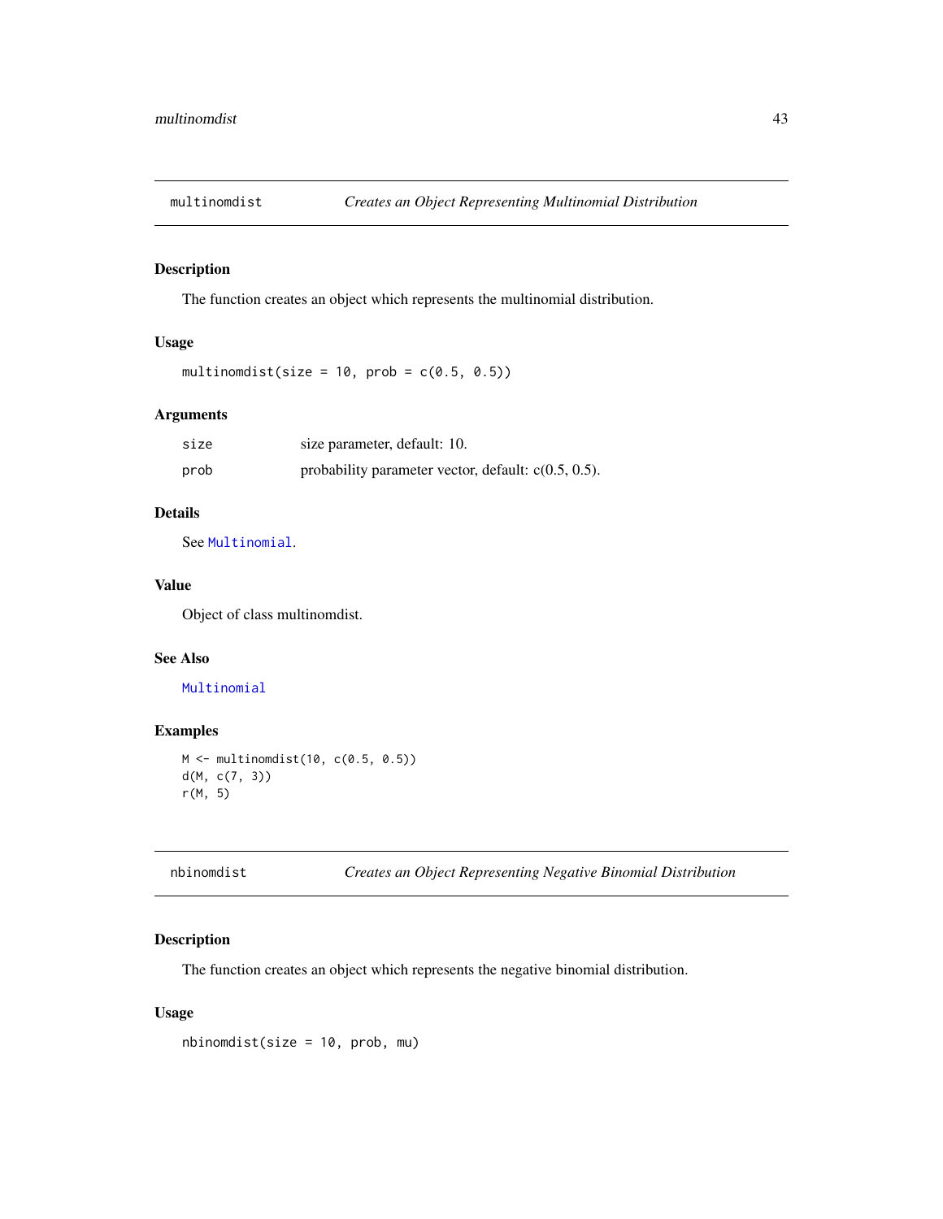## multinomdist — *Creates an Object Representing Multinomial Distribution*

### Description

The function creates an object which represents the multinomial distribution.

### Usage

```
multinomdist(size = 10, prob = c(0.5, 0.5))
```

### Arguments

| | |
|---|---|
| size | size parameter, default: 10. |
| prob | probability parameter vector, default: c(0.5, 0.5). |

### Details

See Multinomial.

### Value

Object of class multinomdist.

### See Also

Multinomial

### Examples

```
M <- multinomdist(10, c(0.5, 0.5))
d(M, c(7, 3))
r(M, 5)
```

## nbinomdist — *Creates an Object Representing Negative Binomial Distribution*

### Description

The function creates an object which represents the negative binomial distribution.

### Usage

```
nbinomdist(size = 10, prob, mu)
```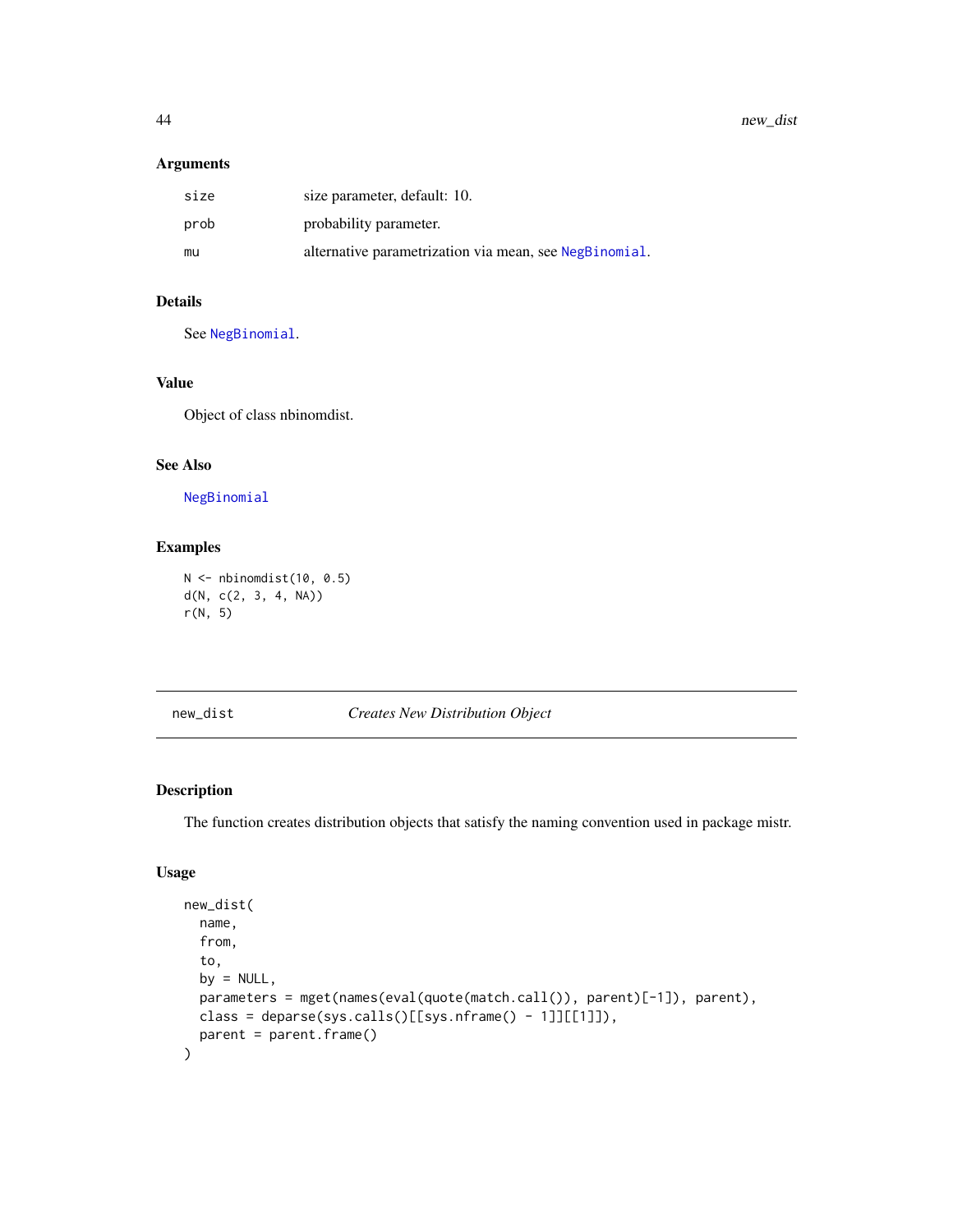### Arguments

| | |
|---|---|
| size | size parameter, default: 10. |
| prob | probability parameter. |
| mu | alternative parametrization via mean, see NegBinomial. |

### Details

See NegBinomial.

### Value

Object of class nbinomdist.

### See Also

NegBinomial

### Examples

```
N <- nbinomdist(10, 0.5)
d(N, c(2, 3, 4, NA))
r(N, 5)
```

---

## new_dist — *Creates New Distribution Object*

### Description

The function creates distribution objects that satisfy the naming convention used in package mistr.

### Usage

```
new_dist(
  name,
  from,
  to,
  by = NULL,
  parameters = mget(names(eval(quote(match.call()), parent)[-1]), parent),
  class = deparse(sys.calls()[[sys.nframe() - 1]][[1]]),
  parent = parent.frame()
)
```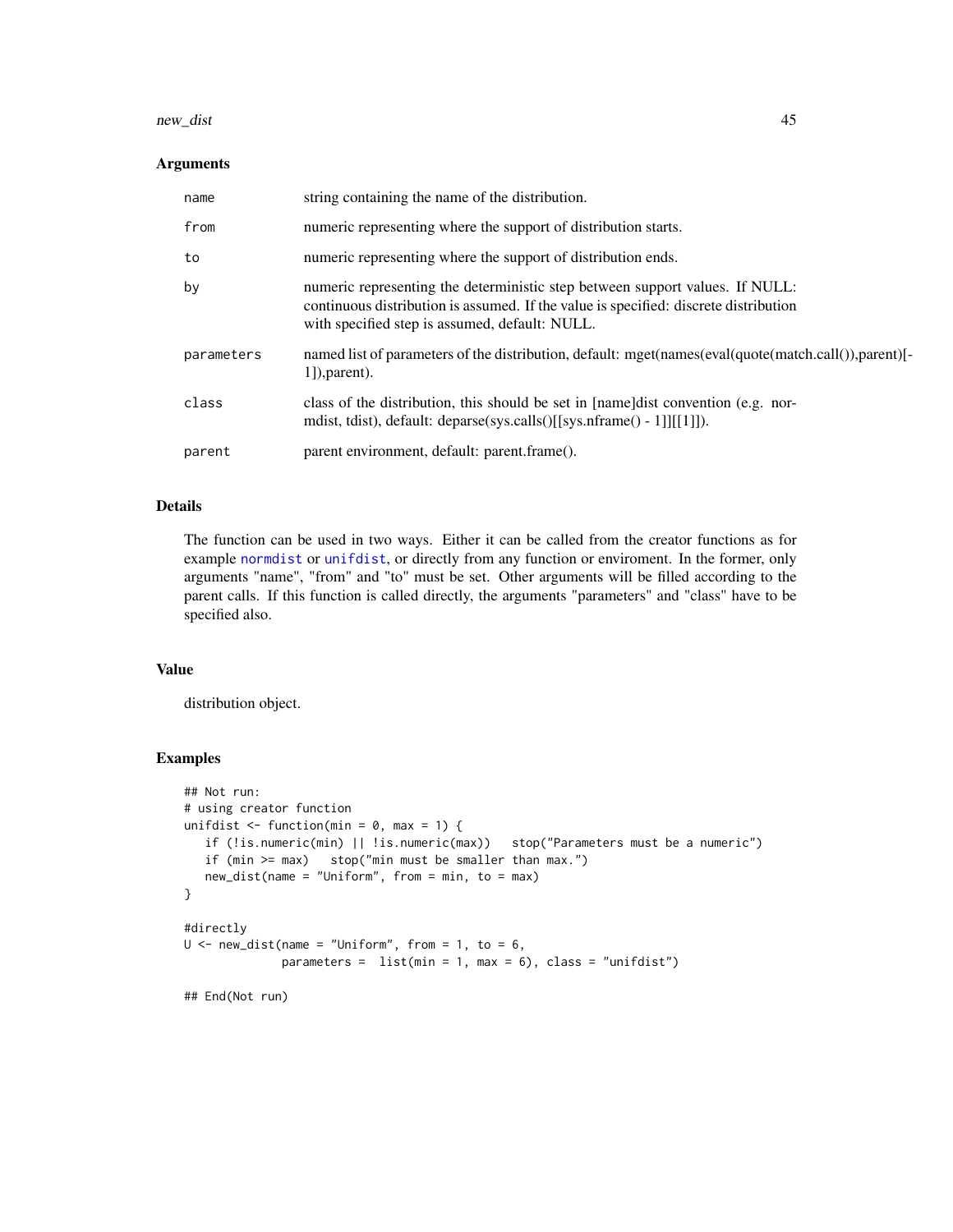## Arguments

| | |
|---|---|
| name | string containing the name of the distribution. |
| from | numeric representing where the support of distribution starts. |
| to | numeric representing where the support of distribution ends. |
| by | numeric representing the deterministic step between support values. If NULL: continuous distribution is assumed. If the value is specified: discrete distribution with specified step is assumed, default: NULL. |
| parameters | named list of parameters of the distribution, default: mget(names(eval(quote(match.call()),parent)[-1]),parent). |
| class | class of the distribution, this should be set in [name]dist convention (e.g. normdist, tdist), default: deparse(sys.calls()[[sys.nframe() - 1]][[1]]). |
| parent | parent environment, default: parent.frame(). |

## Details

The function can be used in two ways. Either it can be called from the creator functions as for example `normdist` or `unifdist`, or directly from any function or enviroment. In the former, only arguments "name", "from" and "to" must be set. Other arguments will be filled according to the parent calls. If this function is called directly, the arguments "parameters" and "class" have to be specified also.

## Value

distribution object.

## Examples

```
## Not run:
# using creator function
unifdist <- function(min = 0, max = 1) {
   if (!is.numeric(min) || !is.numeric(max))   stop("Parameters must be a numeric")
   if (min >= max)   stop("min must be smaller than max.")
   new_dist(name = "Uniform", from = min, to = max)
}

#directly
U <- new_dist(name = "Uniform", from = 1, to = 6,
              parameters =  list(min = 1, max = 6), class = "unifdist")

## End(Not run)
```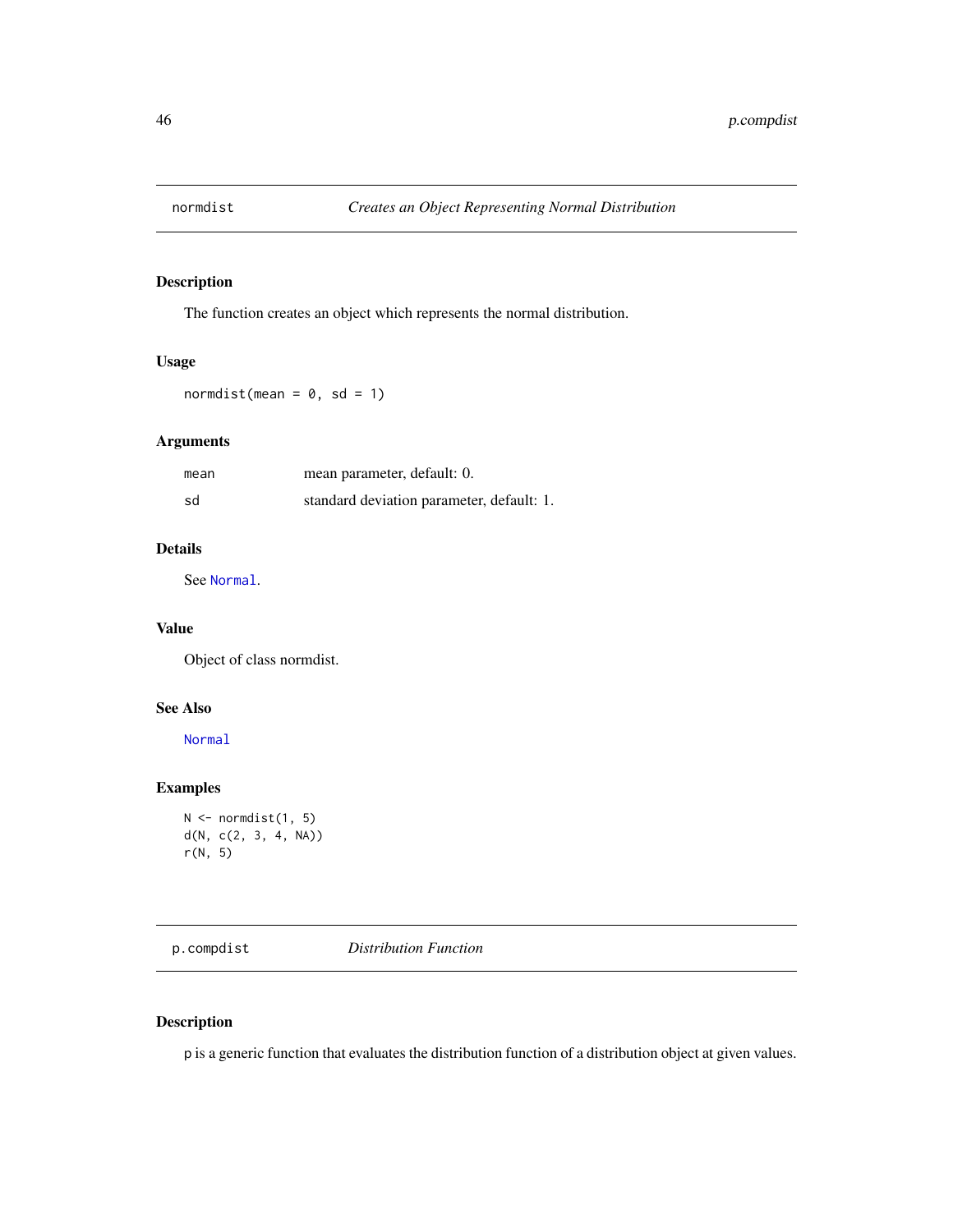## normdist — *Creates an Object Representing Normal Distribution*

### Description

The function creates an object which represents the normal distribution.

### Usage

```
normdist(mean = 0, sd = 1)
```

### Arguments

| | |
|---|---|
| mean | mean parameter, default: 0. |
| sd | standard deviation parameter, default: 1. |

### Details

See `Normal`.

### Value

Object of class normdist.

### See Also

`Normal`

### Examples

```
N <- normdist(1, 5)
d(N, c(2, 3, 4, NA))
r(N, 5)
```

## p.compdist — *Distribution Function*

### Description

p is a generic function that evaluates the distribution function of a distribution object at given values.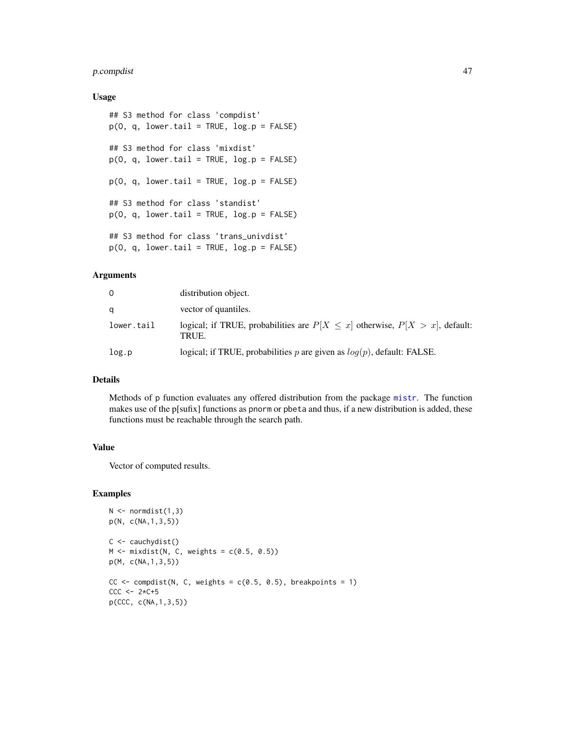### Usage

```
## S3 method for class 'compdist'
p(O, q, lower.tail = TRUE, log.p = FALSE)

## S3 method for class 'mixdist'
p(O, q, lower.tail = TRUE, log.p = FALSE)

p(O, q, lower.tail = TRUE, log.p = FALSE)

## S3 method for class 'standist'
p(O, q, lower.tail = TRUE, log.p = FALSE)

## S3 method for class 'trans_univdist'
p(O, q, lower.tail = TRUE, log.p = FALSE)
```

### Arguments

| | |
|---|---|
| O | distribution object. |
| q | vector of quantiles. |
| lower.tail | logical; if TRUE, probabilities are $P[X \leq x]$ otherwise, $P[X > x]$, default: TRUE. |
| log.p | logical; if TRUE, probabilities $p$ are given as $log(p)$, default: FALSE. |

### Details

Methods of p function evaluates any offered distribution from the package mistr. The function makes use of the p[sufix] functions as pnorm or pbeta and thus, if a new distribution is added, these functions must be reachable through the search path.

### Value

Vector of computed results.

### Examples

```
N <- normdist(1,3)
p(N, c(NA,1,3,5))

C <- cauchydist()
M <- mixdist(N, C, weights = c(0.5, 0.5))
p(M, c(NA,1,3,5))

CC <- compdist(N, C, weights = c(0.5, 0.5), breakpoints = 1)
CCC <- 2*C+5
p(CCC, c(NA,1,3,5))
```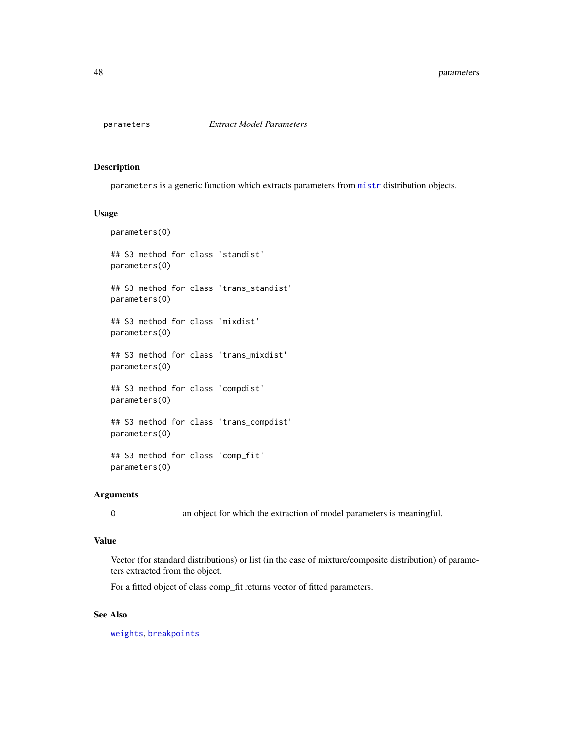parameters *Extract Model Parameters*

## Description

`parameters` is a generic function which extracts parameters from `mistr` distribution objects.

## Usage

```
parameters(O)

## S3 method for class 'standist'
parameters(O)

## S3 method for class 'trans_standist'
parameters(O)

## S3 method for class 'mixdist'
parameters(O)

## S3 method for class 'trans_mixdist'
parameters(O)

## S3 method for class 'compdist'
parameters(O)

## S3 method for class 'trans_compdist'
parameters(O)

## S3 method for class 'comp_fit'
parameters(O)
```

## Arguments

| | |
|---|---|
| O | an object for which the extraction of model parameters is meaningful. |

## Value

Vector (for standard distributions) or list (in the case of mixture/composite distribution) of parameters extracted from the object.

For a fitted object of class comp_fit returns vector of fitted parameters.

## See Also

`weights`, `breakpoints`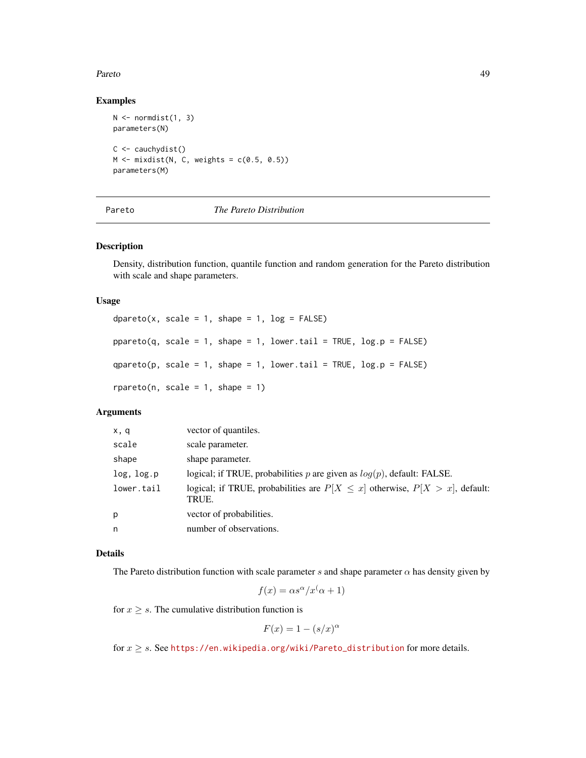### Examples

```
N <- normdist(1, 3)
parameters(N)

C <- cauchydist()
M <- mixdist(N, C, weights = c(0.5, 0.5))
parameters(M)
```

---

## Pareto — *The Pareto Distribution*

---

### Description

Density, distribution function, quantile function and random generation for the Pareto distribution with scale and shape parameters.

### Usage

```
dpareto(x, scale = 1, shape = 1, log = FALSE)

ppareto(q, scale = 1, shape = 1, lower.tail = TRUE, log.p = FALSE)

qpareto(p, scale = 1, shape = 1, lower.tail = TRUE, log.p = FALSE)

rpareto(n, scale = 1, shape = 1)
```

### Arguments

| | |
|---|---|
| `x, q` | vector of quantiles. |
| `scale` | scale parameter. |
| `shape` | shape parameter. |
| `log, log.p` | logical; if TRUE, probabilities $p$ are given as $log(p)$, default: FALSE. |
| `lower.tail` | logical; if TRUE, probabilities are $P[X \leq x]$ otherwise, $P[X > x]$, default: TRUE. |
| `p` | vector of probabilities. |
| `n` | number of observations. |

### Details

The Pareto distribution function with scale parameter $s$ and shape parameter $\alpha$ has density given by

$$f(x) = \alpha s^\alpha / x^(\alpha + 1)$$

for $x \geq s$. The cumulative distribution function is

$$F(x) = 1 - (s/x)^\alpha$$

for $x \geq s$. See https://en.wikipedia.org/wiki/Pareto_distribution for more details.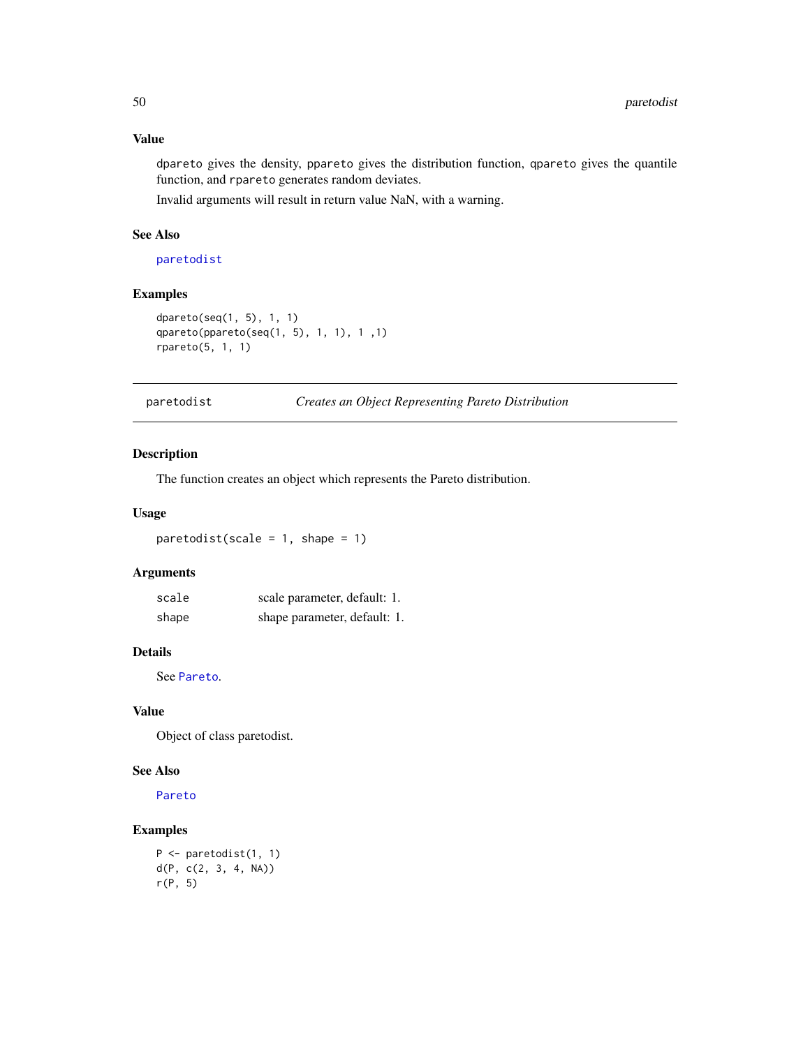### Value

`dpareto` gives the density, `ppareto` gives the distribution function, `qpareto` gives the quantile function, and `rpareto` generates random deviates.

Invalid arguments will result in return value NaN, with a warning.

### See Also

`paretodist`

### Examples

```
dpareto(seq(1, 5), 1, 1)
qpareto(ppareto(seq(1, 5), 1, 1), 1 ,1)
rpareto(5, 1, 1)
```

---

## paretodist — *Creates an Object Representing Pareto Distribution*

### Description

The function creates an object which represents the Pareto distribution.

### Usage

```
paretodist(scale = 1, shape = 1)
```

### Arguments

| | |
|---|---|
| `scale` | scale parameter, default: 1. |
| `shape` | shape parameter, default: 1. |

### Details

See `Pareto`.

### Value

Object of class paretodist.

### See Also

`Pareto`

### Examples

```
P <- paretodist(1, 1)
d(P, c(2, 3, 4, NA))
r(P, 5)
```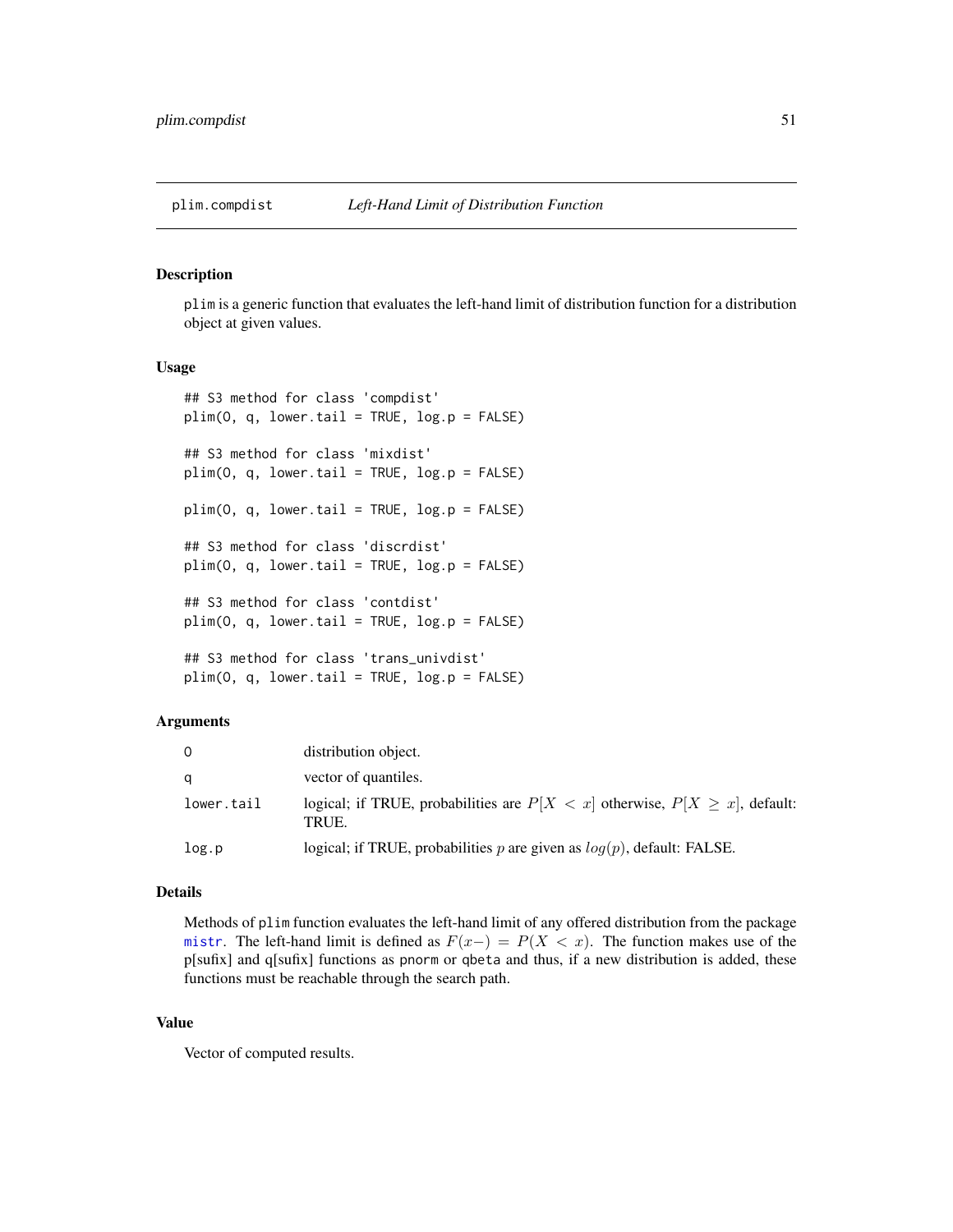# plim.compdist — *Left-Hand Limit of Distribution Function*

## Description

`plim` is a generic function that evaluates the left-hand limit of distribution function for a distribution object at given values.

## Usage

```
## S3 method for class 'compdist'
plim(O, q, lower.tail = TRUE, log.p = FALSE)

## S3 method for class 'mixdist'
plim(O, q, lower.tail = TRUE, log.p = FALSE)

plim(O, q, lower.tail = TRUE, log.p = FALSE)

## S3 method for class 'discrdist'
plim(O, q, lower.tail = TRUE, log.p = FALSE)

## S3 method for class 'contdist'
plim(O, q, lower.tail = TRUE, log.p = FALSE)

## S3 method for class 'trans_univdist'
plim(O, q, lower.tail = TRUE, log.p = FALSE)
```

## Arguments

| | |
|---|---|
| `O` | distribution object. |
| `q` | vector of quantiles. |
| `lower.tail` | logical; if TRUE, probabilities are $P[X < x]$ otherwise, $P[X \geq x]$, default: TRUE. |
| `log.p` | logical; if TRUE, probabilities $p$ are given as $log(p)$, default: FALSE. |

## Details

Methods of `plim` function evaluates the left-hand limit of any offered distribution from the package `mistr`. The left-hand limit is defined as $F(x-) = P(X < x)$. The function makes use of the p[sufix] and q[sufix] functions as `pnorm` or `qbeta` and thus, if a new distribution is added, these functions must be reachable through the search path.

## Value

Vector of computed results.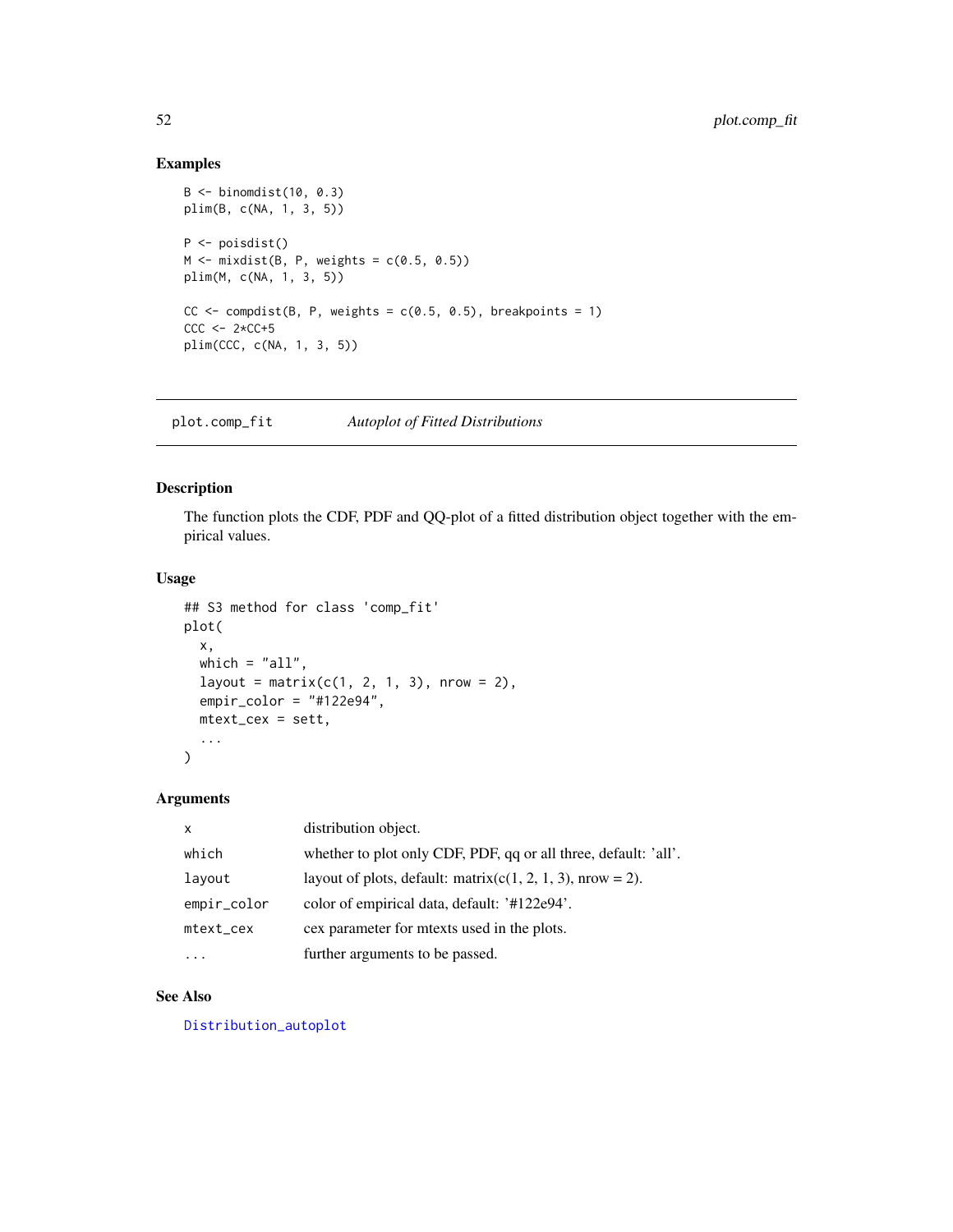## Examples

```
B <- binomdist(10, 0.3)
plim(B, c(NA, 1, 3, 5))

P <- poisdist()
M <- mixdist(B, P, weights = c(0.5, 0.5))
plim(M, c(NA, 1, 3, 5))

CC <- compdist(B, P, weights = c(0.5, 0.5), breakpoints = 1)
CCC <- 2*CC+5
plim(CCC, c(NA, 1, 3, 5))
```

---

# plot.comp_fit *Autoplot of Fitted Distributions*

## Description

The function plots the CDF, PDF and QQ-plot of a fitted distribution object together with the empirical values.

## Usage

```
## S3 method for class 'comp_fit'
plot(
  x,
  which = "all",
  layout = matrix(c(1, 2, 1, 3), nrow = 2),
  empir_color = "#122e94",
  mtext_cex = sett,
  ...
)
```

## Arguments

| | |
|---|---|
| `x` | distribution object. |
| `which` | whether to plot only CDF, PDF, qq or all three, default: 'all'. |
| `layout` | layout of plots, default: matrix(c(1, 2, 1, 3), nrow = 2). |
| `empir_color` | color of empirical data, default: '#122e94'. |
| `mtext_cex` | cex parameter for mtexts used in the plots. |
| `...` | further arguments to be passed. |

## See Also

Distribution_autoplot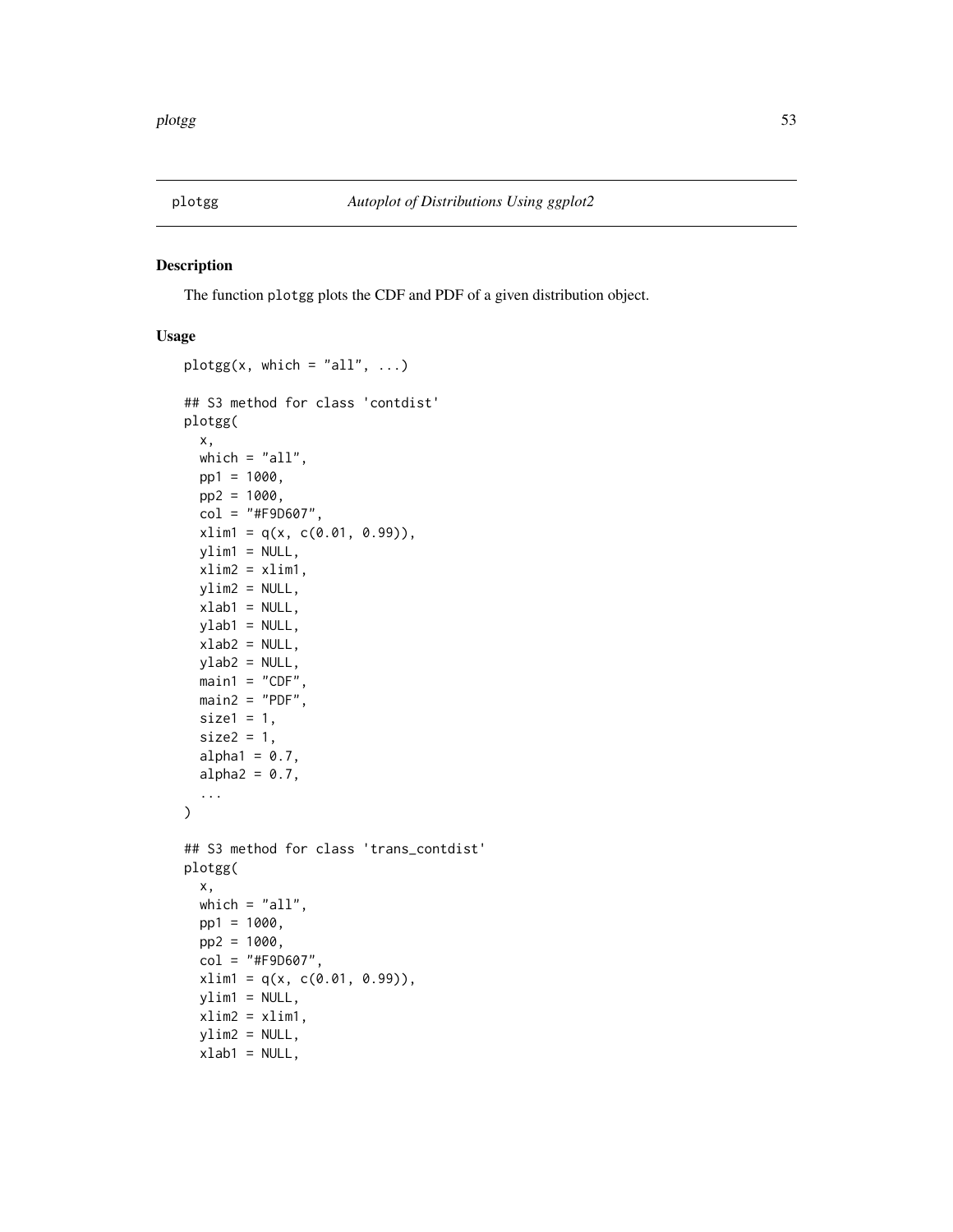plotgg *Autoplot of Distributions Using ggplot2*

## Description

The function plotgg plots the CDF and PDF of a given distribution object.

## Usage

```
plotgg(x, which = "all", ...)

## S3 method for class 'contdist'
plotgg(
  x,
  which = "all",
  pp1 = 1000,
  pp2 = 1000,
  col = "#F9D607",
  xlim1 = q(x, c(0.01, 0.99)),
  ylim1 = NULL,
  xlim2 = xlim1,
  ylim2 = NULL,
  xlab1 = NULL,
  ylab1 = NULL,
  xlab2 = NULL,
  ylab2 = NULL,
  main1 = "CDF",
  main2 = "PDF",
  size1 = 1,
  size2 = 1,
  alpha1 = 0.7,
  alpha2 = 0.7,
  ...
)

## S3 method for class 'trans_contdist'
plotgg(
  x,
  which = "all",
  pp1 = 1000,
  pp2 = 1000,
  col = "#F9D607",
  xlim1 = q(x, c(0.01, 0.99)),
  ylim1 = NULL,
  xlim2 = xlim1,
  ylim2 = NULL,
  xlab1 = NULL,
```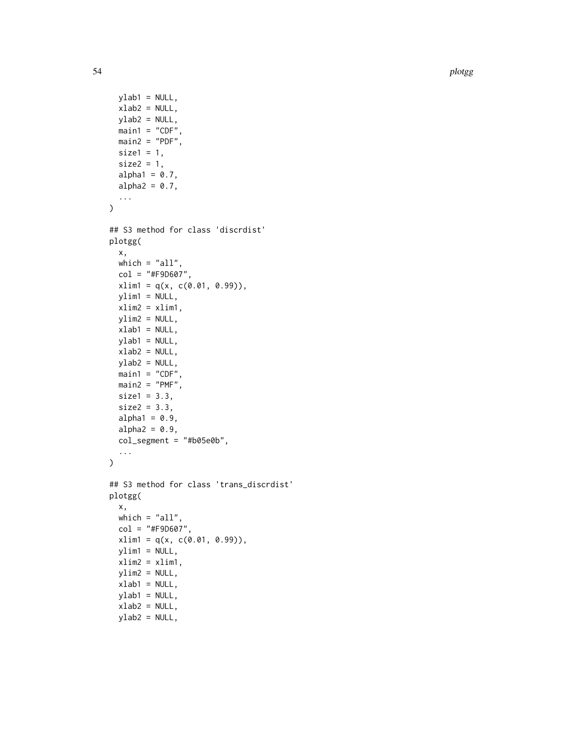```
  ylab1 = NULL,
  xlab2 = NULL,
  ylab2 = NULL,
  main1 = "CDF",
  main2 = "PDF",
  size1 = 1,
  size2 = 1,
  alpha1 = 0.7,
  alpha2 = 0.7,
  ...
)

## S3 method for class 'discrdist'
plotgg(
  x,
  which = "all",
  col = "#F9D607",
  xlim1 = q(x, c(0.01, 0.99)),
  ylim1 = NULL,
  xlim2 = xlim1,
  ylim2 = NULL,
  xlab1 = NULL,
  ylab1 = NULL,
  xlab2 = NULL,
  ylab2 = NULL,
  main1 = "CDF",
  main2 = "PMF",
  size1 = 3.3,
  size2 = 3.3,
  alpha1 = 0.9,
  alpha2 = 0.9,
  col_segment = "#b05e0b",
  ...
)

## S3 method for class 'trans_discrdist'
plotgg(
  x,
  which = "all",
  col = "#F9D607",
  xlim1 = q(x, c(0.01, 0.99)),
  ylim1 = NULL,
  xlim2 = xlim1,
  ylim2 = NULL,
  xlab1 = NULL,
  ylab1 = NULL,
  xlab2 = NULL,
  ylab2 = NULL,
```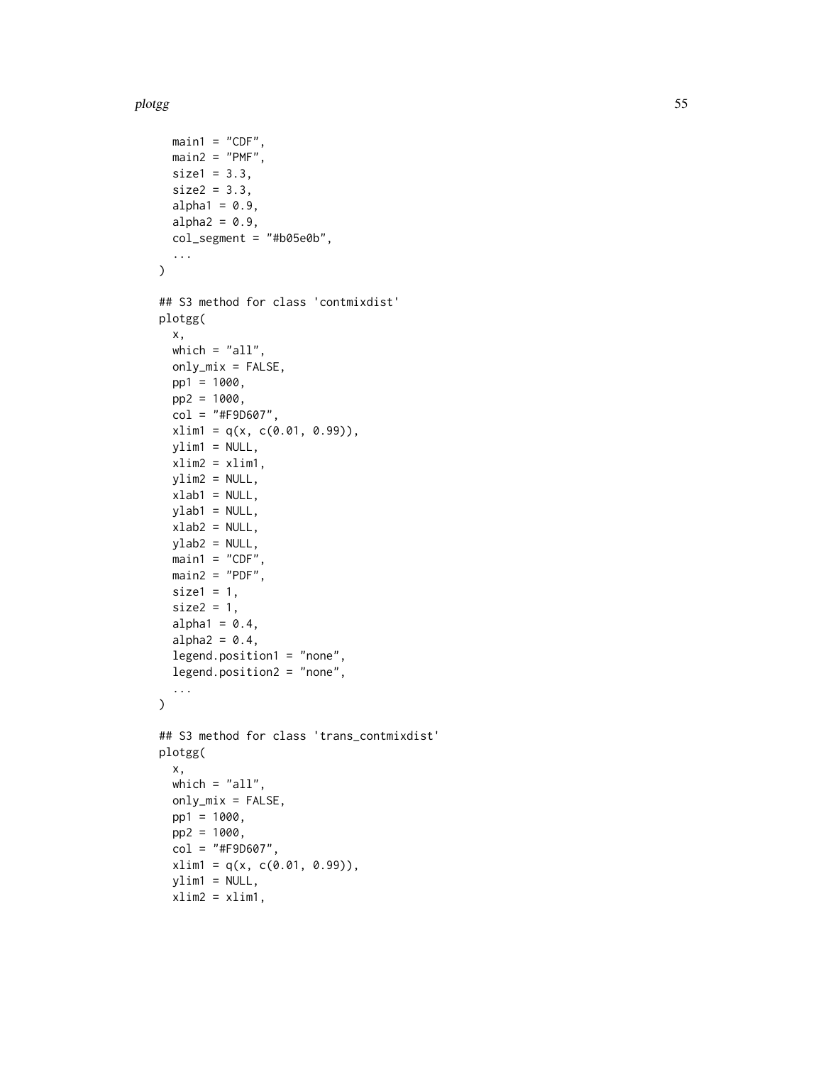```
  main1 = "CDF",
  main2 = "PMF",
  size1 = 3.3,
  size2 = 3.3,
  alpha1 = 0.9,
  alpha2 = 0.9,
  col_segment = "#b05e0b",
  ...
)

## S3 method for class 'contmixdist'
plotgg(
  x,
  which = "all",
  only_mix = FALSE,
  pp1 = 1000,
  pp2 = 1000,
  col = "#F9D607",
  xlim1 = q(x, c(0.01, 0.99)),
  ylim1 = NULL,
  xlim2 = xlim1,
  ylim2 = NULL,
  xlab1 = NULL,
  ylab1 = NULL,
  xlab2 = NULL,
  ylab2 = NULL,
  main1 = "CDF",
  main2 = "PDF",
  size1 = 1,
  size2 = 1,
  alpha1 = 0.4,
  alpha2 = 0.4,
  legend.position1 = "none",
  legend.position2 = "none",
  ...
)

## S3 method for class 'trans_contmixdist'
plotgg(
  x,
  which = "all",
  only_mix = FALSE,
  pp1 = 1000,
  pp2 = 1000,
  col = "#F9D607",
  xlim1 = q(x, c(0.01, 0.99)),
  ylim1 = NULL,
  xlim2 = xlim1,
```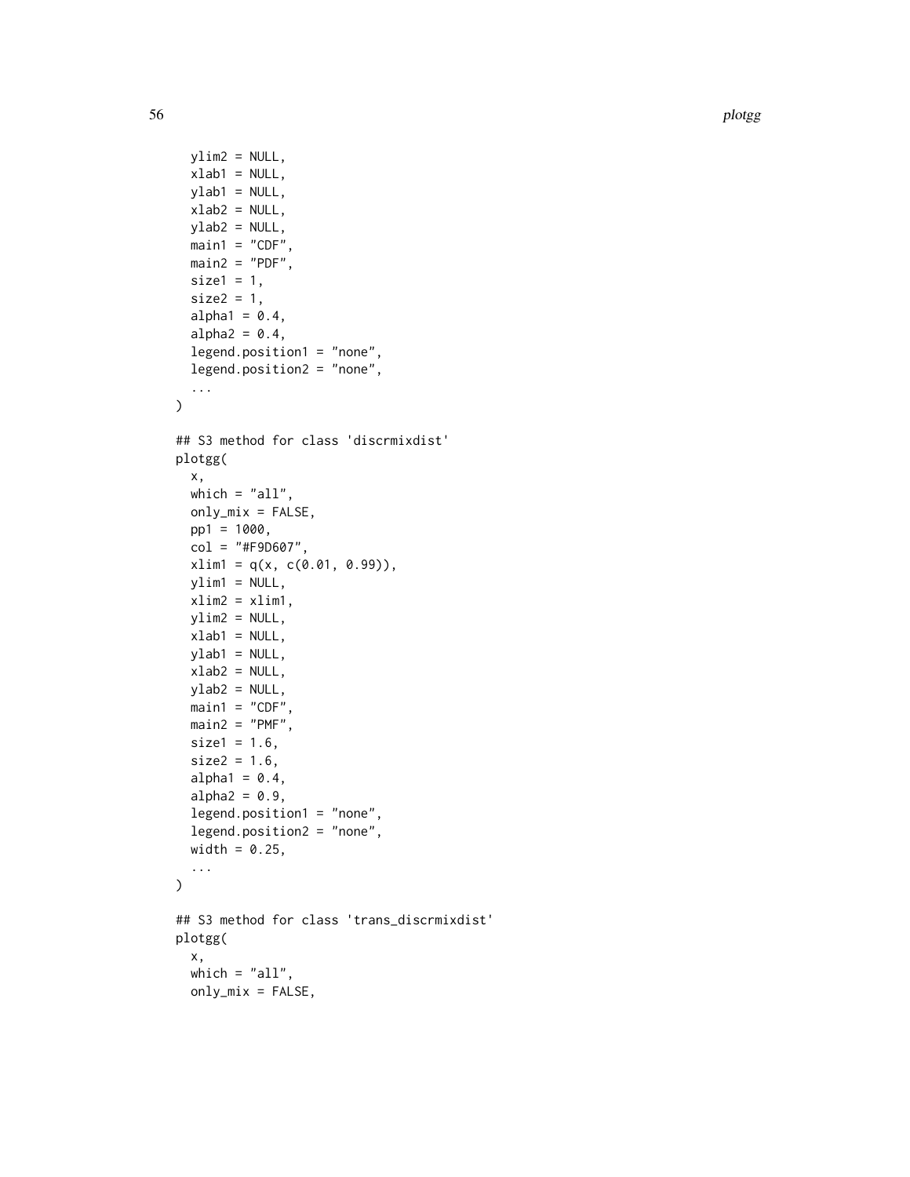```
  ylim2 = NULL,
  xlab1 = NULL,
  ylab1 = NULL,
  xlab2 = NULL,
  ylab2 = NULL,
  main1 = "CDF",
  main2 = "PDF",
  size1 = 1,
  size2 = 1,
  alpha1 = 0.4,
  alpha2 = 0.4,
  legend.position1 = "none",
  legend.position2 = "none",
  ...
)

## S3 method for class 'discrmixdist'
plotgg(
  x,
  which = "all",
  only_mix = FALSE,
  pp1 = 1000,
  col = "#F9D607",
  xlim1 = q(x, c(0.01, 0.99)),
  ylim1 = NULL,
  xlim2 = xlim1,
  ylim2 = NULL,
  xlab1 = NULL,
  ylab1 = NULL,
  xlab2 = NULL,
  ylab2 = NULL,
  main1 = "CDF",
  main2 = "PMF",
  size1 = 1.6,
  size2 = 1.6,
  alpha1 = 0.4,
  alpha2 = 0.9,
  legend.position1 = "none",
  legend.position2 = "none",
  width = 0.25,
  ...
)

## S3 method for class 'trans_discrmixdist'
plotgg(
  x,
  which = "all",
  only_mix = FALSE,
```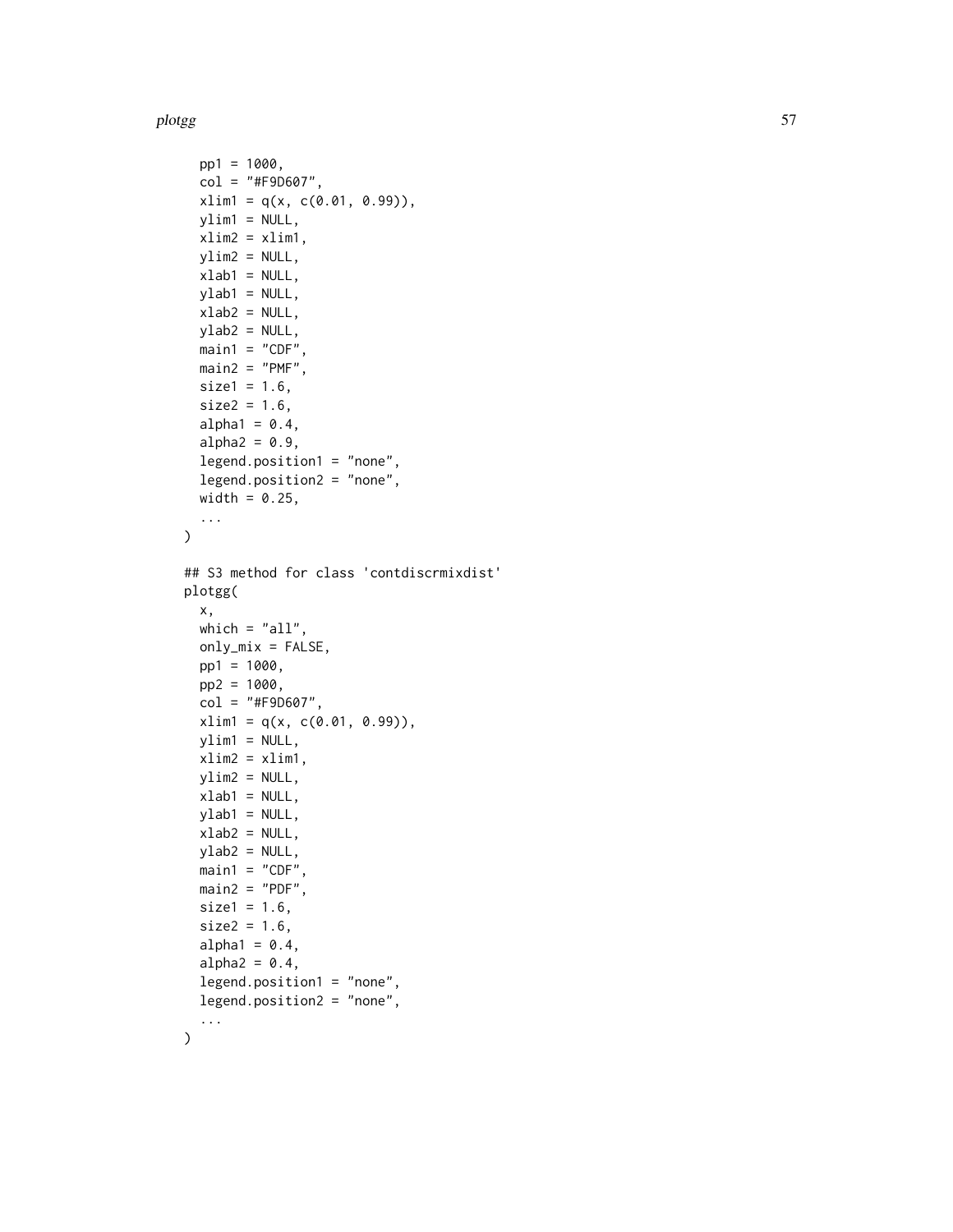```
  pp1 = 1000,
  col = "#F9D607",
  xlim1 = q(x, c(0.01, 0.99)),
  ylim1 = NULL,
  xlim2 = xlim1,
  ylim2 = NULL,
  xlab1 = NULL,
  ylab1 = NULL,
  xlab2 = NULL,
  ylab2 = NULL,
  main1 = "CDF",
  main2 = "PMF",
  size1 = 1.6,
  size2 = 1.6,
  alpha1 = 0.4,
  alpha2 = 0.9,
  legend.position1 = "none",
  legend.position2 = "none",
  width = 0.25,
  ...
)

## S3 method for class 'contdiscrmixdist'
plotgg(
  x,
  which = "all",
  only_mix = FALSE,
  pp1 = 1000,
  pp2 = 1000,
  col = "#F9D607",
  xlim1 = q(x, c(0.01, 0.99)),
  ylim1 = NULL,
  xlim2 = xlim1,
  ylim2 = NULL,
  xlab1 = NULL,
  ylab1 = NULL,
  xlab2 = NULL,
  ylab2 = NULL,
  main1 = "CDF",
  main2 = "PDF",
  size1 = 1.6,
  size2 = 1.6,
  alpha1 = 0.4,
  alpha2 = 0.4,
  legend.position1 = "none",
  legend.position2 = "none",
  ...
)
```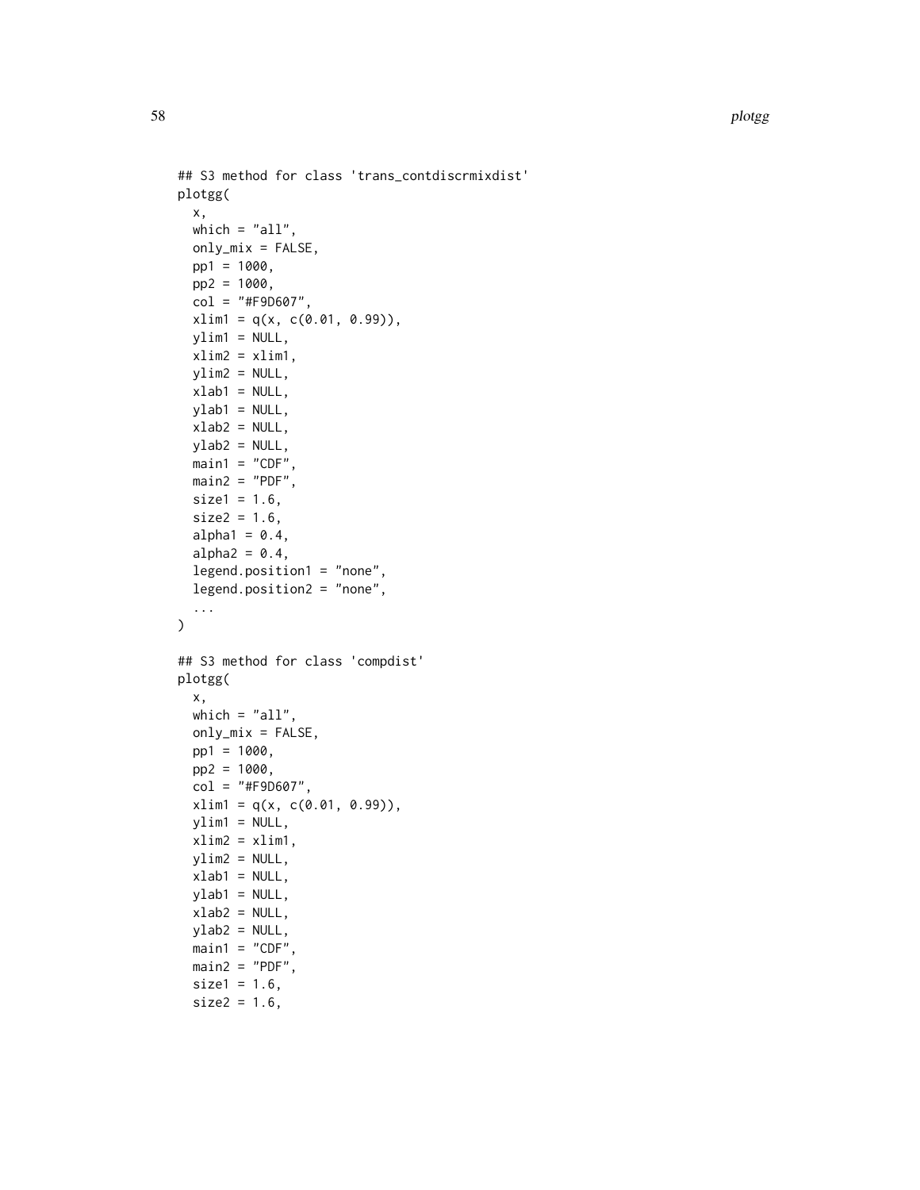```
## S3 method for class 'trans_contdiscrmixdist'
plotgg(
  x,
  which = "all",
  only_mix = FALSE,
  pp1 = 1000,
  pp2 = 1000,
  col = "#F9D607",
  xlim1 = q(x, c(0.01, 0.99)),
  ylim1 = NULL,
  xlim2 = xlim1,
  ylim2 = NULL,
  xlab1 = NULL,
  ylab1 = NULL,
  xlab2 = NULL,
  ylab2 = NULL,
  main1 = "CDF",
  main2 = "PDF",
  size1 = 1.6,
  size2 = 1.6,
  alpha1 = 0.4,
  alpha2 = 0.4,
  legend.position1 = "none",
  legend.position2 = "none",
  ...
)

## S3 method for class 'compdist'
plotgg(
  x,
  which = "all",
  only_mix = FALSE,
  pp1 = 1000,
  pp2 = 1000,
  col = "#F9D607",
  xlim1 = q(x, c(0.01, 0.99)),
  ylim1 = NULL,
  xlim2 = xlim1,
  ylim2 = NULL,
  xlab1 = NULL,
  ylab1 = NULL,
  xlab2 = NULL,
  ylab2 = NULL,
  main1 = "CDF",
  main2 = "PDF",
  size1 = 1.6,
  size2 = 1.6,
```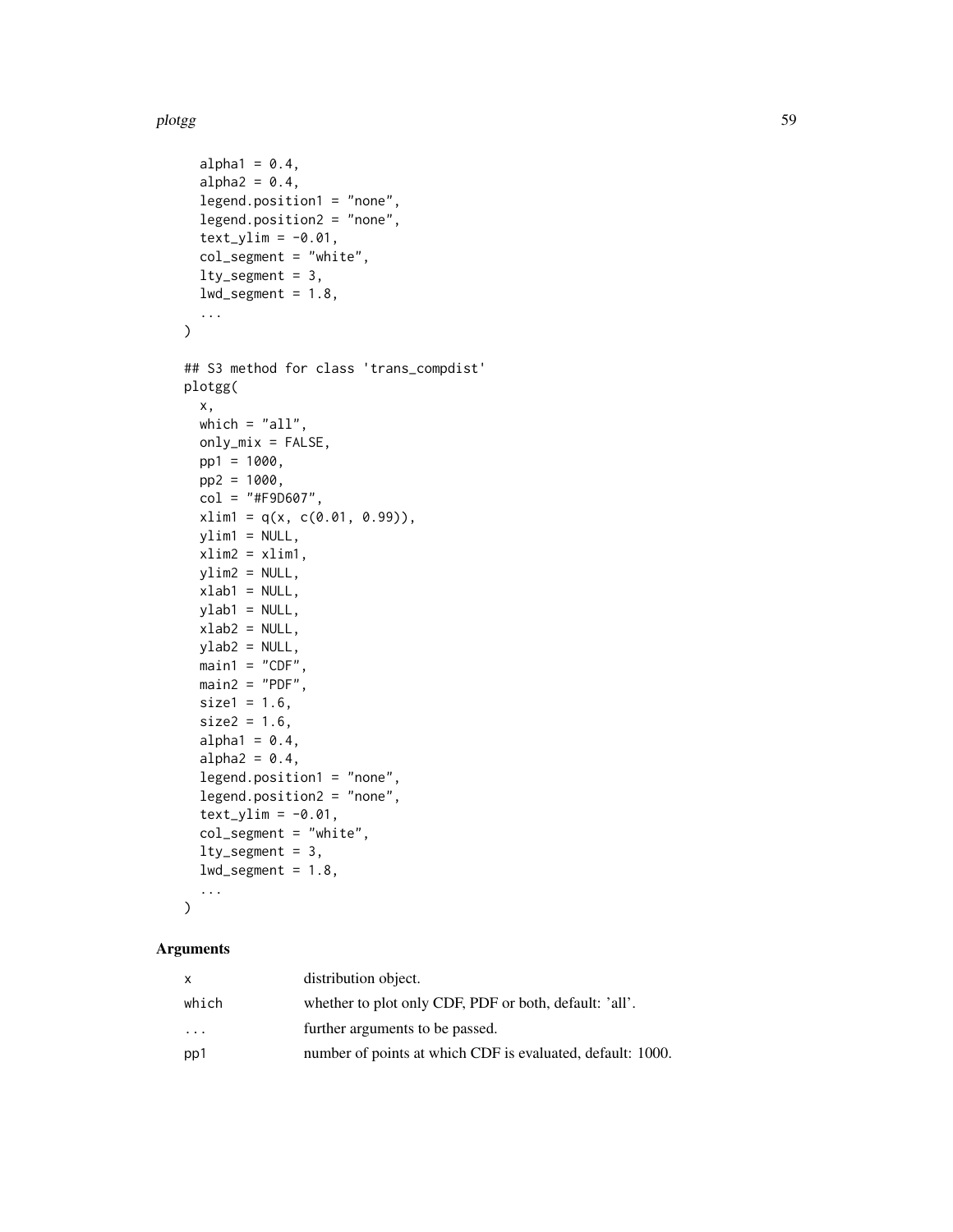```
  alpha1 = 0.4,
  alpha2 = 0.4,
  legend.position1 = "none",
  legend.position2 = "none",
  text_ylim = -0.01,
  col_segment = "white",
  lty_segment = 3,
  lwd_segment = 1.8,
  ...
)

## S3 method for class 'trans_compdist'
plotgg(
  x,
  which = "all",
  only_mix = FALSE,
  pp1 = 1000,
  pp2 = 1000,
  col = "#F9D607",
  xlim1 = q(x, c(0.01, 0.99)),
  ylim1 = NULL,
  xlim2 = xlim1,
  ylim2 = NULL,
  xlab1 = NULL,
  ylab1 = NULL,
  xlab2 = NULL,
  ylab2 = NULL,
  main1 = "CDF",
  main2 = "PDF",
  size1 = 1.6,
  size2 = 1.6,
  alpha1 = 0.4,
  alpha2 = 0.4,
  legend.position1 = "none",
  legend.position2 = "none",
  text_ylim = -0.01,
  col_segment = "white",
  lty_segment = 3,
  lwd_segment = 1.8,
  ...
)
```

## Arguments

| | |
|---|---|
| `x` | distribution object. |
| `which` | whether to plot only CDF, PDF or both, default: 'all'. |
| `...` | further arguments to be passed. |
| `pp1` | number of points at which CDF is evaluated, default: 1000. |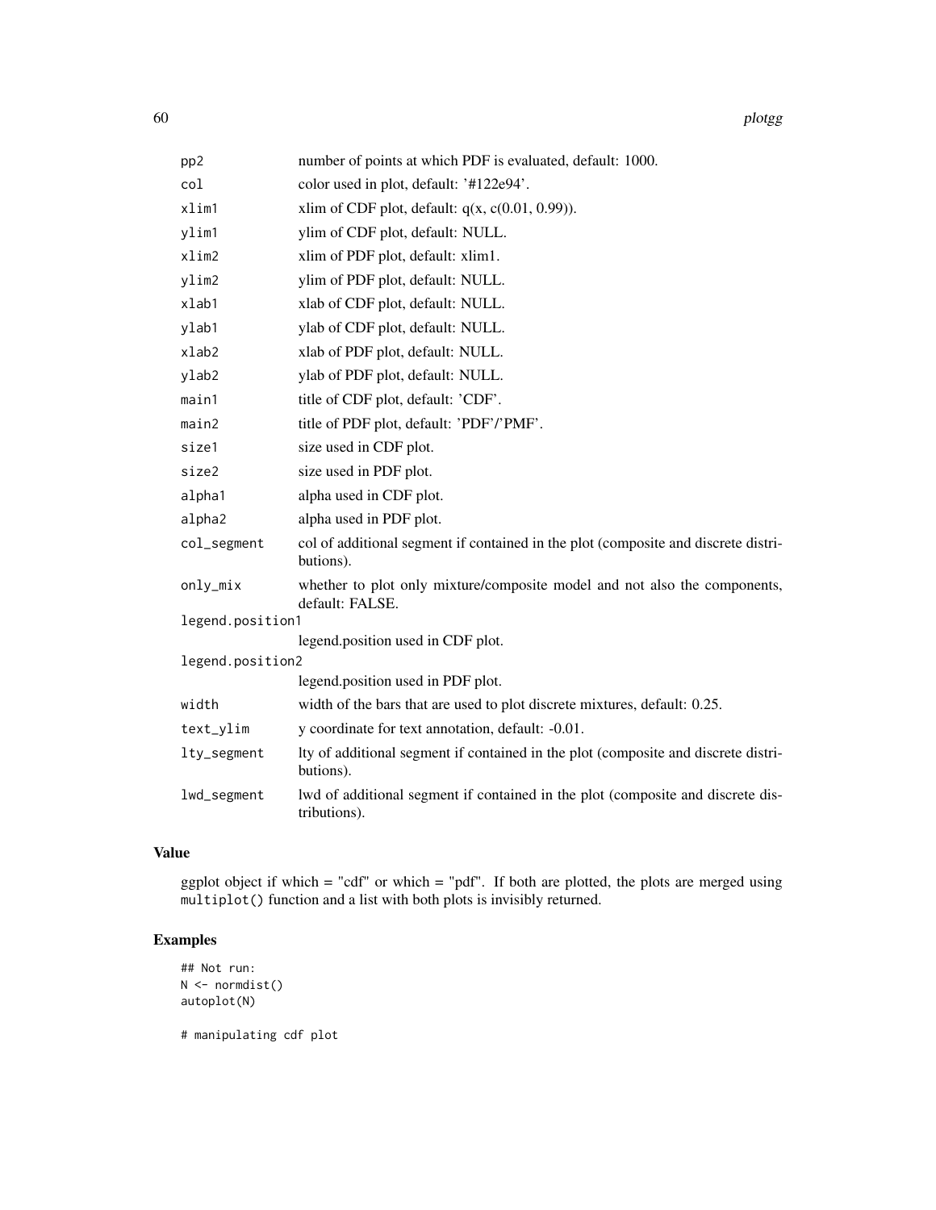| | |
|---|---|
| pp2 | number of points at which PDF is evaluated, default: 1000. |
| col | color used in plot, default: '#122e94'. |
| xlim1 | xlim of CDF plot, default: q(x, c(0.01, 0.99)). |
| ylim1 | ylim of CDF plot, default: NULL. |
| xlim2 | xlim of PDF plot, default: xlim1. |
| ylim2 | ylim of PDF plot, default: NULL. |
| xlab1 | xlab of CDF plot, default: NULL. |
| ylab1 | ylab of CDF plot, default: NULL. |
| xlab2 | xlab of PDF plot, default: NULL. |
| ylab2 | ylab of PDF plot, default: NULL. |
| main1 | title of CDF plot, default: 'CDF'. |
| main2 | title of PDF plot, default: 'PDF'/'PMF'. |
| size1 | size used in CDF plot. |
| size2 | size used in PDF plot. |
| alpha1 | alpha used in CDF plot. |
| alpha2 | alpha used in PDF plot. |
| col_segment | col of additional segment if contained in the plot (composite and discrete distributions). |
| only_mix | whether to plot only mixture/composite model and not also the components, default: FALSE. |
| legend.position1 | legend.position used in CDF plot. |
| legend.position2 | legend.position used in PDF plot. |
| width | width of the bars that are used to plot discrete mixtures, default: 0.25. |
| text_ylim | y coordinate for text annotation, default: -0.01. |
| lty_segment | lty of additional segment if contained in the plot (composite and discrete distributions). |
| lwd_segment | lwd of additional segment if contained in the plot (composite and discrete distributions). |

## Value

ggplot object if which = "cdf" or which = "pdf". If both are plotted, the plots are merged using `multiplot()` function and a list with both plots is invisibly returned.

## Examples

```
## Not run:
N <- normdist()
autoplot(N)

# manipulating cdf plot
```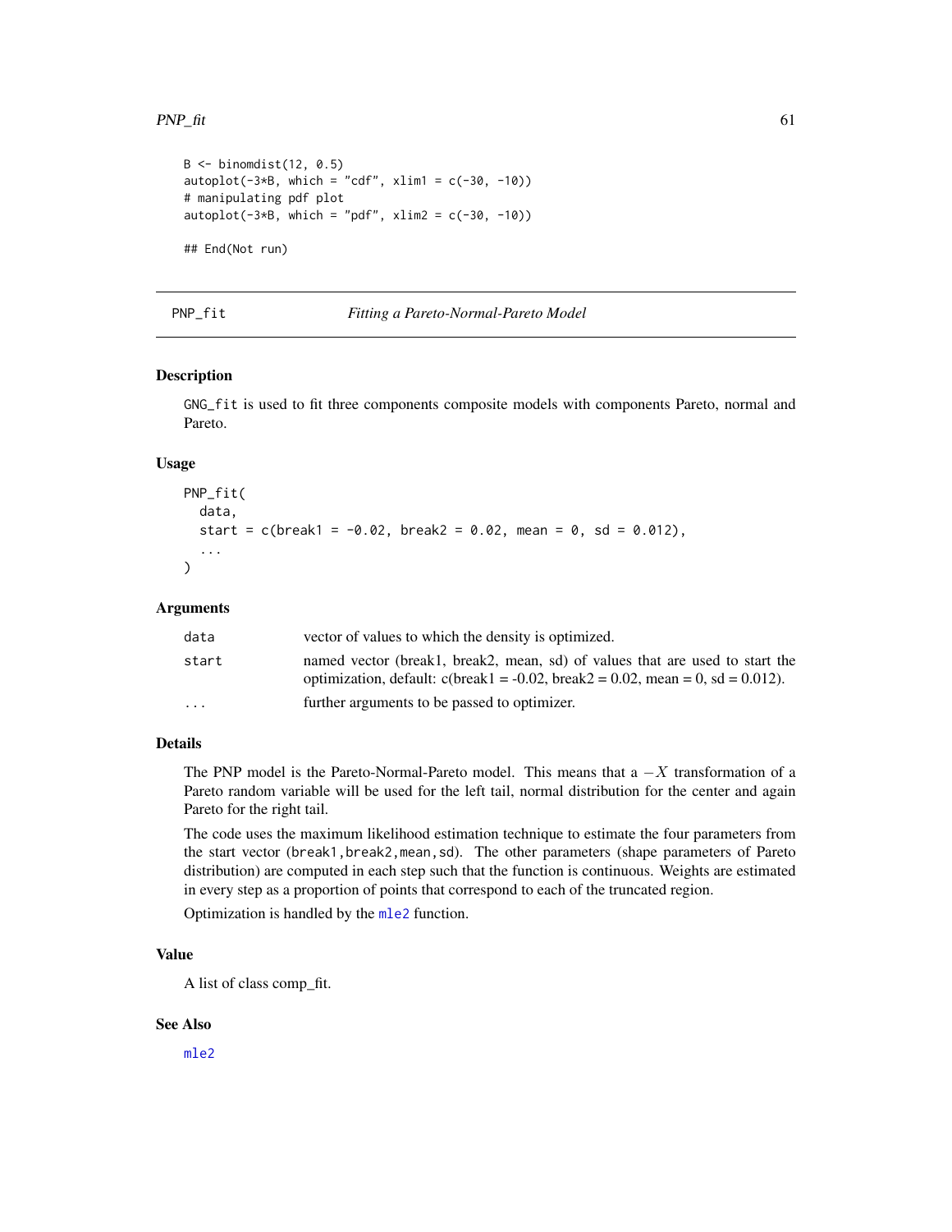```
B <- binomdist(12, 0.5)
autoplot(-3*B, which = "cdf", xlim1 = c(-30, -10))
# manipulating pdf plot
autoplot(-3*B, which = "pdf", xlim2 = c(-30, -10))

## End(Not run)
```

## PNP_fit — *Fitting a Pareto-Normal-Pareto Model*

### Description

`GNG_fit` is used to fit three components composite models with components Pareto, normal and Pareto.

### Usage

```
PNP_fit(
  data,
  start = c(break1 = -0.02, break2 = 0.02, mean = 0, sd = 0.012),
  ...
)
```

### Arguments

| | |
|---|---|
| `data` | vector of values to which the density is optimized. |
| `start` | named vector (break1, break2, mean, sd) of values that are used to start the optimization, default: c(break1 = -0.02, break2 = 0.02, mean = 0, sd = 0.012). |
| `...` | further arguments to be passed to optimizer. |

### Details

The PNP model is the Pareto-Normal-Pareto model. This means that a $-X$ transformation of a Pareto random variable will be used for the left tail, normal distribution for the center and again Pareto for the right tail.

The code uses the maximum likelihood estimation technique to estimate the four parameters from the start vector (`break1,break2,mean,sd`). The other parameters (shape parameters of Pareto distribution) are computed in each step such that the function is continuous. Weights are estimated in every step as a proportion of points that correspond to each of the truncated region.

Optimization is handled by the `mle2` function.

### Value

A list of class comp_fit.

### See Also

`mle2`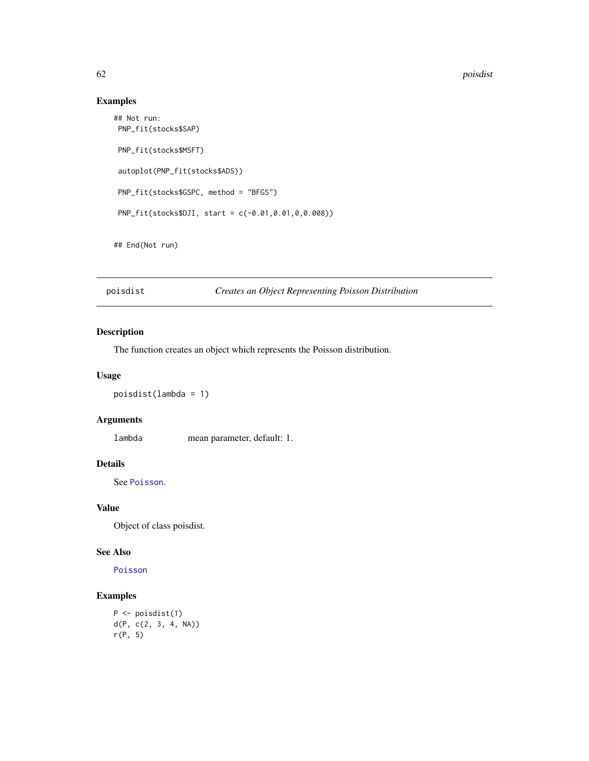## Examples

```
## Not run:
 PNP_fit(stocks$SAP)

 PNP_fit(stocks$MSFT)

 autoplot(PNP_fit(stocks$ADS))

 PNP_fit(stocks$GSPC, method = "BFGS")

 PNP_fit(stocks$DJI, start = c(-0.01,0.01,0,0.008))


## End(Not run)
```

---

# poisdist — *Creates an Object Representing Poisson Distribution*

## Description

The function creates an object which represents the Poisson distribution.

## Usage

```
poisdist(lambda = 1)
```

## Arguments

| | |
|---|---|
| lambda | mean parameter, default: 1. |

## Details

See Poisson.

## Value

Object of class poisdist.

## See Also

Poisson

## Examples

```
P <- poisdist(1)
d(P, c(2, 3, 4, NA))
r(P, 5)
```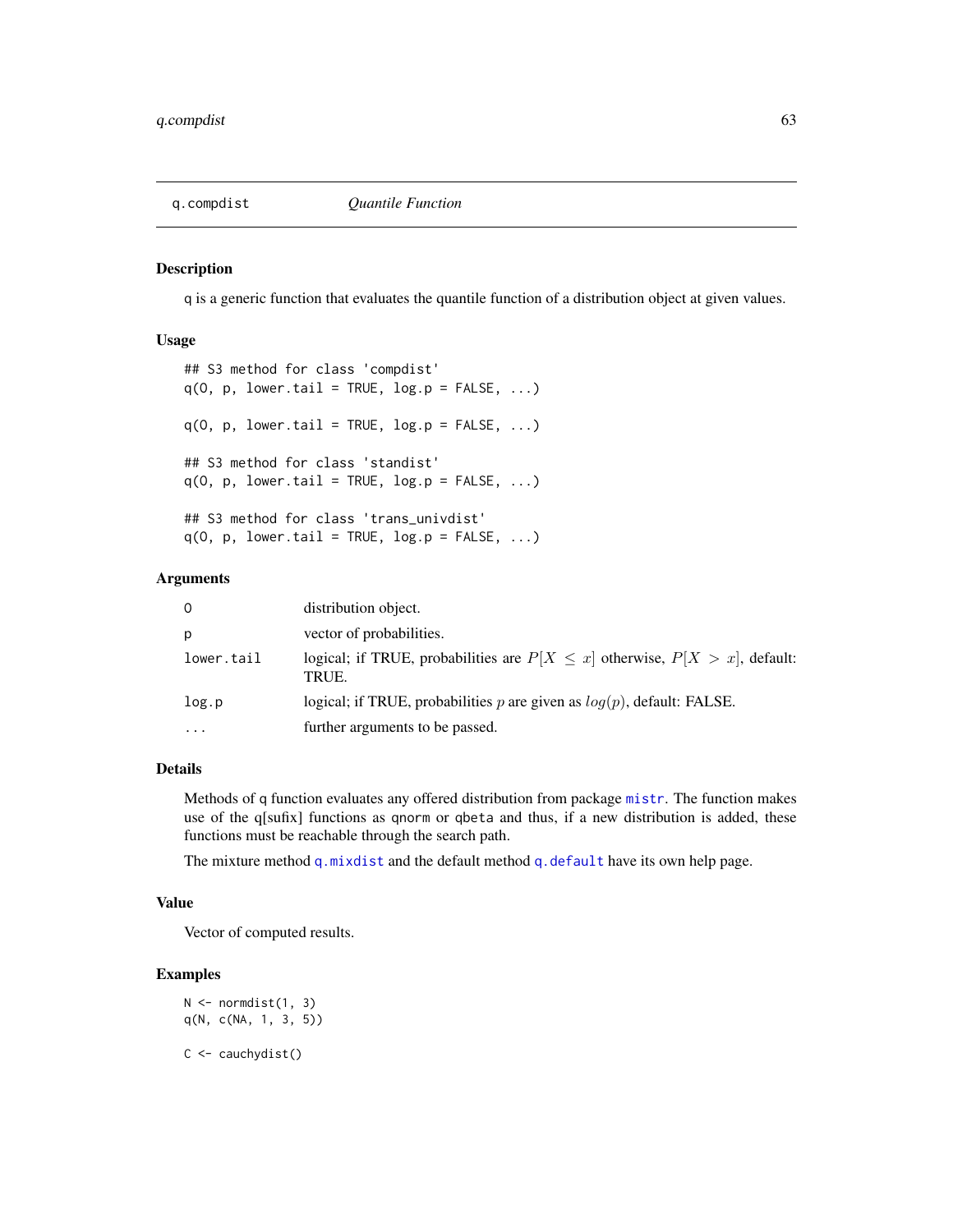## q.compdist *Quantile Function*

### Description

q is a generic function that evaluates the quantile function of a distribution object at given values.

### Usage

```
## S3 method for class 'compdist'
q(O, p, lower.tail = TRUE, log.p = FALSE, ...)

q(O, p, lower.tail = TRUE, log.p = FALSE, ...)

## S3 method for class 'standist'
q(O, p, lower.tail = TRUE, log.p = FALSE, ...)

## S3 method for class 'trans_univdist'
q(O, p, lower.tail = TRUE, log.p = FALSE, ...)
```

### Arguments

| | |
|---|---|
| `O` | distribution object. |
| `p` | vector of probabilities. |
| `lower.tail` | logical; if TRUE, probabilities are $P[X \leq x]$ otherwise, $P[X > x]$, default: TRUE. |
| `log.p` | logical; if TRUE, probabilities $p$ are given as $log(p)$, default: FALSE. |
| `...` | further arguments to be passed. |

### Details

Methods of q function evaluates any offered distribution from package `mistr`. The function makes use of the q[sufix] functions as `qnorm` or `qbeta` and thus, if a new distribution is added, these functions must be reachable through the search path.

The mixture method `q.mixdist` and the default method `q.default` have its own help page.

### Value

Vector of computed results.

### Examples

```
N <- normdist(1, 3)
q(N, c(NA, 1, 3, 5))

C <- cauchydist()
```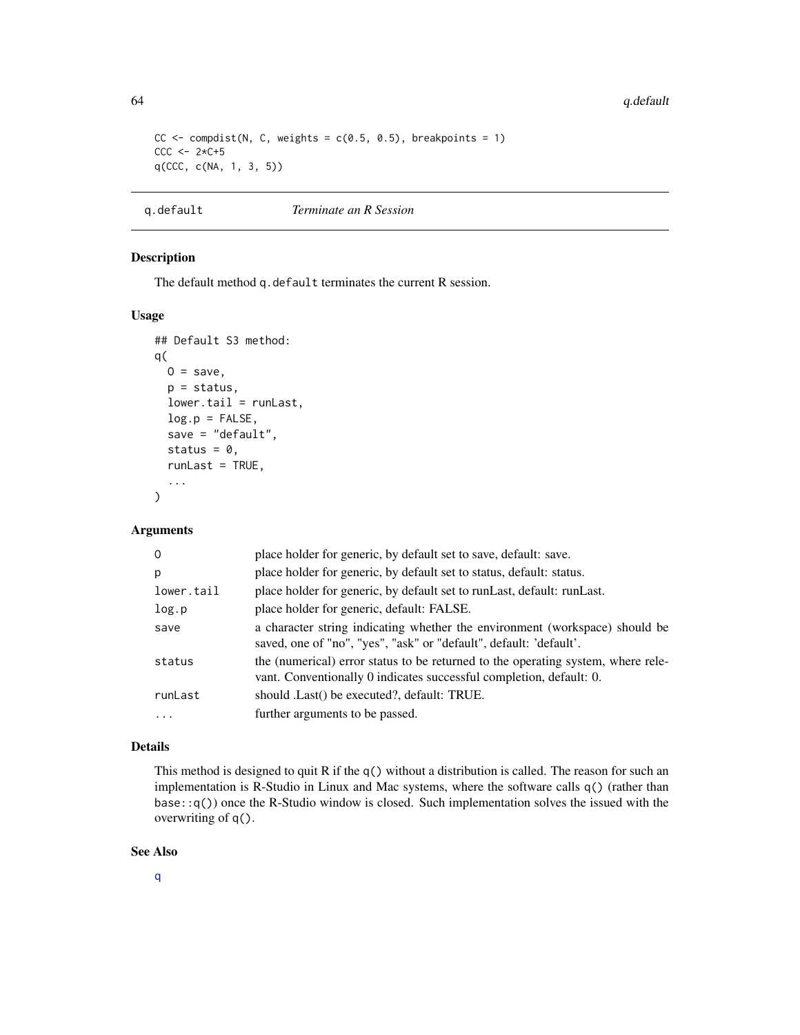```
CC <- compdist(N, C, weights = c(0.5, 0.5), breakpoints = 1)
CCC <- 2*C+5
q(CCC, c(NA, 1, 3, 5))
```

## q.default — *Terminate an R Session*

### Description

The default method `q.default` terminates the current R session.

### Usage

```
## Default S3 method:
q(
  O = save,
  p = status,
  lower.tail = runLast,
  log.p = FALSE,
  save = "default",
  status = 0,
  runLast = TRUE,
  ...
)
```

### Arguments

| | |
|---|---|
| `O` | place holder for generic, by default set to save, default: save. |
| `p` | place holder for generic, by default set to status, default: status. |
| `lower.tail` | place holder for generic, by default set to runLast, default: runLast. |
| `log.p` | place holder for generic, default: FALSE. |
| `save` | a character string indicating whether the environment (workspace) should be saved, one of "no", "yes", "ask" or "default", default: 'default'. |
| `status` | the (numerical) error status to be returned to the operating system, where relevant. Conventionally 0 indicates successful completion, default: 0. |
| `runLast` | should .Last() be executed?, default: TRUE. |
| `...` | further arguments to be passed. |

### Details

This method is designed to quit R if the `q()` without a distribution is called. The reason for such an implementation is R-Studio in Linux and Mac systems, where the software calls `q()` (rather than `base::q()`) once the R-Studio window is closed. Such implementation solves the issued with the overwriting of `q()`.

### See Also

`q`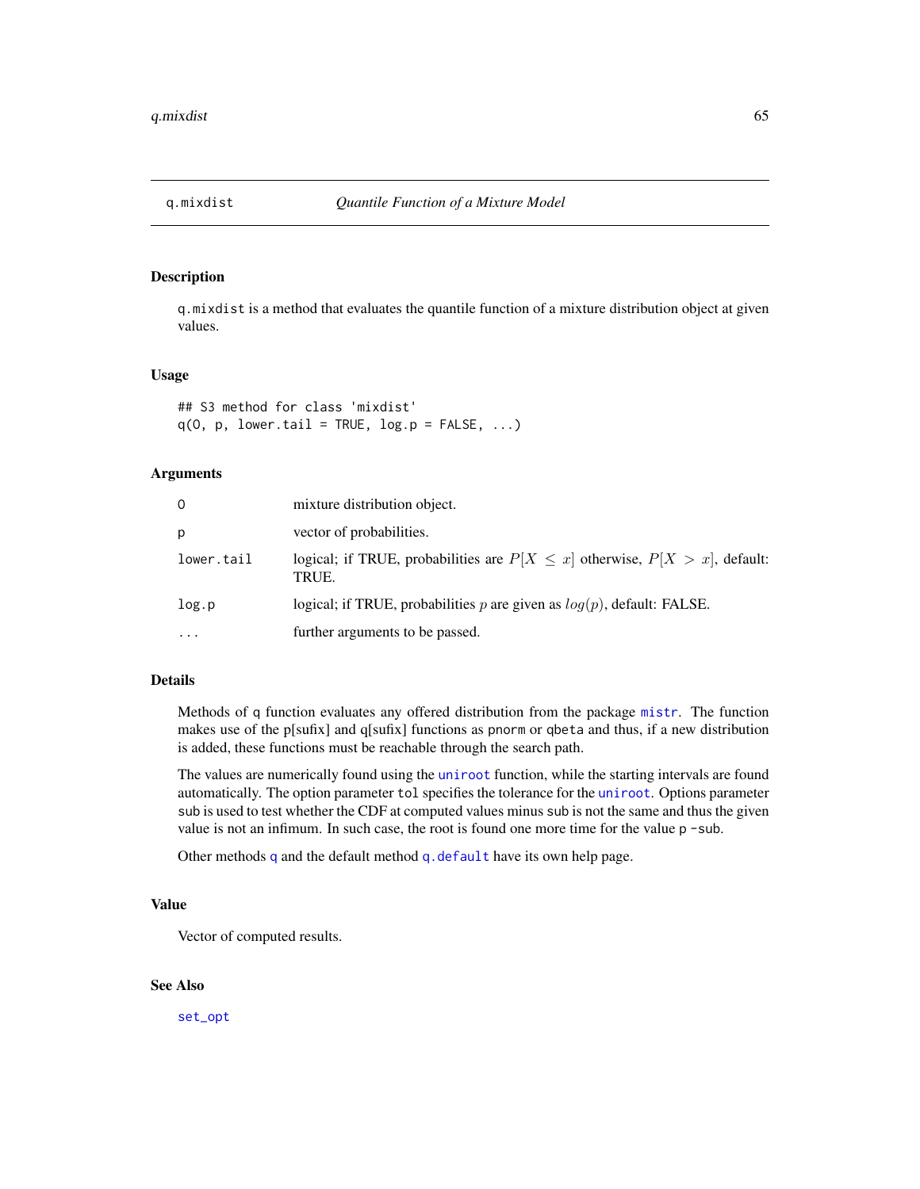## q.mixdist — *Quantile Function of a Mixture Model*

### Description

`q.mixdist` is a method that evaluates the quantile function of a mixture distribution object at given values.

### Usage

```
## S3 method for class 'mixdist'
q(O, p, lower.tail = TRUE, log.p = FALSE, ...)
```

### Arguments

| | |
|---|---|
| `O` | mixture distribution object. |
| `p` | vector of probabilities. |
| `lower.tail` | logical; if TRUE, probabilities are $P[X \leq x]$ otherwise, $P[X > x]$, default: TRUE. |
| `log.p` | logical; if TRUE, probabilities $p$ are given as $log(p)$, default: FALSE. |
| `...` | further arguments to be passed. |

### Details

Methods of `q` function evaluates any offered distribution from the package `mistr`. The function makes use of the p[sufix] and q[sufix] functions as `pnorm` or `qbeta` and thus, if a new distribution is added, these functions must be reachable through the search path.

The values are numerically found using the `uniroot` function, while the starting intervals are found automatically. The option parameter `tol` specifies the tolerance for the `uniroot`. Options parameter `sub` is used to test whether the CDF at computed values minus `sub` is not the same and thus the given value is not an infimum. In such case, the root is found one more time for the value `p -sub`.

Other methods `q` and the default method `q.default` have its own help page.

### Value

Vector of computed results.

### See Also

`set_opt`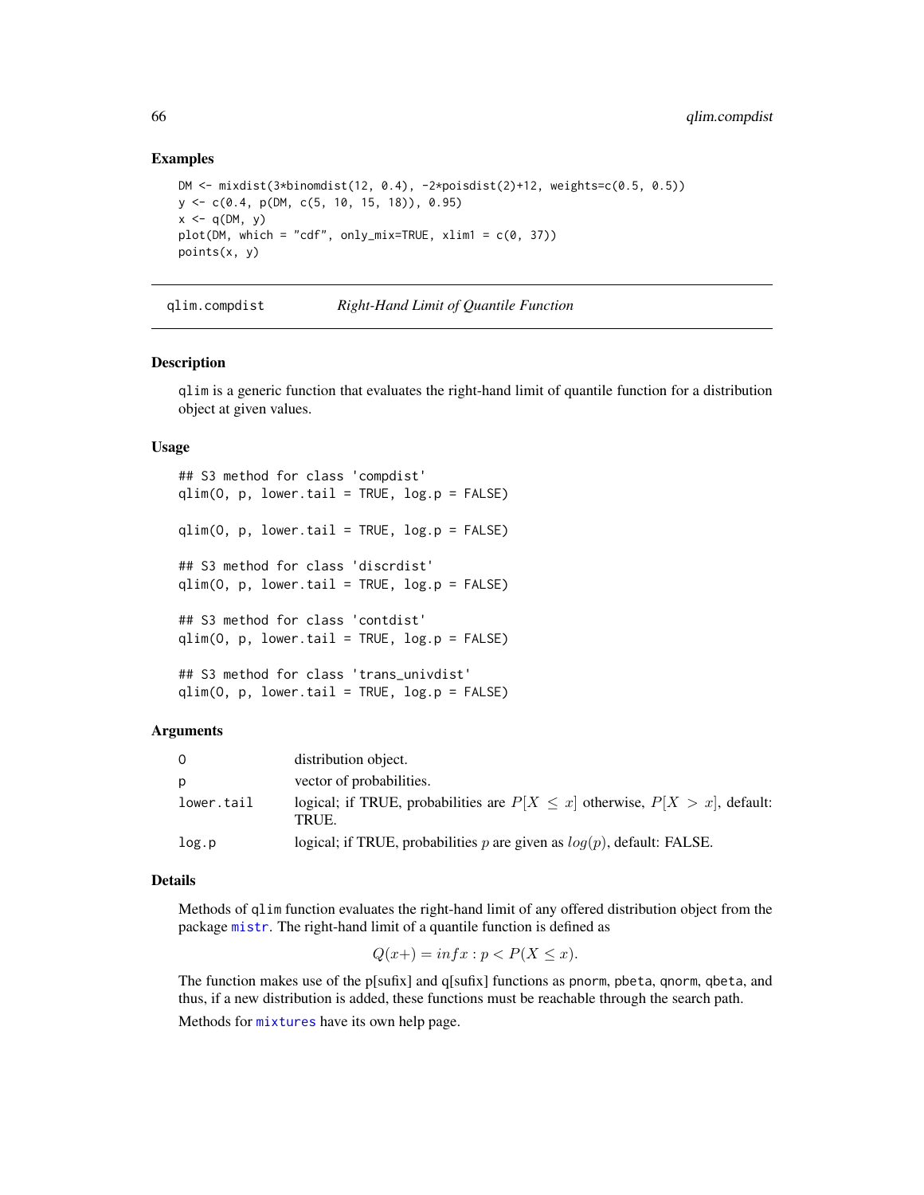### Examples

```
DM <- mixdist(3*binomdist(12, 0.4), -2*poisdist(2)+12, weights=c(0.5, 0.5))
y <- c(0.4, p(DM, c(5, 10, 15, 18)), 0.95)
x <- q(DM, y)
plot(DM, which = "cdf", only_mix=TRUE, xlim1 = c(0, 37))
points(x, y)
```

---

## qlim.compdist — *Right-Hand Limit of Quantile Function*

### Description

qlim is a generic function that evaluates the right-hand limit of quantile function for a distribution object at given values.

### Usage

```
## S3 method for class 'compdist'
qlim(O, p, lower.tail = TRUE, log.p = FALSE)

qlim(O, p, lower.tail = TRUE, log.p = FALSE)

## S3 method for class 'discrdist'
qlim(O, p, lower.tail = TRUE, log.p = FALSE)

## S3 method for class 'contdist'
qlim(O, p, lower.tail = TRUE, log.p = FALSE)

## S3 method for class 'trans_univdist'
qlim(O, p, lower.tail = TRUE, log.p = FALSE)
```

### Arguments

| | |
|---|---|
| O | distribution object. |
| p | vector of probabilities. |
| lower.tail | logical; if TRUE, probabilities are $P[X \leq x]$ otherwise, $P[X > x]$, default: TRUE. |
| log.p | logical; if TRUE, probabilities $p$ are given as $log(p)$, default: FALSE. |

### Details

Methods of qlim function evaluates the right-hand limit of any offered distribution object from the package mistr. The right-hand limit of a quantile function is defined as

$$Q(x+) = infx : p < P(X \leq x).$$

The function makes use of the p[sufix] and q[sufix] functions as pnorm, pbeta, qnorm, qbeta, and thus, if a new distribution is added, these functions must be reachable through the search path.

Methods for mixtures have its own help page.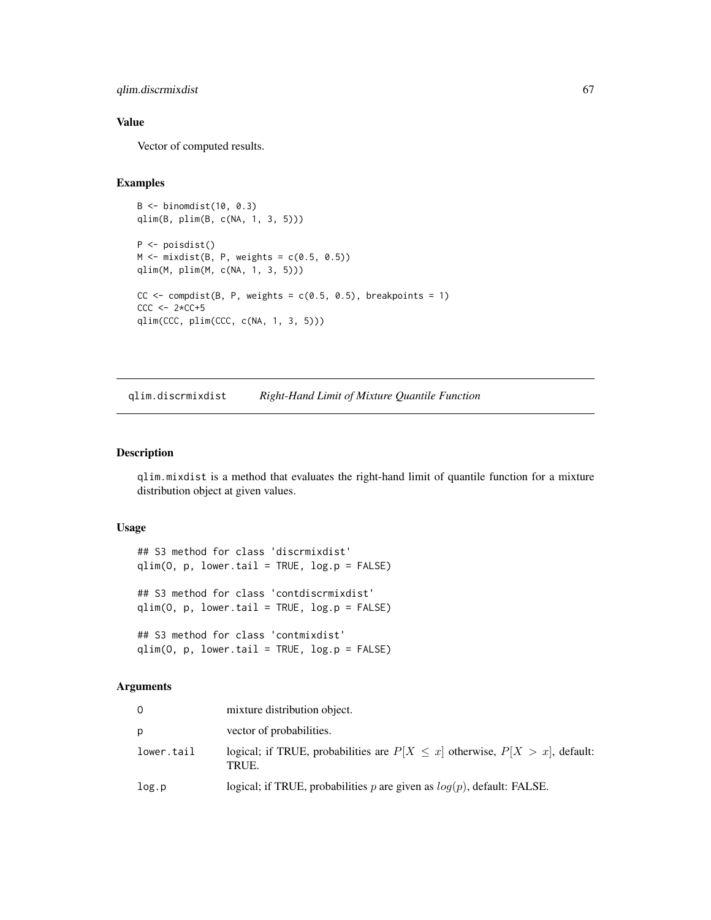### Value

Vector of computed results.

### Examples

```
B <- binomdist(10, 0.3)
qlim(B, plim(B, c(NA, 1, 3, 5)))

P <- poisdist()
M <- mixdist(B, P, weights = c(0.5, 0.5))
qlim(M, plim(M, c(NA, 1, 3, 5)))

CC <- compdist(B, P, weights = c(0.5, 0.5), breakpoints = 1)
CCC <- 2*CC+5
qlim(CCC, plim(CCC, c(NA, 1, 3, 5)))
```

---

## qlim.discrmixdist — *Right-Hand Limit of Mixture Quantile Function*

### Description

qlim.mixdist is a method that evaluates the right-hand limit of quantile function for a mixture distribution object at given values.

### Usage

```
## S3 method for class 'discrmixdist'
qlim(O, p, lower.tail = TRUE, log.p = FALSE)

## S3 method for class 'contdiscrmixdist'
qlim(O, p, lower.tail = TRUE, log.p = FALSE)

## S3 method for class 'contmixdist'
qlim(O, p, lower.tail = TRUE, log.p = FALSE)
```

### Arguments

| | |
|---|---|
| O | mixture distribution object. |
| p | vector of probabilities. |
| lower.tail | logical; if TRUE, probabilities are $P[X \leq x]$ otherwise, $P[X > x]$, default: TRUE. |
| log.p | logical; if TRUE, probabilities $p$ are given as $log(p)$, default: FALSE. |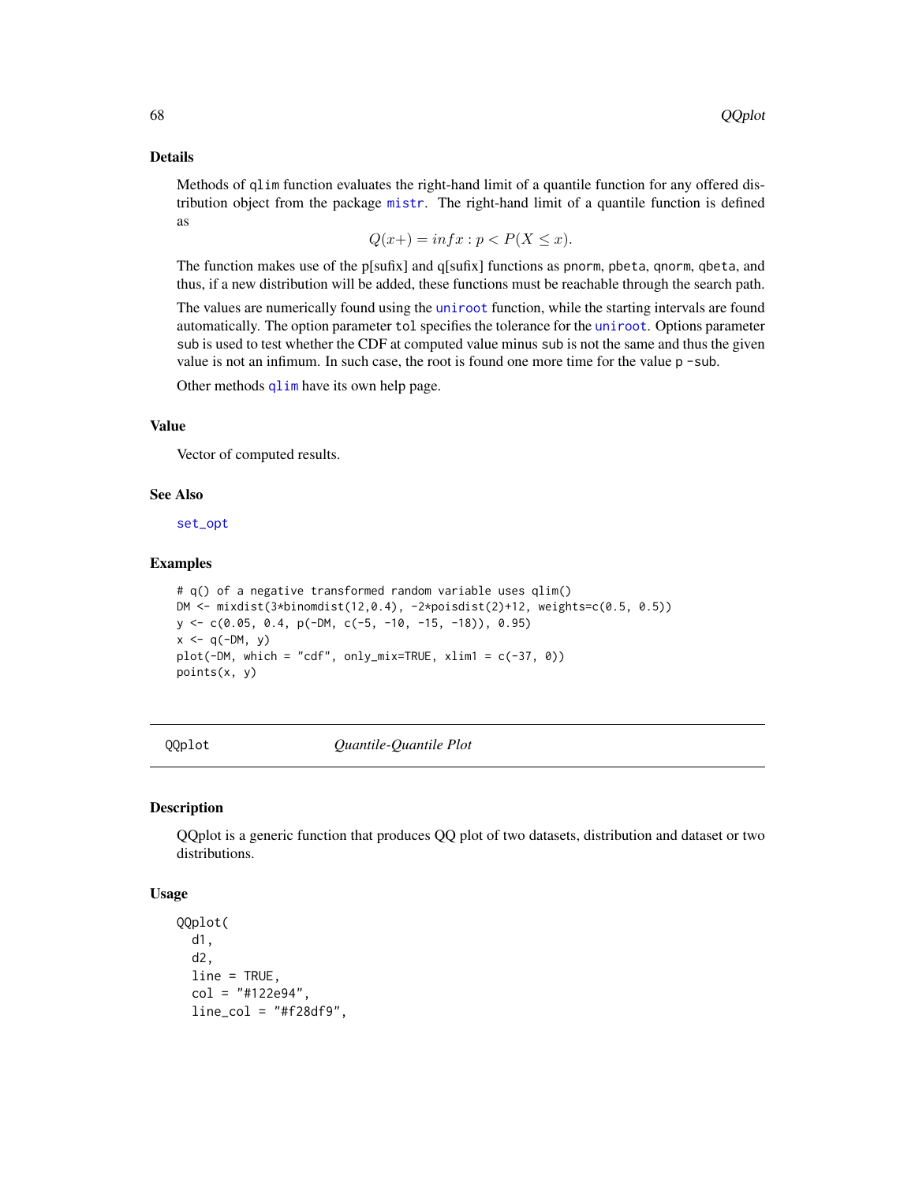### Details

Methods of `qlim` function evaluates the right-hand limit of a quantile function for any offered distribution object from the package mistr. The right-hand limit of a quantile function is defined as

$$Q(x+) = inf x : p < P(X \le x).$$

The function makes use of the p[sufix] and q[sufix] functions as `pnorm`, `pbeta`, `qnorm`, `qbeta`, and thus, if a new distribution will be added, these functions must be reachable through the search path.

The values are numerically found using the `uniroot` function, while the starting intervals are found automatically. The option parameter `tol` specifies the tolerance for the `uniroot`. Options parameter `sub` is used to test whether the CDF at computed value minus `sub` is not the same and thus the given value is not an infimum. In such case, the root is found one more time for the value `p -sub`.

Other methods `qlim` have its own help page.

### Value

Vector of computed results.

### See Also

`set_opt`

### Examples

```
# q() of a negative transformed random variable uses qlim()
DM <- mixdist(3*binomdist(12,0.4), -2*poisdist(2)+12, weights=c(0.5, 0.5))
y <- c(0.05, 0.4, p(-DM, c(-5, -10, -15, -18)), 0.95)
x <- q(-DM, y)
plot(-DM, which = "cdf", only_mix=TRUE, xlim1 = c(-37, 0))
points(x, y)
```

---

## QQplot *Quantile-Quantile Plot*

### Description

QQplot is a generic function that produces QQ plot of two datasets, distribution and dataset or two distributions.

### Usage

```
QQplot(
  d1,
  d2,
  line = TRUE,
  col = "#122e94",
  line_col = "#f28df9",
```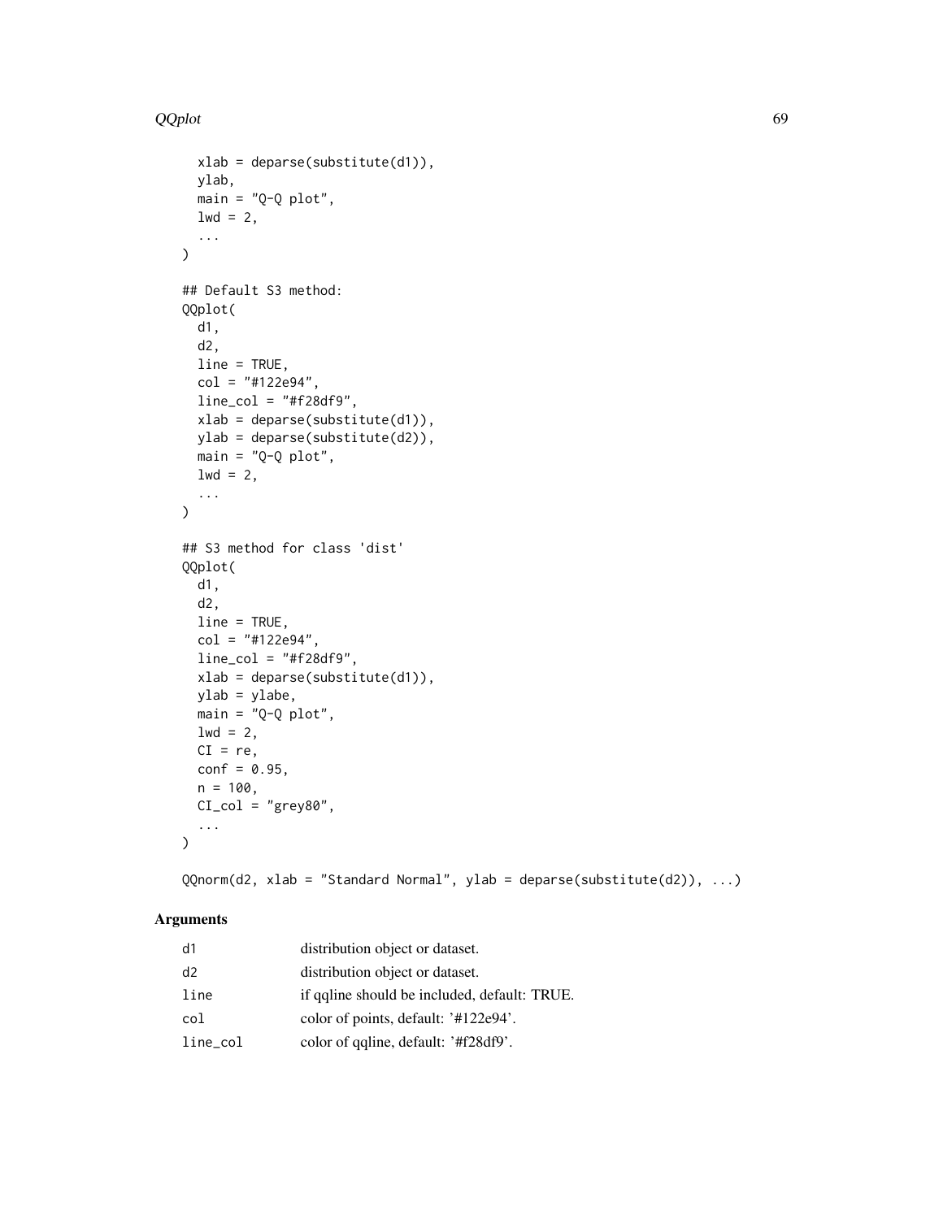```
  xlab = deparse(substitute(d1)),
  ylab,
  main = "Q-Q plot",
  lwd = 2,
  ...
)

## Default S3 method:
QQplot(
  d1,
  d2,
  line = TRUE,
  col = "#122e94",
  line_col = "#f28df9",
  xlab = deparse(substitute(d1)),
  ylab = deparse(substitute(d2)),
  main = "Q-Q plot",
  lwd = 2,
  ...
)

## S3 method for class 'dist'
QQplot(
  d1,
  d2,
  line = TRUE,
  col = "#122e94",
  line_col = "#f28df9",
  xlab = deparse(substitute(d1)),
  ylab = ylabe,
  main = "Q-Q plot",
  lwd = 2,
  CI = re,
  conf = 0.95,
  n = 100,
  CI_col = "grey80",
  ...
)

QQnorm(d2, xlab = "Standard Normal", ylab = deparse(substitute(d2)), ...)
```

## Arguments

| | |
|---|---|
| d1 | distribution object or dataset. |
| d2 | distribution object or dataset. |
| line | if qqline should be included, default: TRUE. |
| col | color of points, default: '#122e94'. |
| line_col | color of qqline, default: '#f28df9'. |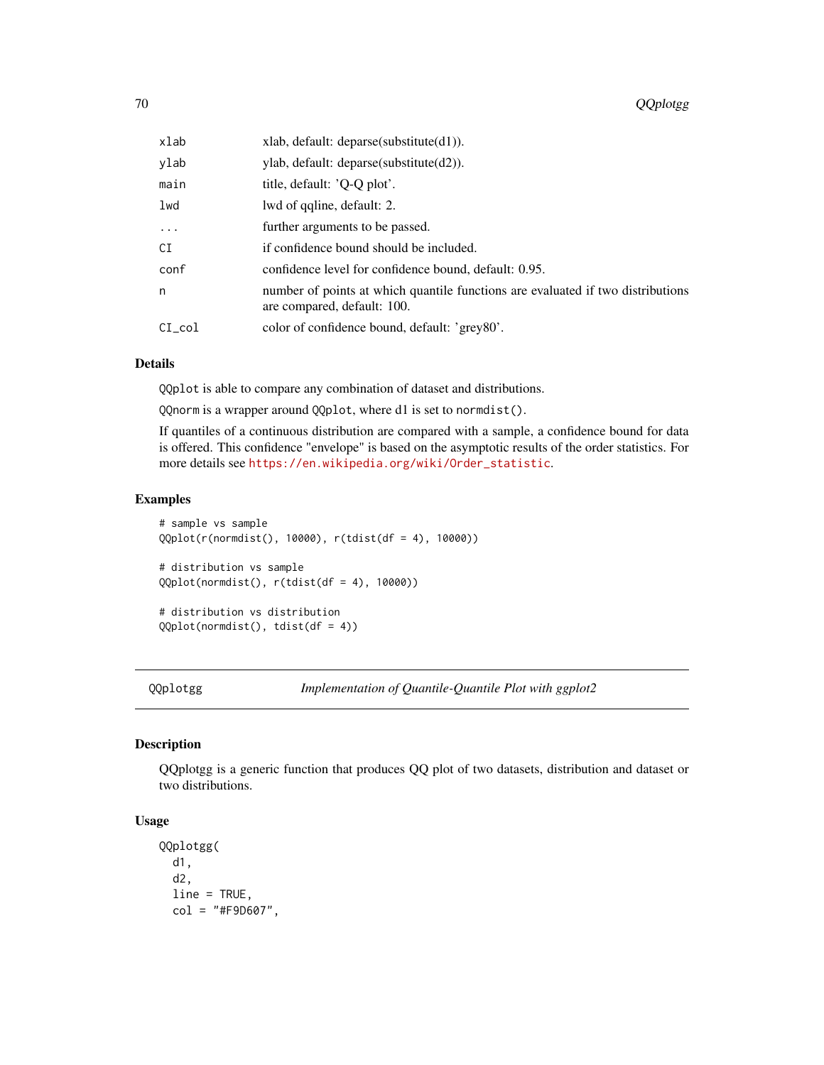| | |
|---|---|
| xlab | xlab, default: deparse(substitute(d1)). |
| ylab | ylab, default: deparse(substitute(d2)). |
| main | title, default: 'Q-Q plot'. |
| lwd | lwd of qqline, default: 2. |
| ... | further arguments to be passed. |
| CI | if confidence bound should be included. |
| conf | confidence level for confidence bound, default: 0.95. |
| n | number of points at which quantile functions are evaluated if two distributions are compared, default: 100. |
| CI_col | color of confidence bound, default: 'grey80'. |

### Details

`QQplot` is able to compare any combination of dataset and distributions.

`QQnorm` is a wrapper around `QQplot`, where d1 is set to `normdist()`.

If quantiles of a continuous distribution are compared with a sample, a confidence bound for data is offered. This confidence "envelope" is based on the asymptotic results of the order statistics. For more details see https://en.wikipedia.org/wiki/Order_statistic.

### Examples

```
# sample vs sample
QQplot(r(normdist(), 10000), r(tdist(df = 4), 10000))

# distribution vs sample
QQplot(normdist(), r(tdist(df = 4), 10000))

# distribution vs distribution
QQplot(normdist(), tdist(df = 4))
```

---

## QQplotgg — *Implementation of Quantile-Quantile Plot with ggplot2*

### Description

QQplotgg is a generic function that produces QQ plot of two datasets, distribution and dataset or two distributions.

### Usage

```
QQplotgg(
  d1,
  d2,
  line = TRUE,
  col = "#F9D607",
```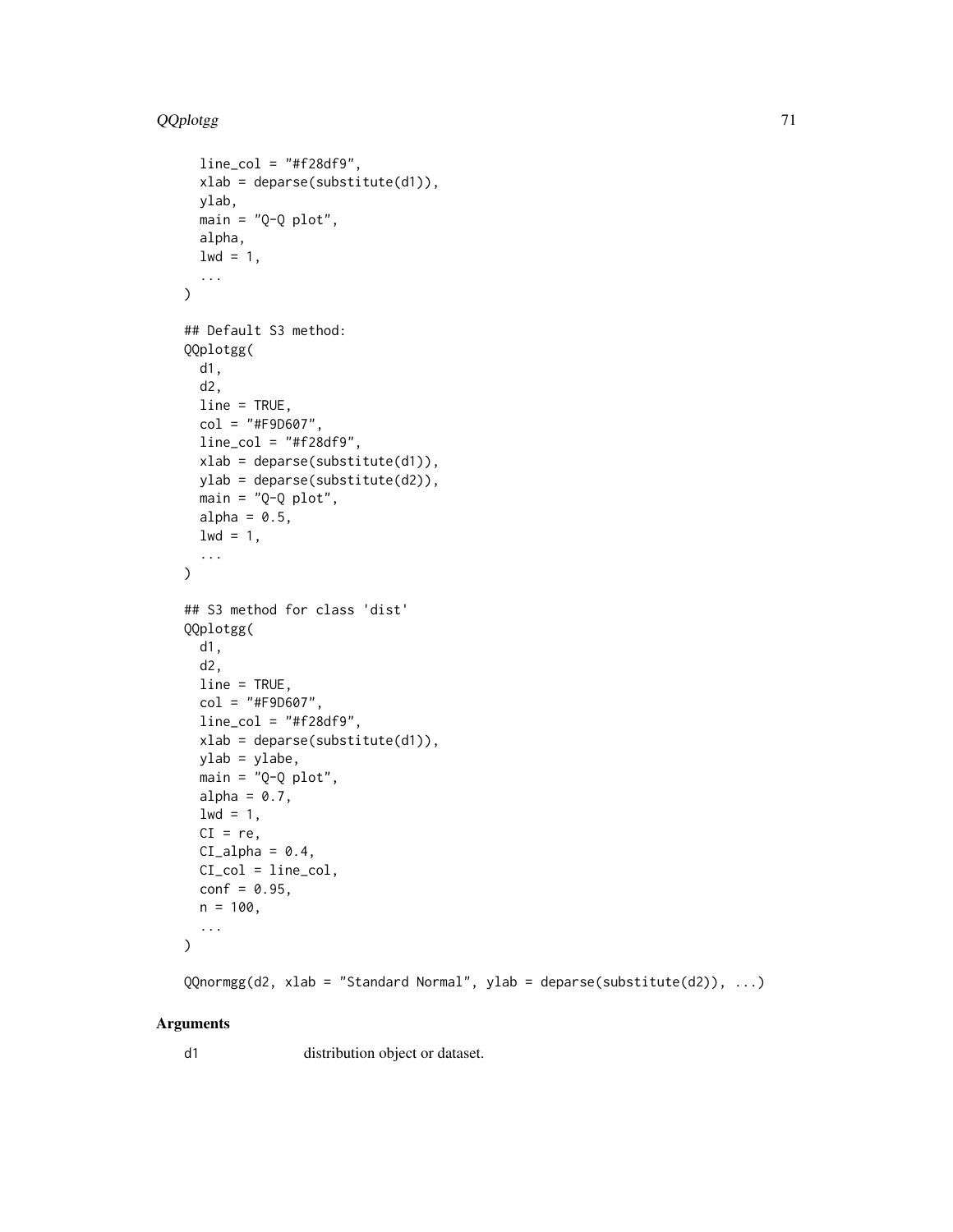```
  line_col = "#f28df9",
  xlab = deparse(substitute(d1)),
  ylab,
  main = "Q-Q plot",
  alpha,
  lwd = 1,
  ...
)

## Default S3 method:
QQplotgg(
  d1,
  d2,
  line = TRUE,
  col = "#F9D607",
  line_col = "#f28df9",
  xlab = deparse(substitute(d1)),
  ylab = deparse(substitute(d2)),
  main = "Q-Q plot",
  alpha = 0.5,
  lwd = 1,
  ...
)

## S3 method for class 'dist'
QQplotgg(
  d1,
  d2,
  line = TRUE,
  col = "#F9D607",
  line_col = "#f28df9",
  xlab = deparse(substitute(d1)),
  ylab = ylabe,
  main = "Q-Q plot",
  alpha = 0.7,
  lwd = 1,
  CI = re,
  CI_alpha = 0.4,
  CI_col = line_col,
  conf = 0.95,
  n = 100,
  ...
)

QQnormgg(d2, xlab = "Standard Normal", ylab = deparse(substitute(d2)), ...)
```

### Arguments

| | |
|---|---|
| d1 | distribution object or dataset. |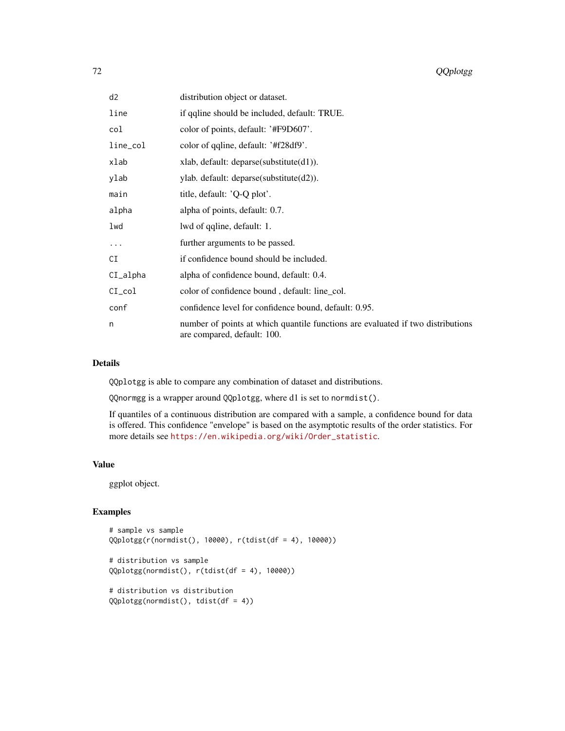| | |
|---|---|
| d2 | distribution object or dataset. |
| line | if qqline should be included, default: TRUE. |
| col | color of points, default: '#F9D607'. |
| line_col | color of qqline, default: '#f28df9'. |
| xlab | xlab, default: deparse(substitute(d1)). |
| ylab | ylab. default: deparse(substitute(d2)). |
| main | title, default: 'Q-Q plot'. |
| alpha | alpha of points, default: 0.7. |
| lwd | lwd of qqline, default: 1. |
| ... | further arguments to be passed. |
| CI | if confidence bound should be included. |
| CI_alpha | alpha of confidence bound, default: 0.4. |
| CI_col | color of confidence bound , default: line_col. |
| conf | confidence level for confidence bound, default: 0.95. |
| n | number of points at which quantile functions are evaluated if two distributions are compared, default: 100. |

## Details

QQplotgg is able to compare any combination of dataset and distributions.

QQnormgg is a wrapper around QQplotgg, where d1 is set to normdist().

If quantiles of a continuous distribution are compared with a sample, a confidence bound for data is offered. This confidence "envelope" is based on the asymptotic results of the order statistics. For more details see https://en.wikipedia.org/wiki/Order_statistic.

## Value

ggplot object.

## Examples

```
# sample vs sample
QQplotgg(r(normdist(), 10000), r(tdist(df = 4), 10000))

# distribution vs sample
QQplotgg(normdist(), r(tdist(df = 4), 10000))

# distribution vs distribution
QQplotgg(normdist(), tdist(df = 4))
```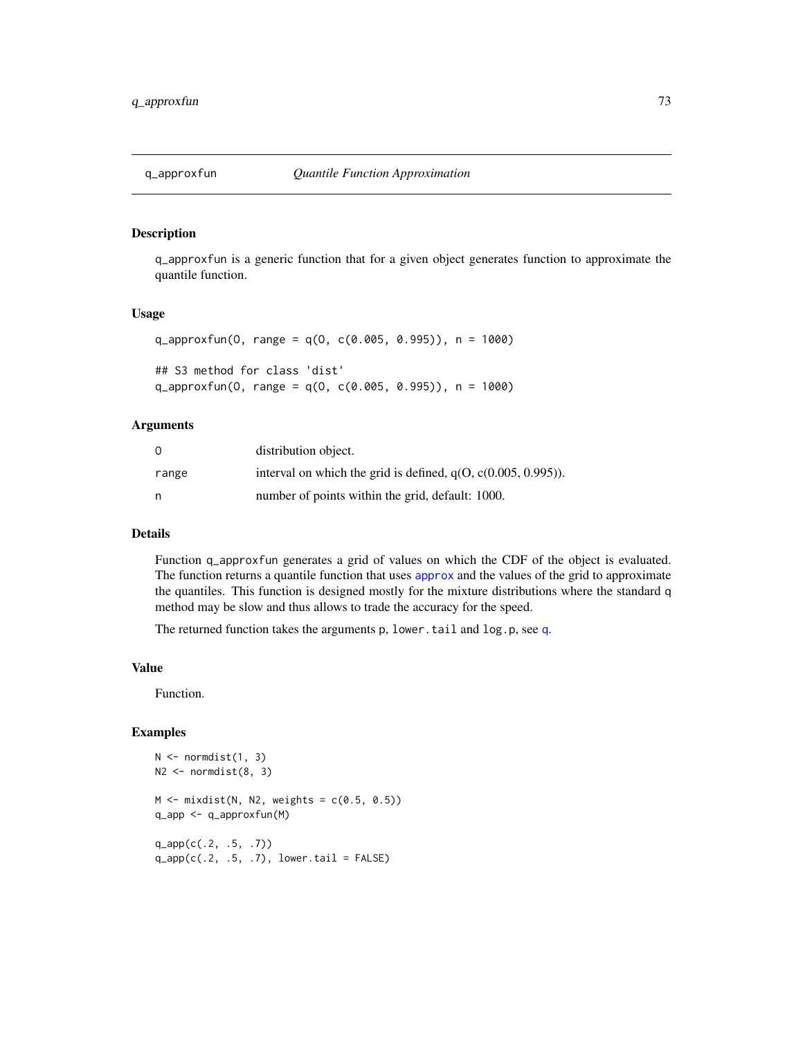# q_approxfun    *Quantile Function Approximation*

## Description

q_approxfun is a generic function that for a given object generates function to approximate the quantile function.

## Usage

```
q_approxfun(O, range = q(O, c(0.005, 0.995)), n = 1000)

## S3 method for class 'dist'
q_approxfun(O, range = q(O, c(0.005, 0.995)), n = 1000)
```

## Arguments

| | |
|---|---|
| O | distribution object. |
| range | interval on which the grid is defined, q(O, c(0.005, 0.995)). |
| n | number of points within the grid, default: 1000. |

## Details

Function q_approxfun generates a grid of values on which the CDF of the object is evaluated. The function returns a quantile function that uses approx and the values of the grid to approximate the quantiles. This function is designed mostly for the mixture distributions where the standard q method may be slow and thus allows to trade the accuracy for the speed.

The returned function takes the arguments p, lower.tail and log.p, see q.

## Value

Function.

## Examples

```
N <- normdist(1, 3)
N2 <- normdist(8, 3)

M <- mixdist(N, N2, weights = c(0.5, 0.5))
q_app <- q_approxfun(M)

q_app(c(.2, .5, .7))
q_app(c(.2, .5, .7), lower.tail = FALSE)
```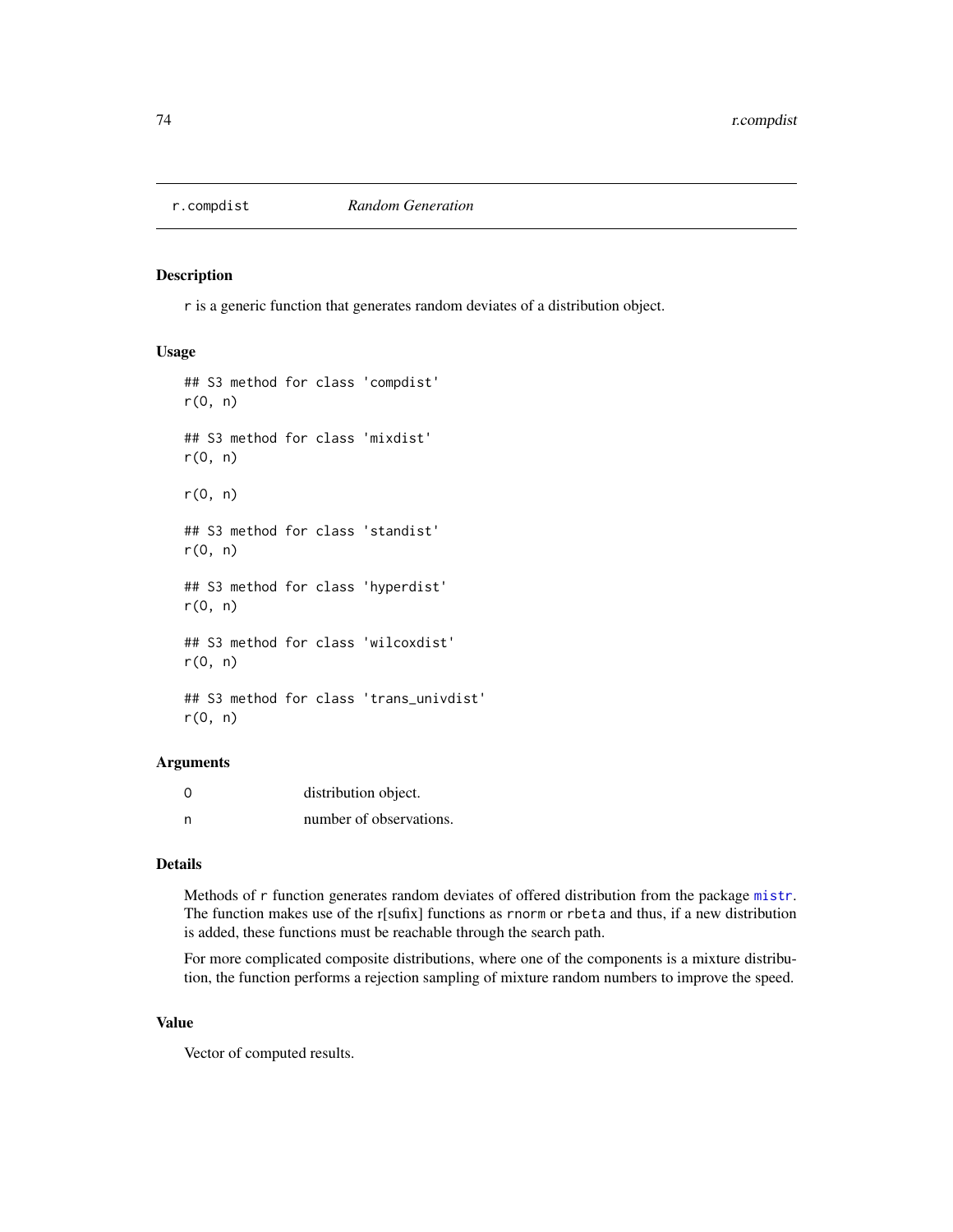r.compdist *Random Generation*

## Description

r is a generic function that generates random deviates of a distribution object.

## Usage

```
## S3 method for class 'compdist'
r(O, n)

## S3 method for class 'mixdist'
r(O, n)

r(O, n)

## S3 method for class 'standist'
r(O, n)

## S3 method for class 'hyperdist'
r(O, n)

## S3 method for class 'wilcoxdist'
r(O, n)

## S3 method for class 'trans_univdist'
r(O, n)
```

## Arguments

| | |
|---|---|
| O | distribution object. |
| n | number of observations. |

## Details

Methods of r function generates random deviates of offered distribution from the package mistr. The function makes use of the r[sufix] functions as rnorm or rbeta and thus, if a new distribution is added, these functions must be reachable through the search path.

For more complicated composite distributions, where one of the components is a mixture distribution, the function performs a rejection sampling of mixture random numbers to improve the speed.

## Value

Vector of computed results.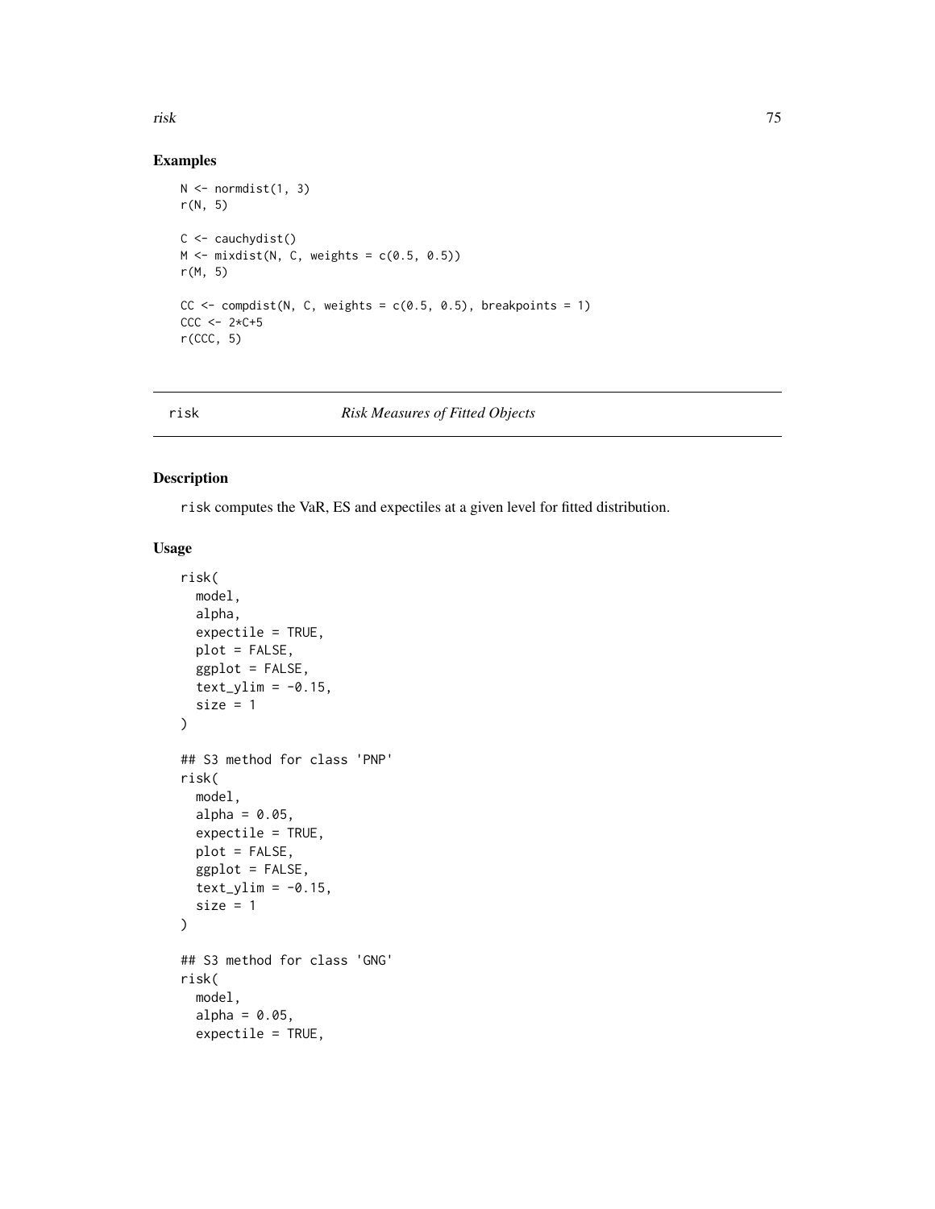## Examples

```
N <- normdist(1, 3)
r(N, 5)

C <- cauchydist()
M <- mixdist(N, C, weights = c(0.5, 0.5))
r(M, 5)

CC <- compdist(N, C, weights = c(0.5, 0.5), breakpoints = 1)
CCC <- 2*C+5
r(CCC, 5)
```

---

# risk *Risk Measures of Fitted Objects*

---

## Description

risk computes the VaR, ES and expectiles at a given level for fitted distribution.

## Usage

```
risk(
  model,
  alpha,
  expectile = TRUE,
  plot = FALSE,
  ggplot = FALSE,
  text_ylim = -0.15,
  size = 1
)

## S3 method for class 'PNP'
risk(
  model,
  alpha = 0.05,
  expectile = TRUE,
  plot = FALSE,
  ggplot = FALSE,
  text_ylim = -0.15,
  size = 1
)

## S3 method for class 'GNG'
risk(
  model,
  alpha = 0.05,
  expectile = TRUE,
```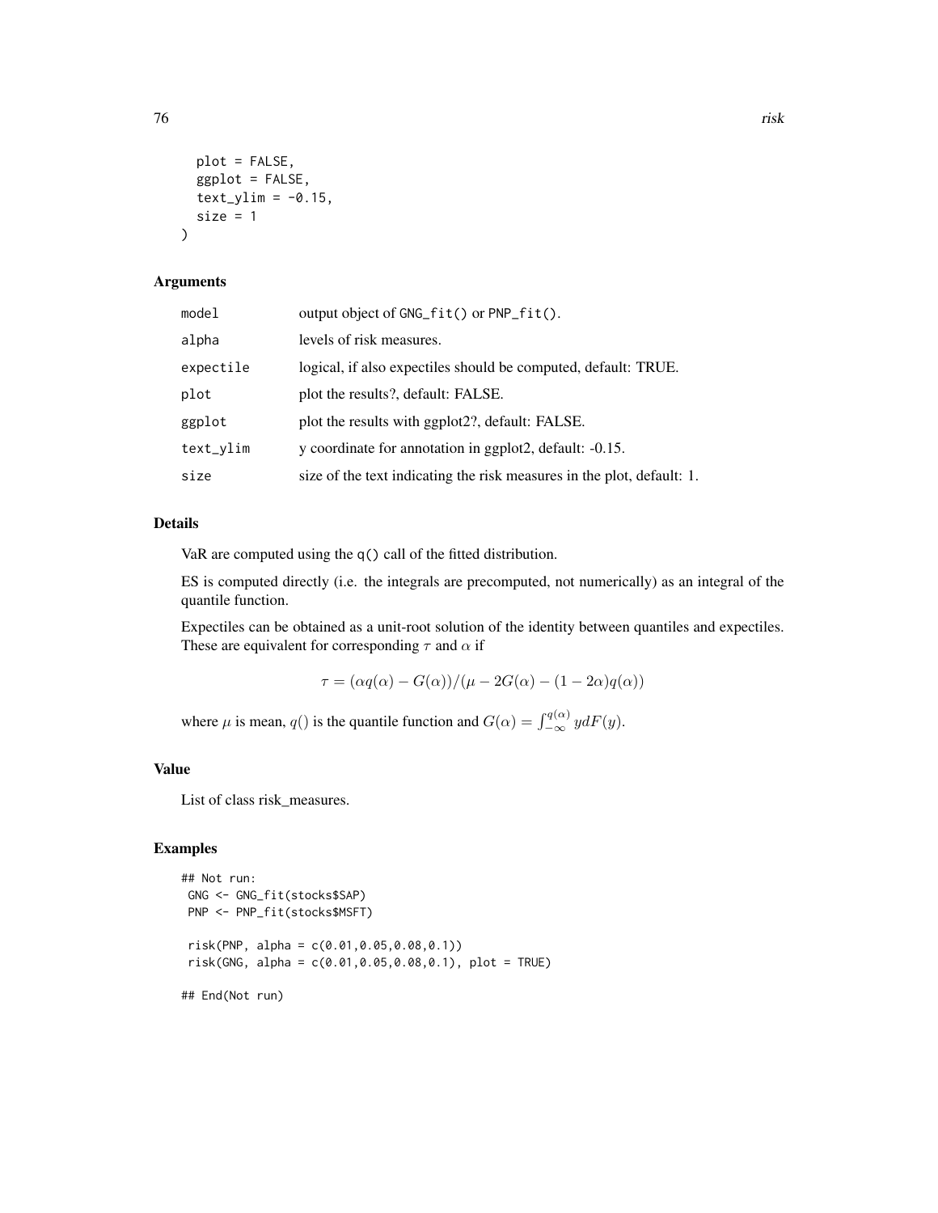```
  plot = FALSE,
  ggplot = FALSE,
  text_ylim = -0.15,
  size = 1
)
```

## Arguments

| | |
|---|---|
| model | output object of GNG_fit() or PNP_fit(). |
| alpha | levels of risk measures. |
| expectile | logical, if also expectiles should be computed, default: TRUE. |
| plot | plot the results?, default: FALSE. |
| ggplot | plot the results with ggplot2?, default: FALSE. |
| text_ylim | y coordinate for annotation in ggplot2, default: -0.15. |
| size | size of the text indicating the risk measures in the plot, default: 1. |

## Details

VaR are computed using the q() call of the fitted distribution.

ES is computed directly (i.e. the integrals are precomputed, not numerically) as an integral of the quantile function.

Expectiles can be obtained as a unit-root solution of the identity between quantiles and expectiles. These are equivalent for corresponding $\tau$ and $\alpha$ if

$$\tau = (\alpha q(\alpha) - G(\alpha))/(\mu - 2G(\alpha) - (1 - 2\alpha)q(\alpha))$$

where $\mu$ is mean, $q()$ is the quantile function and $G(\alpha) = \int_{-\infty}^{q(\alpha)} ydF(y)$.

## Value

List of class risk_measures.

## Examples

```
## Not run:
 GNG <- GNG_fit(stocks$SAP)
 PNP <- PNP_fit(stocks$MSFT)

 risk(PNP, alpha = c(0.01,0.05,0.08,0.1))
 risk(GNG, alpha = c(0.01,0.05,0.08,0.1), plot = TRUE)

## End(Not run)
```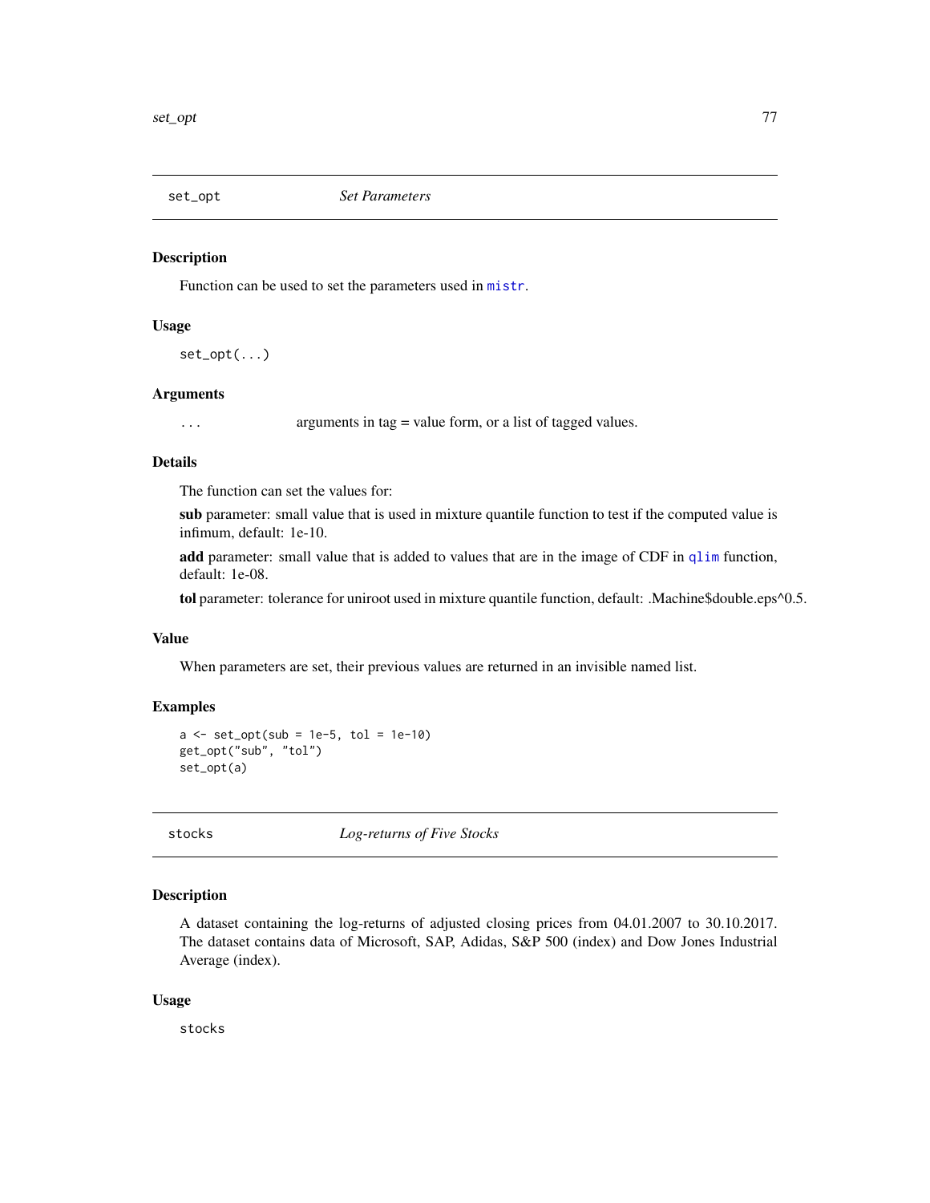## set_opt — *Set Parameters*

### Description

Function can be used to set the parameters used in mistr.

### Usage

```
set_opt(...)
```

### Arguments

| | |
|---|---|
| ... | arguments in tag = value form, or a list of tagged values. |

### Details

The function can set the values for:

**sub** parameter: small value that is used in mixture quantile function to test if the computed value is infimum, default: 1e-10.

**add** parameter: small value that is added to values that are in the image of CDF in qlim function, default: 1e-08.

**tol** parameter: tolerance for uniroot used in mixture quantile function, default: .Machine$double.eps^0.5.

### Value

When parameters are set, their previous values are returned in an invisible named list.

### Examples

```
a <- set_opt(sub = 1e-5, tol = 1e-10)
get_opt("sub", "tol")
set_opt(a)
```

## stocks — *Log-returns of Five Stocks*

### Description

A dataset containing the log-returns of adjusted closing prices from 04.01.2007 to 30.10.2017. The dataset contains data of Microsoft, SAP, Adidas, S&P 500 (index) and Dow Jones Industrial Average (index).

### Usage

```
stocks
```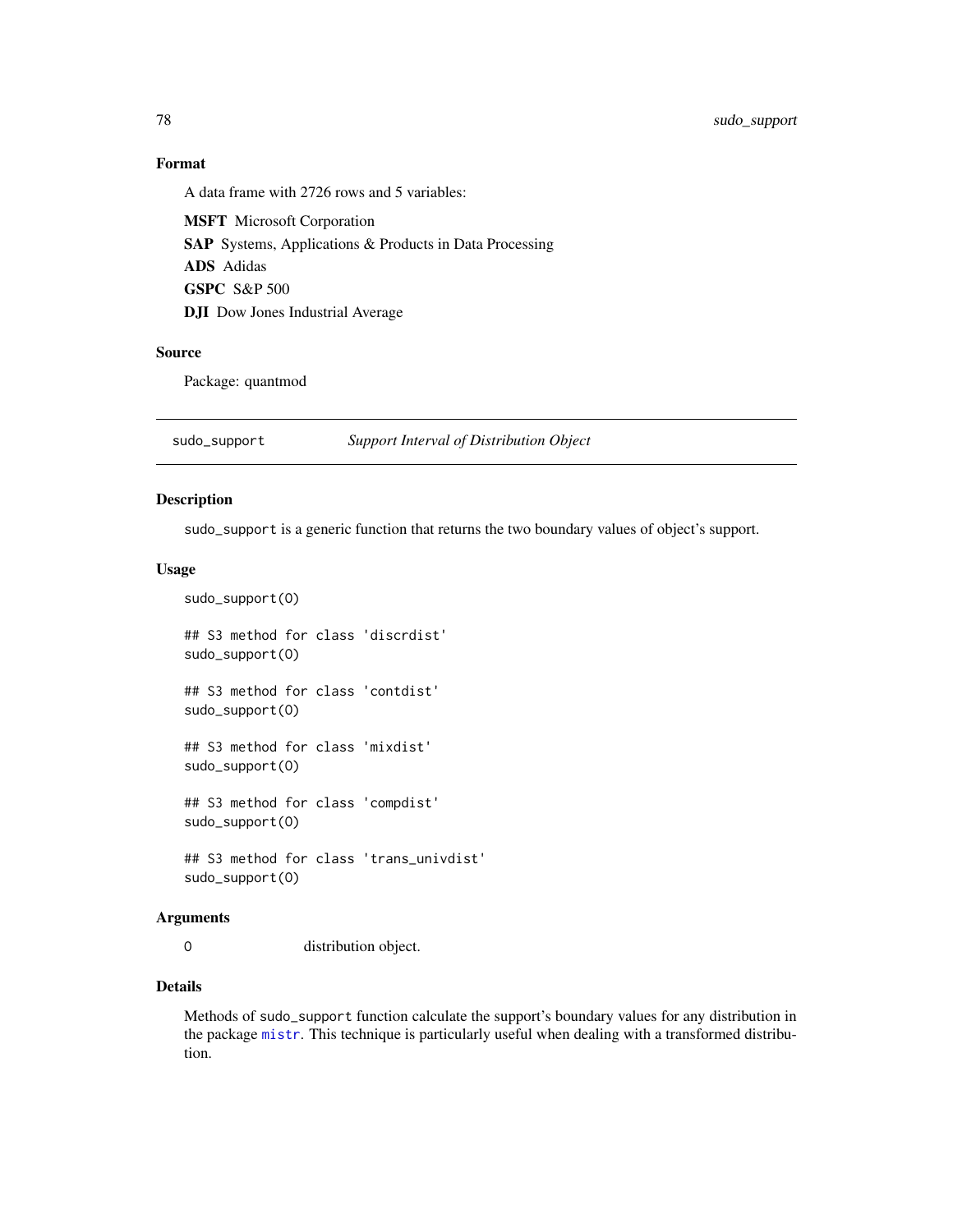## Format

A data frame with 2726 rows and 5 variables:

**MSFT** Microsoft Corporation

**SAP** Systems, Applications & Products in Data Processing

**ADS** Adidas

**GSPC** S&P 500

**DJI** Dow Jones Industrial Average

## Source

Package: quantmod

---

# sudo_support *Support Interval of Distribution Object*

## Description

sudo_support is a generic function that returns the two boundary values of object's support.

## Usage

```
sudo_support(O)

## S3 method for class 'discrdist'
sudo_support(O)

## S3 method for class 'contdist'
sudo_support(O)

## S3 method for class 'mixdist'
sudo_support(O)

## S3 method for class 'compdist'
sudo_support(O)

## S3 method for class 'trans_univdist'
sudo_support(O)
```

## Arguments

| | |
|---|---|
| O | distribution object. |

## Details

Methods of sudo_support function calculate the support's boundary values for any distribution in the package mistr. This technique is particularly useful when dealing with a transformed distribution.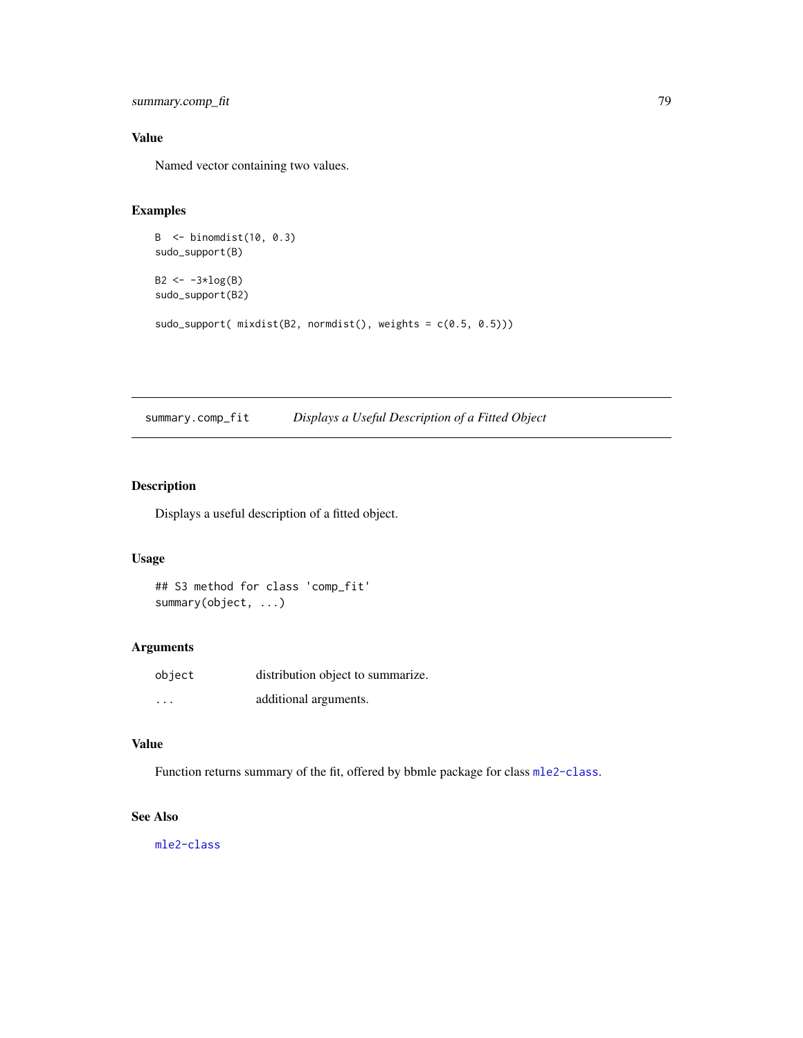### Value

Named vector containing two values.

### Examples

```
B  <- binomdist(10, 0.3)
sudo_support(B)

B2 <- -3*log(B)
sudo_support(B2)

sudo_support( mixdist(B2, normdist(), weights = c(0.5, 0.5)))
```

---

## summary.comp_fit    *Displays a Useful Description of a Fitted Object*

---

### Description

Displays a useful description of a fitted object.

### Usage

```
## S3 method for class 'comp_fit'
summary(object, ...)
```

### Arguments

| | |
|---|---|
| `object` | distribution object to summarize. |
| `...` | additional arguments. |

### Value

Function returns summary of the fit, offered by bbmle package for class `mle2-class`.

### See Also

`mle2-class`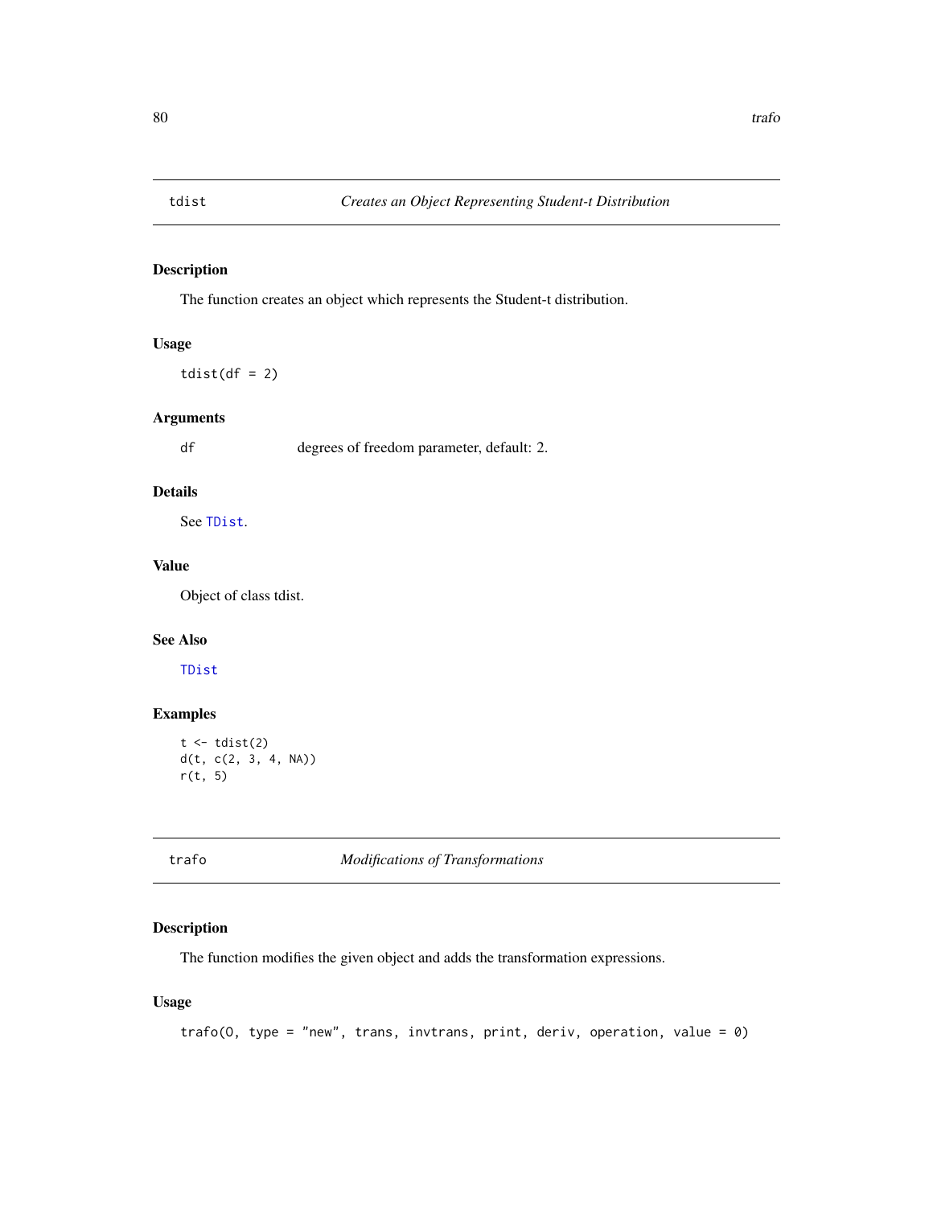## tdist — *Creates an Object Representing Student-t Distribution*

### Description

The function creates an object which represents the Student-t distribution.

### Usage

```
tdist(df = 2)
```

### Arguments

| | |
|---|---|
| df | degrees of freedom parameter, default: 2. |

### Details

See `TDist`.

### Value

Object of class tdist.

### See Also

`TDist`

### Examples

```
t <- tdist(2)
d(t, c(2, 3, 4, NA))
r(t, 5)
```

## trafo — *Modifications of Transformations*

### Description

The function modifies the given object and adds the transformation expressions.

### Usage

```
trafo(O, type = "new", trans, invtrans, print, deriv, operation, value = 0)
```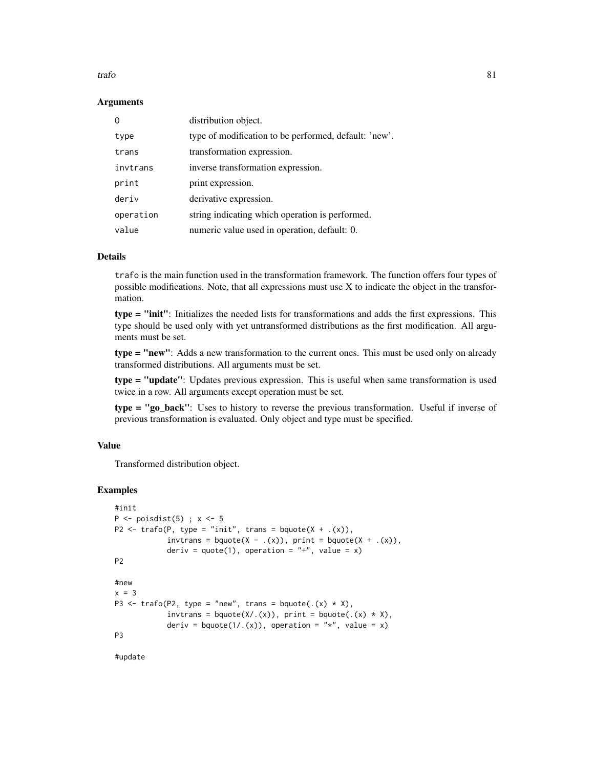### Arguments

| | |
|---|---|
| `O` | distribution object. |
| `type` | type of modification to be performed, default: 'new'. |
| `trans` | transformation expression. |
| `invtrans` | inverse transformation expression. |
| `print` | print expression. |
| `deriv` | derivative expression. |
| `operation` | string indicating which operation is performed. |
| `value` | numeric value used in operation, default: 0. |

### Details

`trafo` is the main function used in the transformation framework. The function offers four types of possible modifications. Note, that all expressions must use X to indicate the object in the transformation.

**type = "init"**: Initializes the needed lists for transformations and adds the first expressions. This type should be used only with yet untransformed distributions as the first modification. All arguments must be set.

**type = "new"**: Adds a new transformation to the current ones. This must be used only on already transformed distributions. All arguments must be set.

**type = "update"**: Updates previous expression. This is useful when same transformation is used twice in a row. All arguments except operation must be set.

**type = "go_back"**: Uses to history to reverse the previous transformation. Useful if inverse of previous transformation is evaluated. Only object and type must be specified.

### Value

Transformed distribution object.

### Examples

```
#init
P <- poisdist(5) ; x <- 5
P2 <- trafo(P, type = "init", trans = bquote(X + .(x)),
            invtrans = bquote(X - .(x)), print = bquote(X + .(x)),
            deriv = quote(1), operation = "+", value = x)
P2

#new
x = 3
P3 <- trafo(P2, type = "new", trans = bquote(.(x) * X),
            invtrans = bquote(X/.(x)), print = bquote(.(x) * X),
            deriv = bquote(1/.(x)), operation = "*", value = x)
P3

#update
```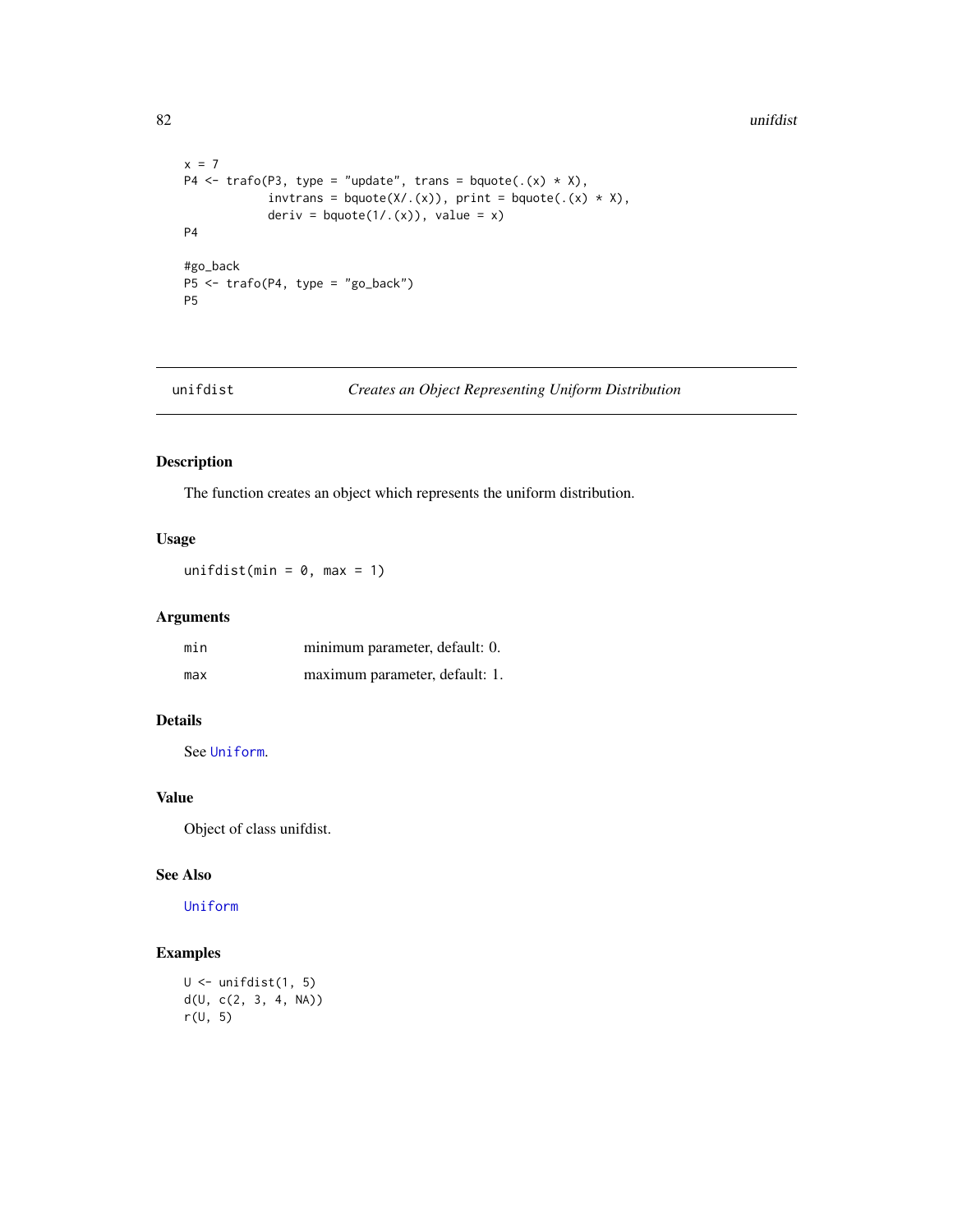```
x = 7
P4 <- trafo(P3, type = "update", trans = bquote(.(x) * X),
            invtrans = bquote(X/.(x)), print = bquote(.(x) * X),
            deriv = bquote(1/.(x)), value = x)
P4

#go_back
P5 <- trafo(P4, type = "go_back")
P5
```

---

## unifdist — *Creates an Object Representing Uniform Distribution*

### Description

The function creates an object which represents the uniform distribution.

### Usage

```
unifdist(min = 0, max = 1)
```

### Arguments

| | |
|---|---|
| min | minimum parameter, default: 0. |
| max | maximum parameter, default: 1. |

### Details

See `Uniform`.

### Value

Object of class unifdist.

### See Also

`Uniform`

### Examples

```
U <- unifdist(1, 5)
d(U, c(2, 3, 4, NA))
r(U, 5)
```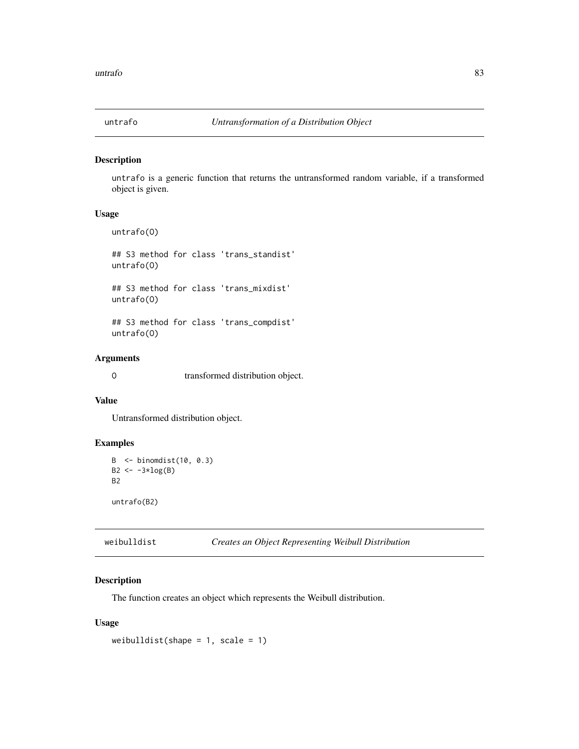## untrafo — *Untransformation of a Distribution Object*

### Description

`untrafo` is a generic function that returns the untransformed random variable, if a transformed object is given.

### Usage

```
untrafo(O)

## S3 method for class 'trans_standist'
untrafo(O)

## S3 method for class 'trans_mixdist'
untrafo(O)

## S3 method for class 'trans_compdist'
untrafo(O)
```

### Arguments

| | |
|---|---|
| O | transformed distribution object. |

### Value

Untransformed distribution object.

### Examples

```
B  <- binomdist(10, 0.3)
B2 <- -3*log(B)
B2

untrafo(B2)
```

## weibulldist — *Creates an Object Representing Weibull Distribution*

### Description

The function creates an object which represents the Weibull distribution.

### Usage

```
weibulldist(shape = 1, scale = 1)
```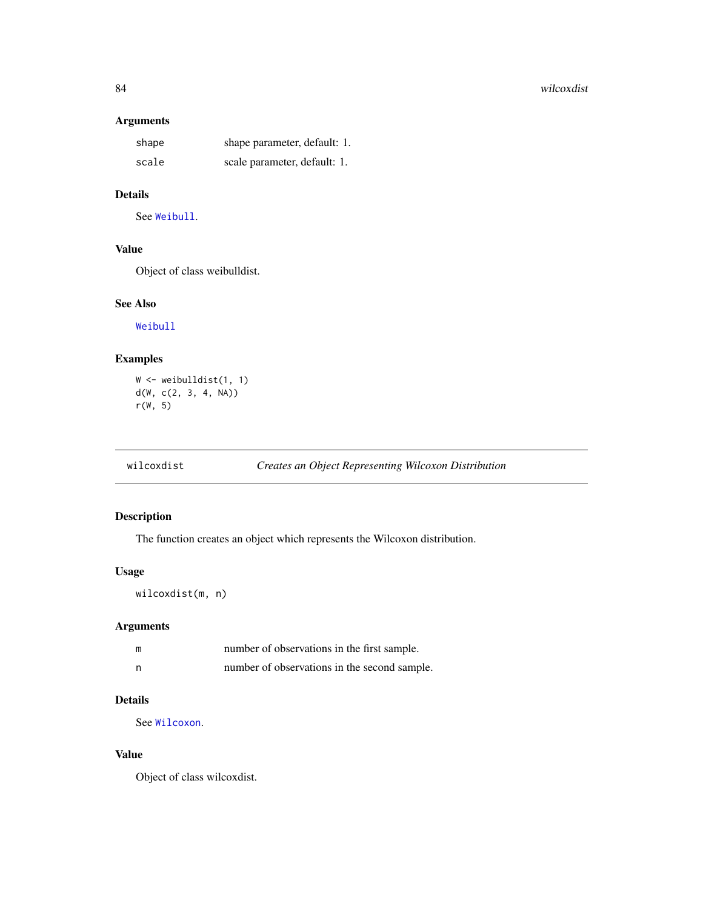### Arguments

| | |
|---|---|
| `shape` | shape parameter, default: 1. |
| `scale` | scale parameter, default: 1. |

### Details

See `Weibull`.

### Value

Object of class weibulldist.

### See Also

`Weibull`

### Examples

```
W <- weibulldist(1, 1)
d(W, c(2, 3, 4, NA))
r(W, 5)
```

---

## wilcoxdist — *Creates an Object Representing Wilcoxon Distribution*

### Description

The function creates an object which represents the Wilcoxon distribution.

### Usage

```
wilcoxdist(m, n)
```

### Arguments

| | |
|---|---|
| `m` | number of observations in the first sample. |
| `n` | number of observations in the second sample. |

### Details

See `Wilcoxon`.

### Value

Object of class wilcoxdist.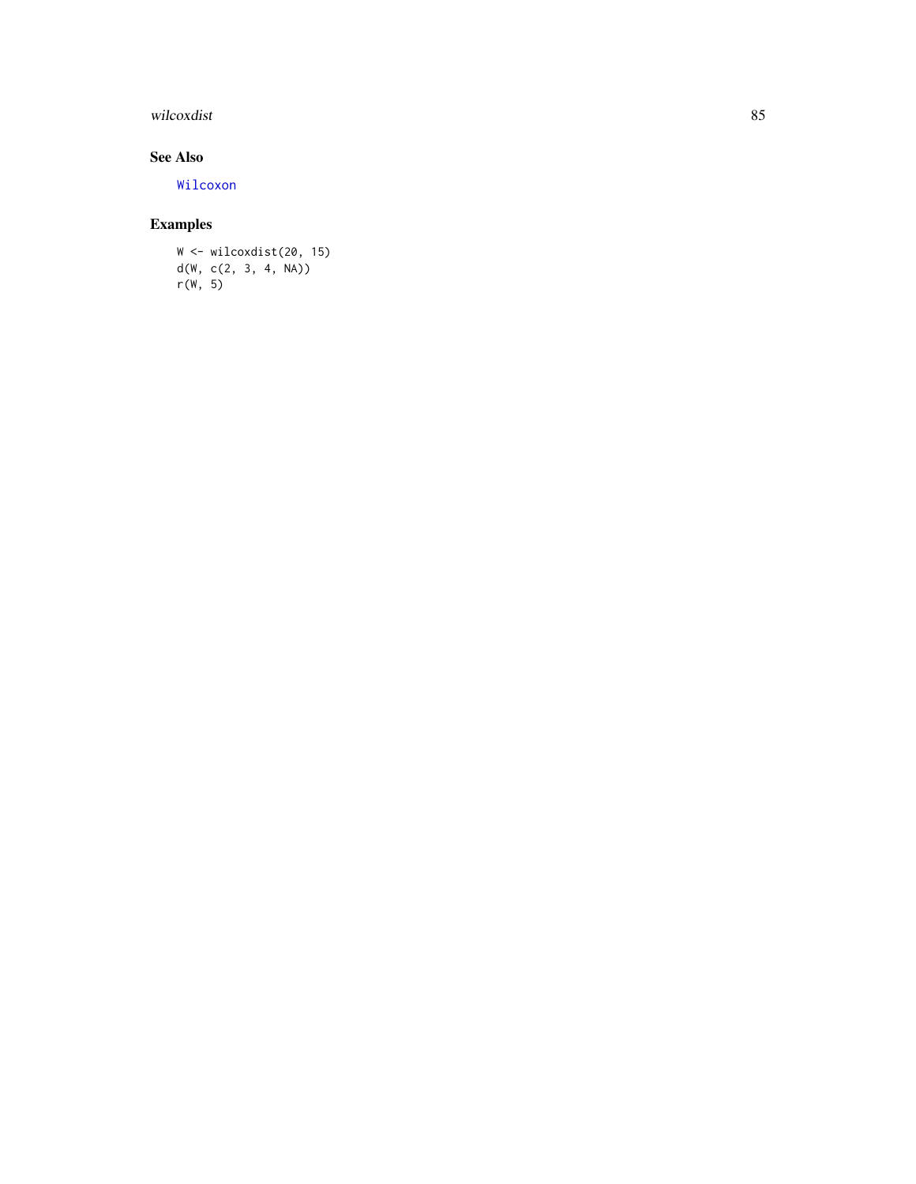## See Also

Wilcoxon

## Examples

```
W <- wilcoxdist(20, 15)
d(W, c(2, 3, 4, NA))
r(W, 5)
```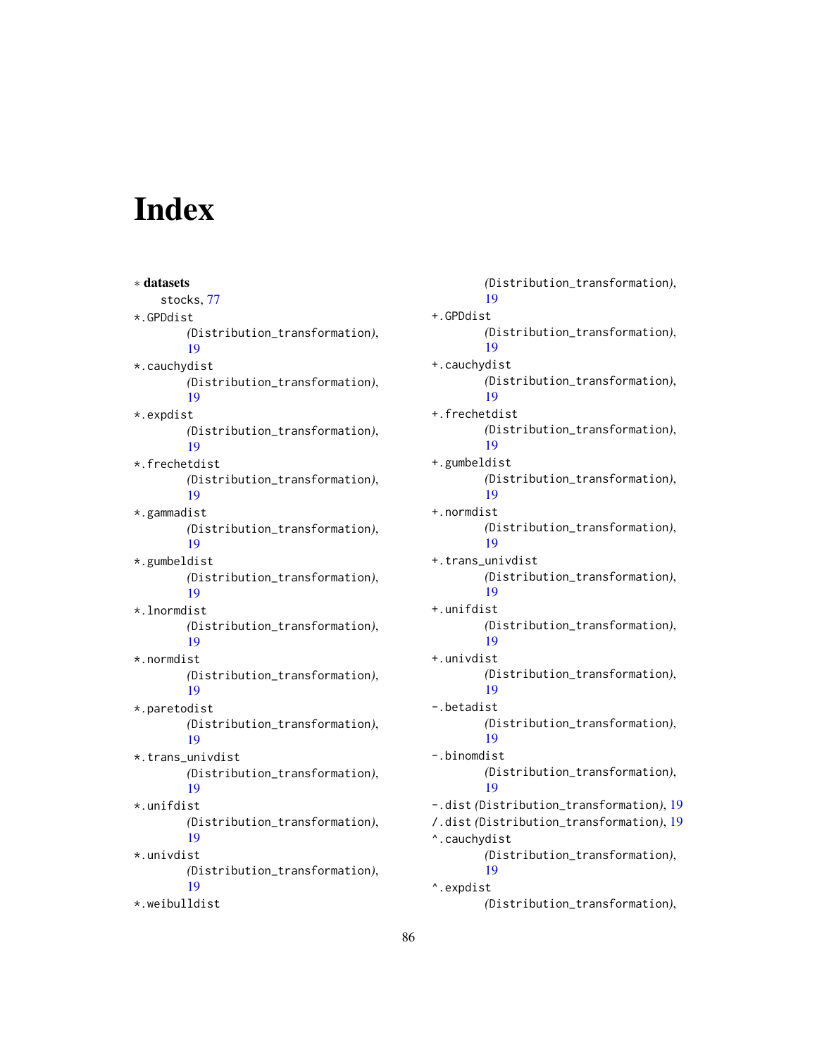# Index

∗ **datasets**
    stocks, 77

*.GPDdist (Distribution_transformation), 19
*.cauchydist (Distribution_transformation), 19
*.expdist (Distribution_transformation), 19
*.frechetdist (Distribution_transformation), 19
*.gammadist (Distribution_transformation), 19
*.gumbeldist (Distribution_transformation), 19
*.lnormdist (Distribution_transformation), 19
*.normdist (Distribution_transformation), 19
*.paretodist (Distribution_transformation), 19
*.trans_univdist (Distribution_transformation), 19
*.unifdist (Distribution_transformation), 19
*.univdist (Distribution_transformation), 19
*.weibulldist (Distribution_transformation), 19
+.GPDdist (Distribution_transformation), 19
+.cauchydist (Distribution_transformation), 19
+.frechetdist (Distribution_transformation), 19
+.gumbeldist (Distribution_transformation), 19
+.normdist (Distribution_transformation), 19
+.trans_univdist (Distribution_transformation), 19
+.unifdist (Distribution_transformation), 19
+.univdist (Distribution_transformation), 19
-.betadist (Distribution_transformation), 19
-.binomdist (Distribution_transformation), 19
-.dist (Distribution_transformation), 19
/.dist (Distribution_transformation), 19
^.cauchydist (Distribution_transformation), 19
^.expdist (Distribution_transformation),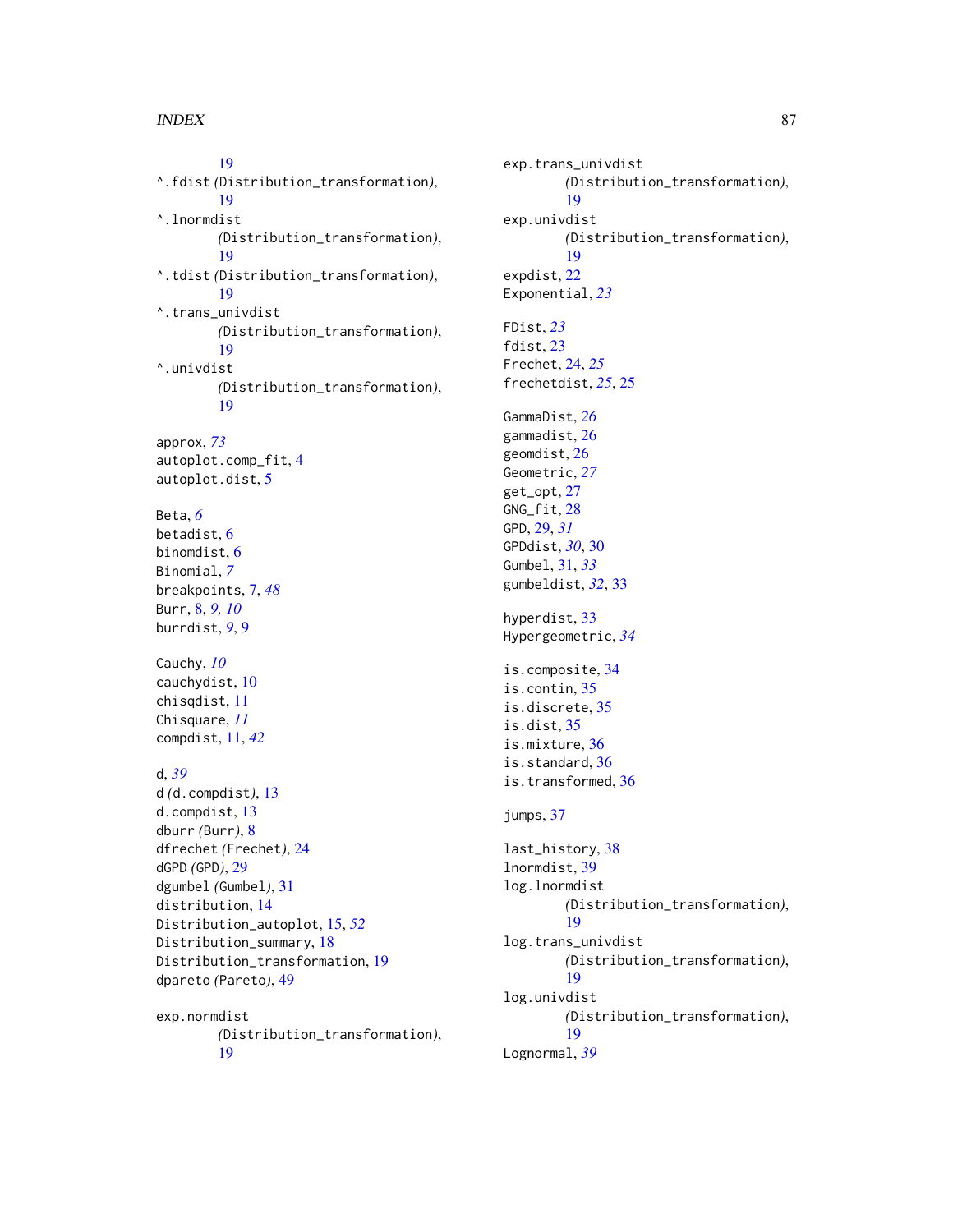19
^.fdist (Distribution_transformation), 19
^.lnormdist (Distribution_transformation), 19
^.tdist (Distribution_transformation), 19
^.trans_univdist (Distribution_transformation), 19
^.univdist (Distribution_transformation), 19

approx, *73*
autoplot.comp_fit, 4
autoplot.dist, 5

Beta, *6*
betadist, 6
binomdist, 6
Binomial, *7*
breakpoints, 7, *48*
Burr, 8, *9*, *10*
burrdist, *9*, 9

Cauchy, *10*
cauchydist, 10
chisqdist, 11
Chisquare, *11*
compdist, 11, *42*

d, *39*
d (d.compdist), 13
d.compdist, 13
dburr (Burr), 8
dfrechet (Frechet), 24
dGPD (GPD), 29
dgumbel (Gumbel), 31
distribution, 14
Distribution_autoplot, 15, *52*
Distribution_summary, 18
Distribution_transformation, 19
dpareto (Pareto), 49

exp.normdist (Distribution_transformation), 19
exp.trans_univdist (Distribution_transformation), 19
exp.univdist (Distribution_transformation), 19
expdist, 22
Exponential, *23*

FDist, *23*
fdist, 23
Frechet, 24, *25*
frechetdist, *25*, 25

GammaDist, *26*
gammadist, 26
geomdist, 26
Geometric, *27*
get_opt, 27
GNG_fit, 28
GPD, 29, *31*
GPDdist, *30*, 30
Gumbel, 31, *33*
gumbeldist, *32*, 33

hyperdist, 33
Hypergeometric, *34*

is.composite, 34
is.contin, 35
is.discrete, 35
is.dist, 35
is.mixture, 36
is.standard, 36
is.transformed, 36

jumps, 37

last_history, 38
lnormdist, 39
log.lnormdist (Distribution_transformation), 19
log.trans_univdist (Distribution_transformation), 19
log.univdist (Distribution_transformation), 19
Lognormal, *39*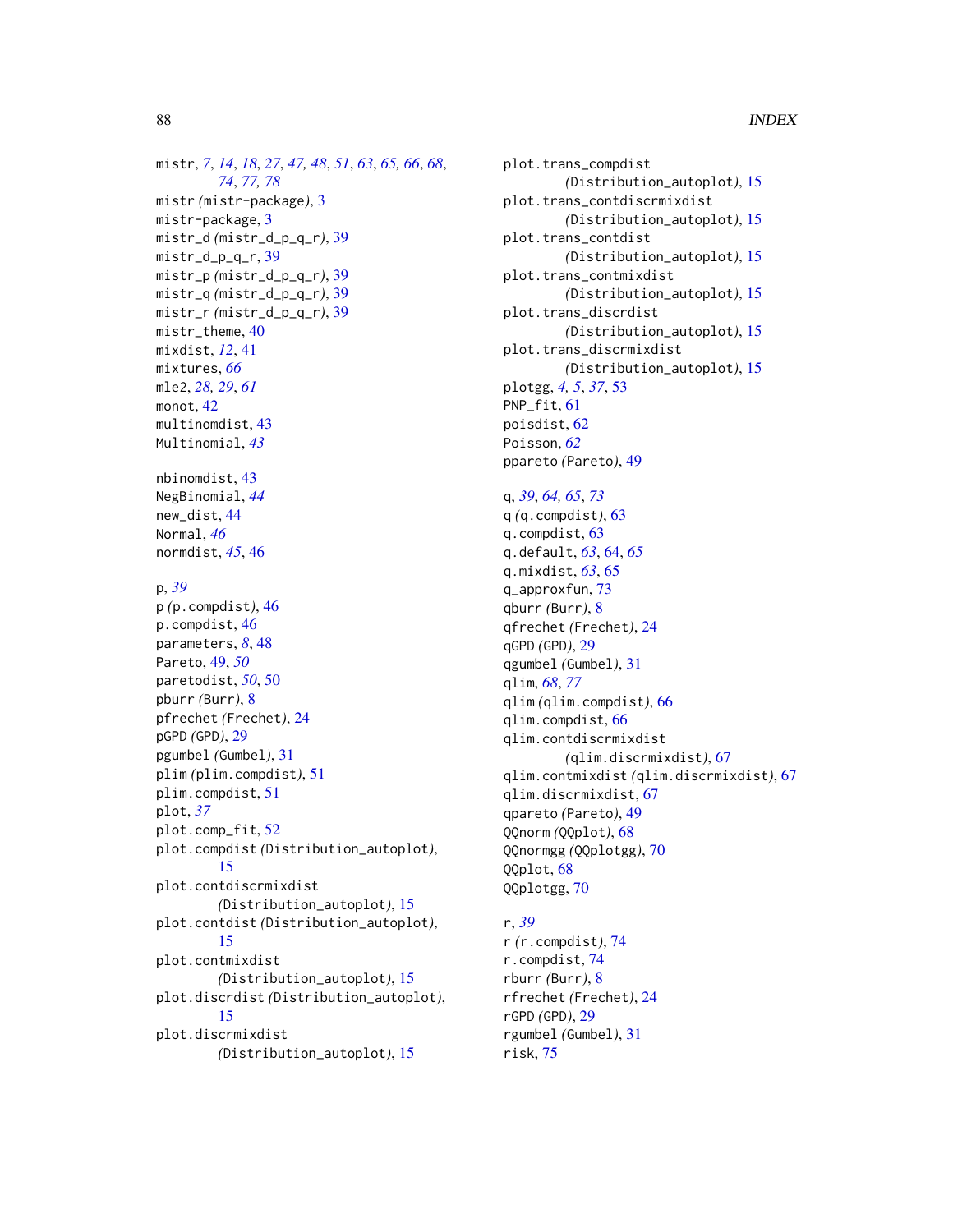mistr, *7*, *14*, *18*, *27*, *47*, *48*, *51*, *63*, *65*, *66*, *68*, *74*, *77*, *78*
mistr (mistr-package), 3
mistr-package, 3
mistr_d (mistr_d_p_q_r), 39
mistr_d_p_q_r, 39
mistr_p (mistr_d_p_q_r), 39
mistr_q (mistr_d_p_q_r), 39
mistr_r (mistr_d_p_q_r), 39
mistr_theme, 40
mixdist, *12*, 41
mixtures, *66*
mle2, *28*, *29*, *61*
monot, 42
multinomdist, 43
Multinomial, *43*

nbinomdist, 43
NegBinomial, *44*
new_dist, 44
Normal, *46*
normdist, *45*, 46

p, *39*
p (p.compdist), 46
p.compdist, 46
parameters, *8*, 48
Pareto, 49, *50*
paretodist, *50*, 50
pburr (Burr), 8
pfrechet (Frechet), 24
pGPD (GPD), 29
pgumbel (Gumbel), 31
plim (plim.compdist), 51
plim.compdist, 51
plot, *37*
plot.comp_fit, 52
plot.compdist (Distribution_autoplot), 15
plot.contdiscrmixdist (Distribution_autoplot), 15
plot.contdist (Distribution_autoplot), 15
plot.contmixdist (Distribution_autoplot), 15
plot.discrdist (Distribution_autoplot), 15
plot.discrmixdist (Distribution_autoplot), 15
plot.trans_compdist (Distribution_autoplot), 15
plot.trans_contdiscrmixdist (Distribution_autoplot), 15
plot.trans_contdist (Distribution_autoplot), 15
plot.trans_contmixdist (Distribution_autoplot), 15
plot.trans_discrdist (Distribution_autoplot), 15
plot.trans_discrmixdist (Distribution_autoplot), 15
plotgg, *4*, *5*, *37*, 53
PNP_fit, 61
poisdist, 62
Poisson, *62*
ppareto (Pareto), 49

q, *39*, *64*, *65*, *73*
q (q.compdist), 63
q.compdist, 63
q.default, *63*, 64, *65*
q.mixdist, *63*, 65
q_approxfun, 73
qburr (Burr), 8
qfrechet (Frechet), 24
qGPD (GPD), 29
qgumbel (Gumbel), 31
qlim, *68*, *77*
qlim (qlim.compdist), 66
qlim.compdist, 66
qlim.contdiscrmixdist (qlim.discrmixdist), 67
qlim.contmixdist (qlim.discrmixdist), 67
qlim.discrmixdist, 67
qpareto (Pareto), 49
QQnorm (QQplot), 68
QQnormgg (QQplotgg), 70
QQplot, 68
QQplotgg, 70

r, *39*
r (r.compdist), 74
r.compdist, 74
rburr (Burr), 8
rfrechet (Frechet), 24
rGPD (GPD), 29
rgumbel (Gumbel), 31
risk, 75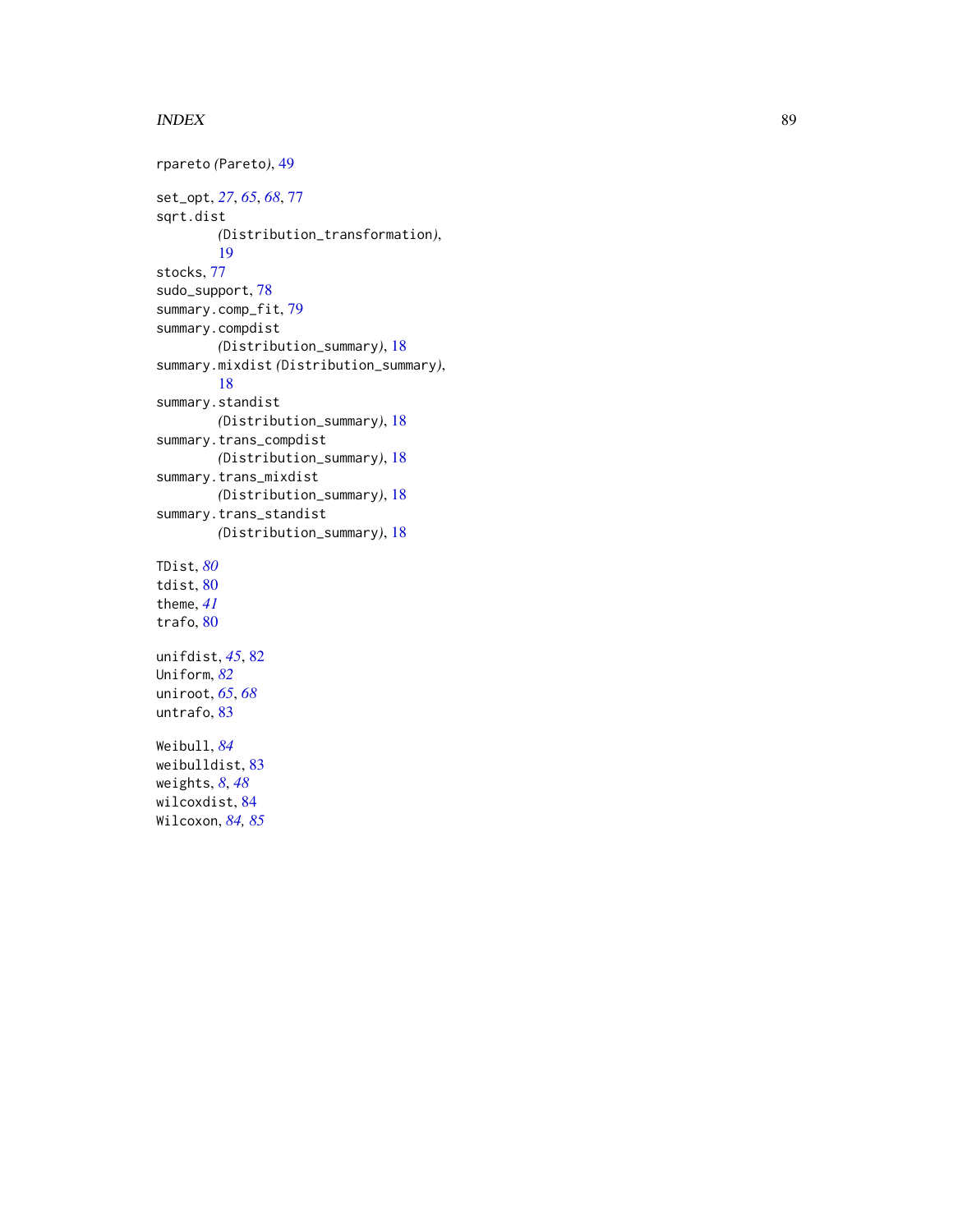rpareto *(*Pareto*)*, 49

set_opt, *27*, *65*, *68*, 77
sqrt.dist
  *(*Distribution_transformation*)*,
  19
stocks, 77
sudo_support, 78
summary.comp_fit, 79
summary.compdist
  *(*Distribution_summary*)*, 18
summary.mixdist *(*Distribution_summary*)*,
  18
summary.standist
  *(*Distribution_summary*)*, 18
summary.trans_compdist
  *(*Distribution_summary*)*, 18
summary.trans_mixdist
  *(*Distribution_summary*)*, 18
summary.trans_standist
  *(*Distribution_summary*)*, 18

TDist, *80*
tdist, 80
theme, *41*
trafo, 80

unifdist, *45*, 82
Uniform, *82*
uniroot, *65*, *68*
untrafo, 83

Weibull, *84*
weibulldist, 83
weights, *8*, *48*
wilcoxdist, 84
Wilcoxon, *84, 85*